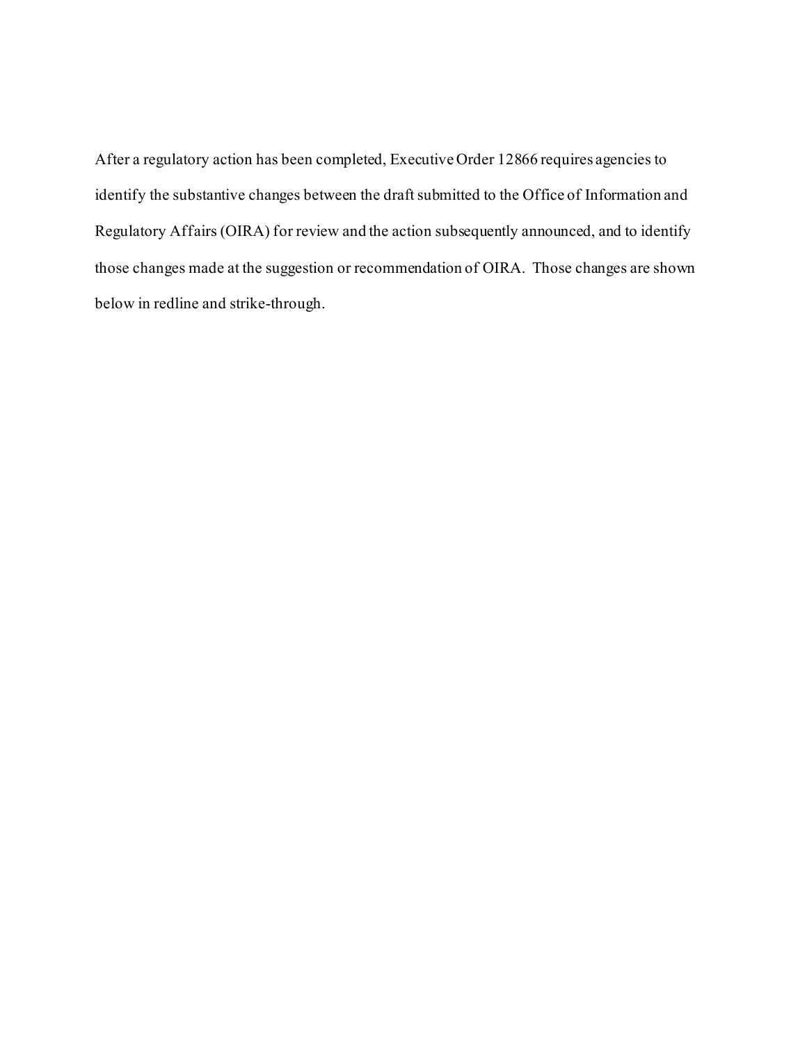After a regulatory action has been completed, Executive Order 12866 requires agencies to identify the substantive changes between the draft submitted to the Office of Information and Regulatory Affairs (OIRA) for review and the action subsequently announced, and to identify those changes made at the suggestion or recommendation of OIRA. Those changes are shown below in redline and strike-through.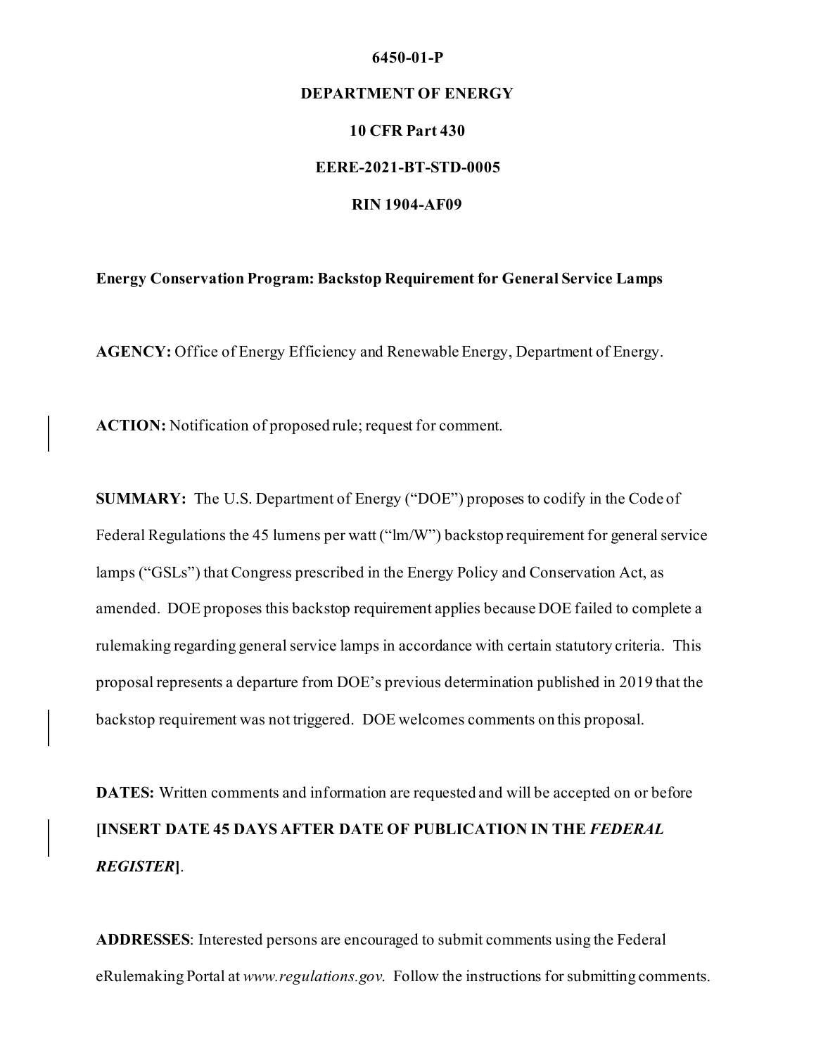**6450-01-P**

**DEPARTMENT OF ENERGY**

**10 CFR Part 430**

**EERE-2021-BT-STD-0005**

**RIN 1904-AF09**

**Energy Conservation Program: Backstop Requirement for General Service Lamps**

**AGENCY:** Office of Energy Efficiency and Renewable Energy, Department of Energy.

**ACTION:** Notification of proposed rule; request for comment.

**SUMMARY:** The U.S. Department of Energy ("DOE") proposes to codify in the Code of Federal Regulations the 45 lumens per watt ("lm/W") backstop requirement for general service lamps ("GSLs") that Congress prescribed in the Energy Policy and Conservation Act, as amended. DOE proposes this backstop requirement applies because DOE failed to complete a rulemaking regarding general service lamps in accordance with certain statutory criteria. This proposal represents a departure from DOE's previous determination published in 2019 that the backstop requirement was not triggered. DOE welcomes comments on this proposal.

**DATES:** Written comments and information are requested and will be accepted on or before **[INSERT DATE 45 DAYS AFTER DATE OF PUBLICATION IN THE *FEDERAL REGISTER*]**.

**ADDRESSES**: Interested persons are encouraged to submit comments using the Federal eRulemaking Portal at *www.regulations.gov*. Follow the instructions for submitting comments.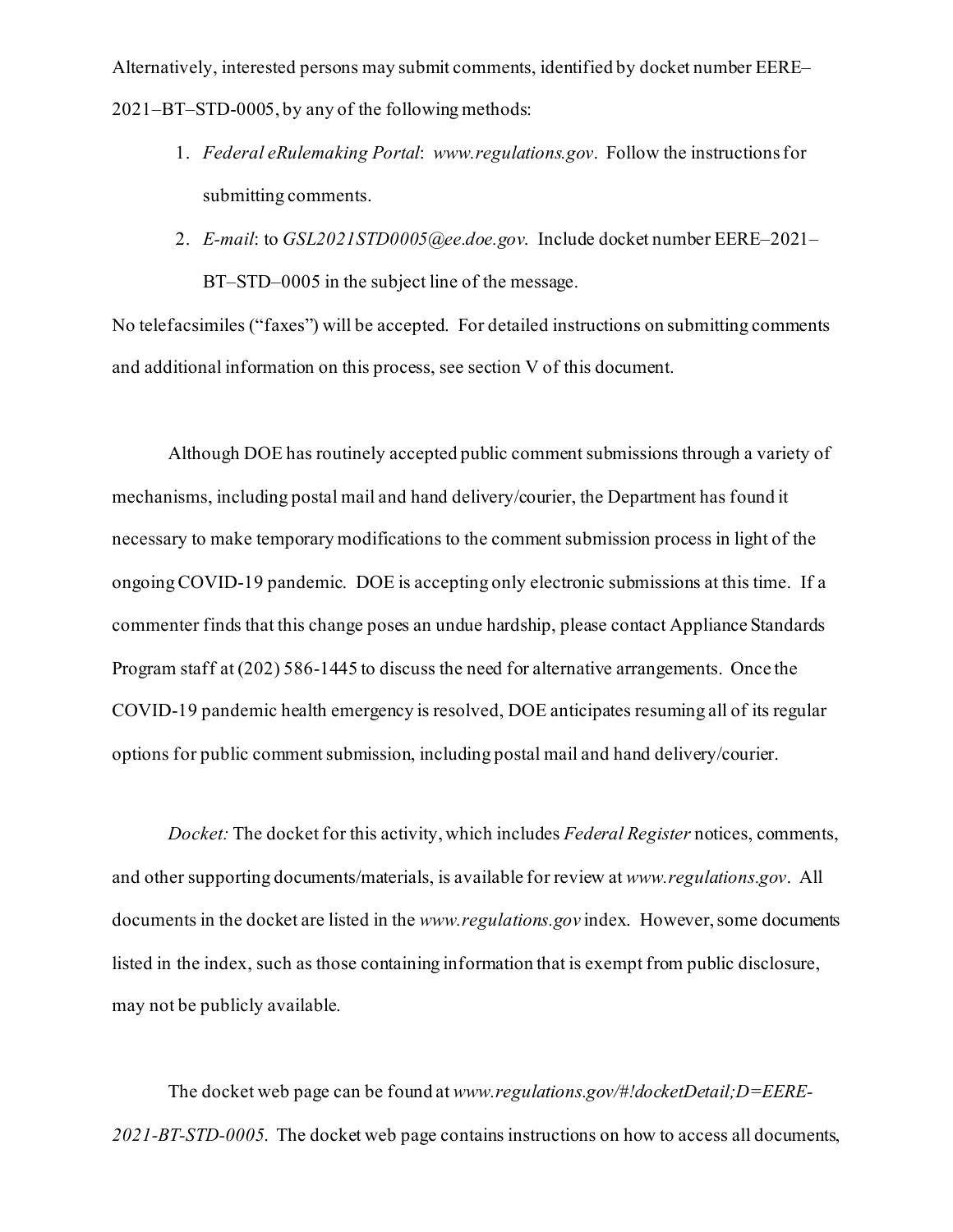Alternatively, interested persons may submit comments, identified by docket number EERE–2021–BT–STD-0005, by any of the following methods:

1. *Federal eRulemaking Portal*: *www.regulations.gov*. Follow the instructions for submitting comments.
2. *E-mail*: to *GSL2021STD0005@ee.doe.gov*. Include docket number EERE–2021–BT–STD–0005 in the subject line of the message.

No telefacsimiles ("faxes") will be accepted. For detailed instructions on submitting comments and additional information on this process, see section V of this document.

Although DOE has routinely accepted public comment submissions through a variety of mechanisms, including postal mail and hand delivery/courier, the Department has found it necessary to make temporary modifications to the comment submission process in light of the ongoing COVID-19 pandemic. DOE is accepting only electronic submissions at this time. If a commenter finds that this change poses an undue hardship, please contact Appliance Standards Program staff at (202) 586-1445 to discuss the need for alternative arrangements. Once the COVID-19 pandemic health emergency is resolved, DOE anticipates resuming all of its regular options for public comment submission, including postal mail and hand delivery/courier.

*Docket:* The docket for this activity, which includes *Federal Register* notices, comments, and other supporting documents/materials, is available for review at *www.regulations.gov*. All documents in the docket are listed in the *www.regulations.gov* index. However, some documents listed in the index, such as those containing information that is exempt from public disclosure, may not be publicly available.

The docket web page can be found at *www.regulations.gov/#!docketDetail;D=EERE-2021-BT-STD-0005*. The docket web page contains instructions on how to access all documents,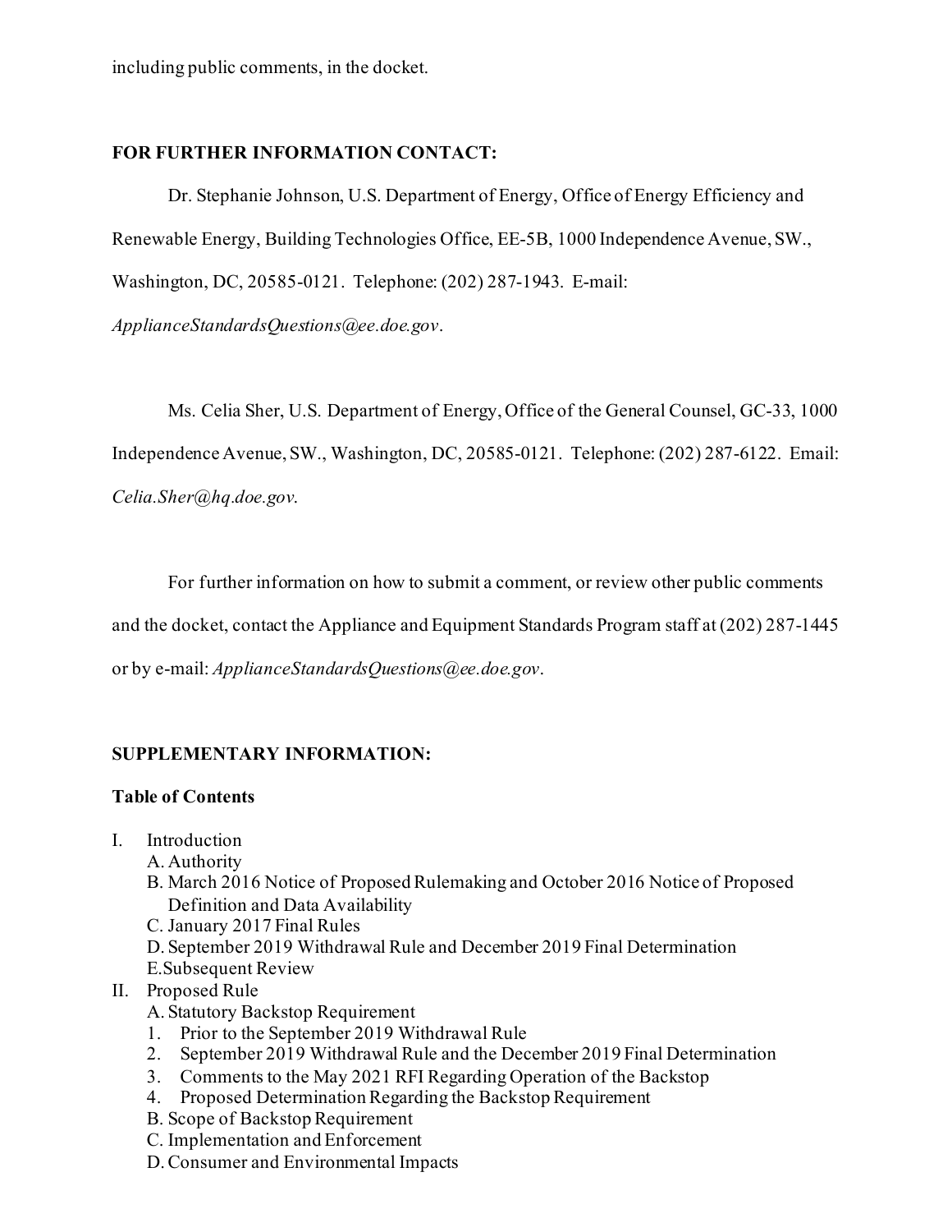including public comments, in the docket.

**FOR FURTHER INFORMATION CONTACT:**

Dr. Stephanie Johnson, U.S. Department of Energy, Office of Energy Efficiency and Renewable Energy, Building Technologies Office, EE-5B, 1000 Independence Avenue, SW., Washington, DC, 20585-0121. Telephone: (202) 287-1943. E-mail: *ApplianceStandardsQuestions@ee.doe.gov*.

Ms. Celia Sher, U.S. Department of Energy, Office of the General Counsel, GC-33, 1000 Independence Avenue, SW., Washington, DC, 20585-0121. Telephone: (202) 287-6122. Email: *Celia.Sher@hq.doe.gov*.

For further information on how to submit a comment, or review other public comments and the docket, contact the Appliance and Equipment Standards Program staff at (202) 287-1445 or by e-mail: *ApplianceStandardsQuestions@ee.doe.gov*.

**SUPPLEMENTARY INFORMATION:**

**Table of Contents**

I. Introduction
   A. Authority
   B. March 2016 Notice of Proposed Rulemaking and October 2016 Notice of Proposed Definition and Data Availability
   C. January 2017 Final Rules
   D. September 2019 Withdrawal Rule and December 2019 Final Determination
   E. Subsequent Review
II. Proposed Rule
   A. Statutory Backstop Requirement
   1. Prior to the September 2019 Withdrawal Rule
   2. September 2019 Withdrawal Rule and the December 2019 Final Determination
   3. Comments to the May 2021 RFI Regarding Operation of the Backstop
   4. Proposed Determination Regarding the Backstop Requirement
   B. Scope of Backstop Requirement
   C. Implementation and Enforcement
   D. Consumer and Environmental Impacts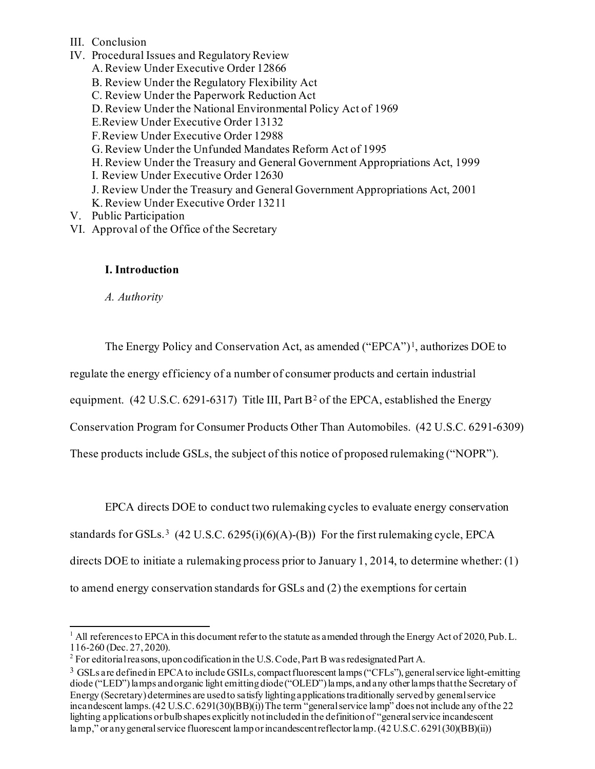III. Conclusion

IV. Procedural Issues and Regulatory Review

   A. Review Under Executive Order 12866

   B. Review Under the Regulatory Flexibility Act

   C. Review Under the Paperwork Reduction Act

   D. Review Under the National Environmental Policy Act of 1969

   E. Review Under Executive Order 13132

   F. Review Under Executive Order 12988

   G. Review Under the Unfunded Mandates Reform Act of 1995

   H. Review Under the Treasury and General Government Appropriations Act, 1999

   I. Review Under Executive Order 12630

   J. Review Under the Treasury and General Government Appropriations Act, 2001

   K. Review Under Executive Order 13211

V. Public Participation

VI. Approval of the Office of the Secretary

## I. Introduction

### *A. Authority*

The Energy Policy and Conservation Act, as amended ("EPCA")[1], authorizes DOE to regulate the energy efficiency of a number of consumer products and certain industrial equipment. (42 U.S.C. 6291-6317) Title III, Part B[2] of the EPCA, established the Energy Conservation Program for Consumer Products Other Than Automobiles. (42 U.S.C. 6291-6309) These products include GSLs, the subject of this notice of proposed rulemaking ("NOPR").

EPCA directs DOE to conduct two rulemaking cycles to evaluate energy conservation standards for GSLs.[3] (42 U.S.C. 6295(i)(6)(A)-(B)) For the first rulemaking cycle, EPCA directs DOE to initiate a rulemaking process prior to January 1, 2014, to determine whether: (1) to amend energy conservation standards for GSLs and (2) the exemptions for certain

---

[1] All references to EPCA in this document refer to the statute as amended through the Energy Act of 2020, Pub. L. 116-260 (Dec. 27, 2020).

[2] For editorial reasons, upon codification in the U.S. Code, Part B was redesignated Part A.

[3] GSLs are defined in EPCA to include GSILs, compact fluorescent lamps ("CFLs"), general service light-emitting diode ("LED") lamps and organic light emitting diode ("OLED") lamps, and any other lamps that the Secretary of Energy (Secretary) determines are used to satisfy lighting applications traditionally served by general service incandescent lamps. (42 U.S.C. 6291(30)(BB)(i)) The term "general service lamp" does not include any of the 22 lighting applications or bulb shapes explicitly not included in the definition of "general service incandescent lamp," or any general service fluorescent lamp or incandescent reflector lamp. (42 U.S.C. 6291(30)(BB)(ii))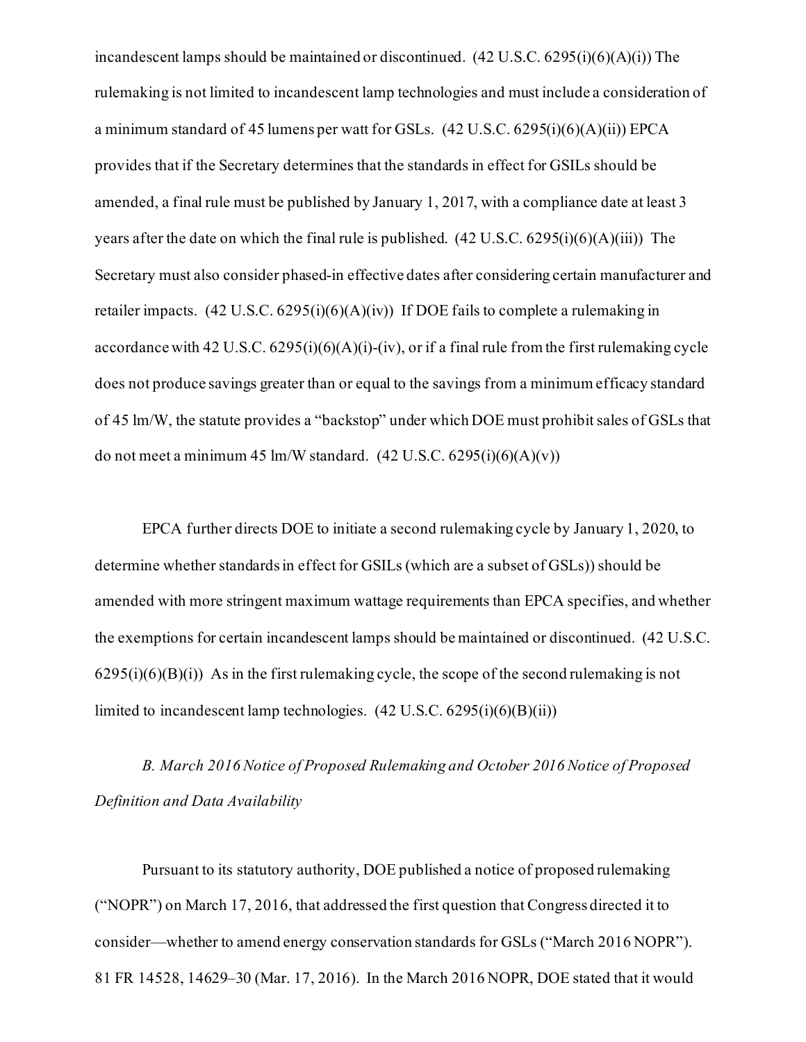incandescent lamps should be maintained or discontinued. (42 U.S.C. 6295(i)(6)(A)(i)) The rulemaking is not limited to incandescent lamp technologies and must include a consideration of a minimum standard of 45 lumens per watt for GSLs. (42 U.S.C. 6295(i)(6)(A)(ii)) EPCA provides that if the Secretary determines that the standards in effect for GSILs should be amended, a final rule must be published by January 1, 2017, with a compliance date at least 3 years after the date on which the final rule is published. (42 U.S.C. 6295(i)(6)(A)(iii)) The Secretary must also consider phased-in effective dates after considering certain manufacturer and retailer impacts. (42 U.S.C. 6295(i)(6)(A)(iv)) If DOE fails to complete a rulemaking in accordance with 42 U.S.C. 6295(i)(6)(A)(i)-(iv), or if a final rule from the first rulemaking cycle does not produce savings greater than or equal to the savings from a minimum efficacy standard of 45 lm/W, the statute provides a "backstop" under which DOE must prohibit sales of GSLs that do not meet a minimum 45 lm/W standard. (42 U.S.C. 6295(i)(6)(A)(v))

EPCA further directs DOE to initiate a second rulemaking cycle by January 1, 2020, to determine whether standards in effect for GSILs (which are a subset of GSLs)) should be amended with more stringent maximum wattage requirements than EPCA specifies, and whether the exemptions for certain incandescent lamps should be maintained or discontinued. (42 U.S.C. 6295(i)(6)(B)(i)) As in the first rulemaking cycle, the scope of the second rulemaking is not limited to incandescent lamp technologies. (42 U.S.C. 6295(i)(6)(B)(ii))

*B. March 2016 Notice of Proposed Rulemaking and October 2016 Notice of Proposed Definition and Data Availability*

Pursuant to its statutory authority, DOE published a notice of proposed rulemaking ("NOPR") on March 17, 2016, that addressed the first question that Congress directed it to consider—whether to amend energy conservation standards for GSLs ("March 2016 NOPR"). 81 FR 14528, 14629–30 (Mar. 17, 2016). In the March 2016 NOPR, DOE stated that it would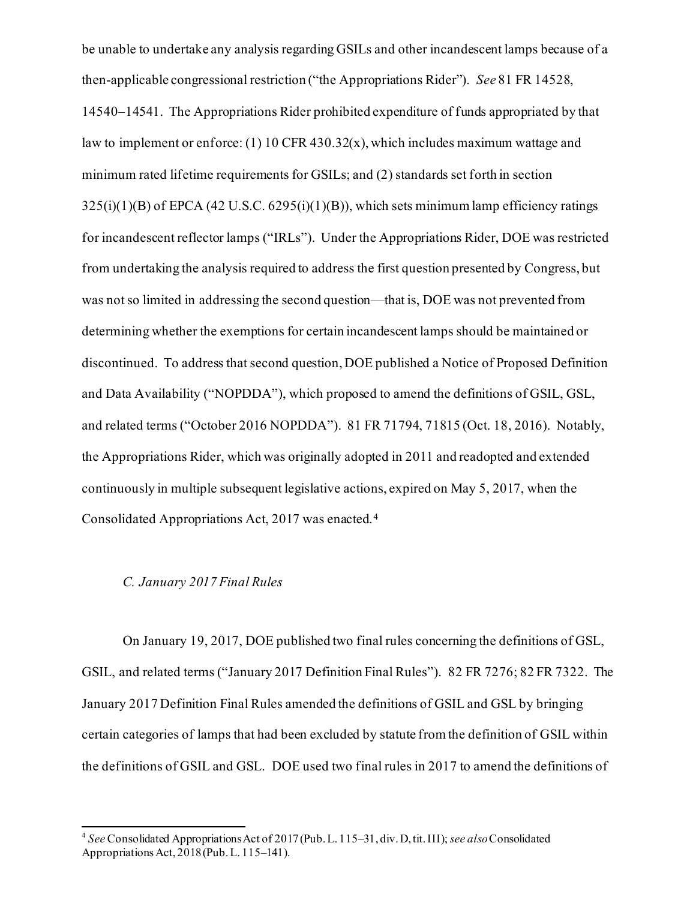be unable to undertake any analysis regarding GSILs and other incandescent lamps because of a then-applicable congressional restriction ("the Appropriations Rider"). *See* 81 FR 14528, 14540–14541. The Appropriations Rider prohibited expenditure of funds appropriated by that law to implement or enforce: (1) 10 CFR 430.32(x), which includes maximum wattage and minimum rated lifetime requirements for GSILs; and (2) standards set forth in section 325(i)(1)(B) of EPCA (42 U.S.C. 6295(i)(1)(B)), which sets minimum lamp efficiency ratings for incandescent reflector lamps ("IRLs"). Under the Appropriations Rider, DOE was restricted from undertaking the analysis required to address the first question presented by Congress, but was not so limited in addressing the second question—that is, DOE was not prevented from determining whether the exemptions for certain incandescent lamps should be maintained or discontinued. To address that second question, DOE published a Notice of Proposed Definition and Data Availability ("NOPDDA"), which proposed to amend the definitions of GSIL, GSL, and related terms ("October 2016 NOPDDA"). 81 FR 71794, 71815 (Oct. 18, 2016). Notably, the Appropriations Rider, which was originally adopted in 2011 and readopted and extended continuously in multiple subsequent legislative actions, expired on May 5, 2017, when the Consolidated Appropriations Act, 2017 was enacted.[4]

### *C. January 2017 Final Rules*

On January 19, 2017, DOE published two final rules concerning the definitions of GSL, GSIL, and related terms ("January 2017 Definition Final Rules"). 82 FR 7276; 82 FR 7322. The January 2017 Definition Final Rules amended the definitions of GSIL and GSL by bringing certain categories of lamps that had been excluded by statute from the definition of GSIL within the definitions of GSIL and GSL. DOE used two final rules in 2017 to amend the definitions of

---

[4] *See* Consolidated Appropriations Act of 2017 (Pub. L. 115–31, div. D, tit. III); *see also* Consolidated Appropriations Act, 2018 (Pub. L. 115–141).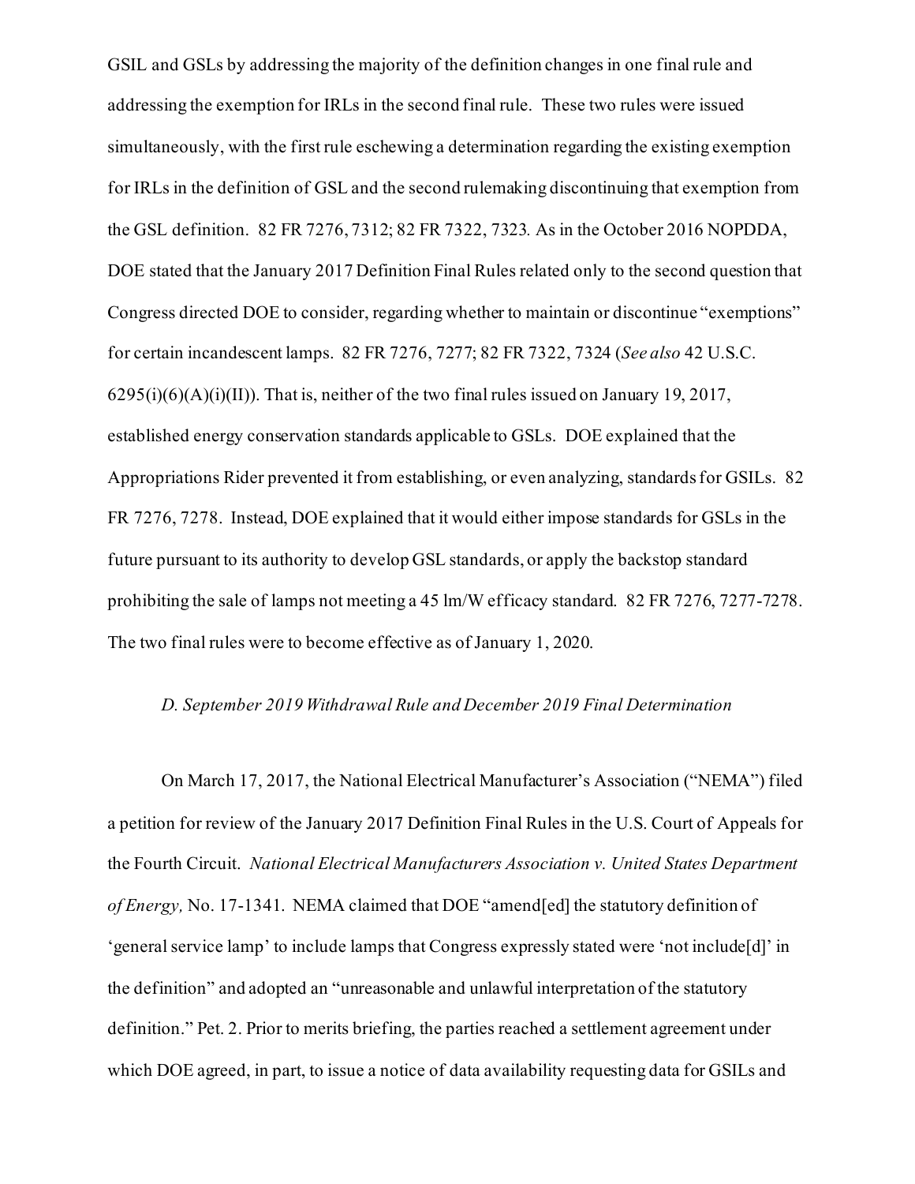GSIL and GSLs by addressing the majority of the definition changes in one final rule and addressing the exemption for IRLs in the second final rule. These two rules were issued simultaneously, with the first rule eschewing a determination regarding the existing exemption for IRLs in the definition of GSL and the second rulemaking discontinuing that exemption from the GSL definition. 82 FR 7276, 7312; 82 FR 7322, 7323. As in the October 2016 NOPDDA, DOE stated that the January 2017 Definition Final Rules related only to the second question that Congress directed DOE to consider, regarding whether to maintain or discontinue "exemptions" for certain incandescent lamps. 82 FR 7276, 7277; 82 FR 7322, 7324 (*See also* 42 U.S.C. 6295(i)(6)(A)(i)(II)). That is, neither of the two final rules issued on January 19, 2017, established energy conservation standards applicable to GSLs. DOE explained that the Appropriations Rider prevented it from establishing, or even analyzing, standards for GSILs. 82 FR 7276, 7278. Instead, DOE explained that it would either impose standards for GSLs in the future pursuant to its authority to develop GSL standards, or apply the backstop standard prohibiting the sale of lamps not meeting a 45 lm/W efficacy standard. 82 FR 7276, 7277-7278. The two final rules were to become effective as of January 1, 2020.

*D. September 2019 Withdrawal Rule and December 2019 Final Determination*

On March 17, 2017, the National Electrical Manufacturer's Association ("NEMA") filed a petition for review of the January 2017 Definition Final Rules in the U.S. Court of Appeals for the Fourth Circuit. *National Electrical Manufacturers Association v. United States Department of Energy,* No. 17-1341. NEMA claimed that DOE "amend[ed] the statutory definition of 'general service lamp' to include lamps that Congress expressly stated were 'not include[d]' in the definition" and adopted an "unreasonable and unlawful interpretation of the statutory definition." Pet. 2. Prior to merits briefing, the parties reached a settlement agreement under which DOE agreed, in part, to issue a notice of data availability requesting data for GSILs and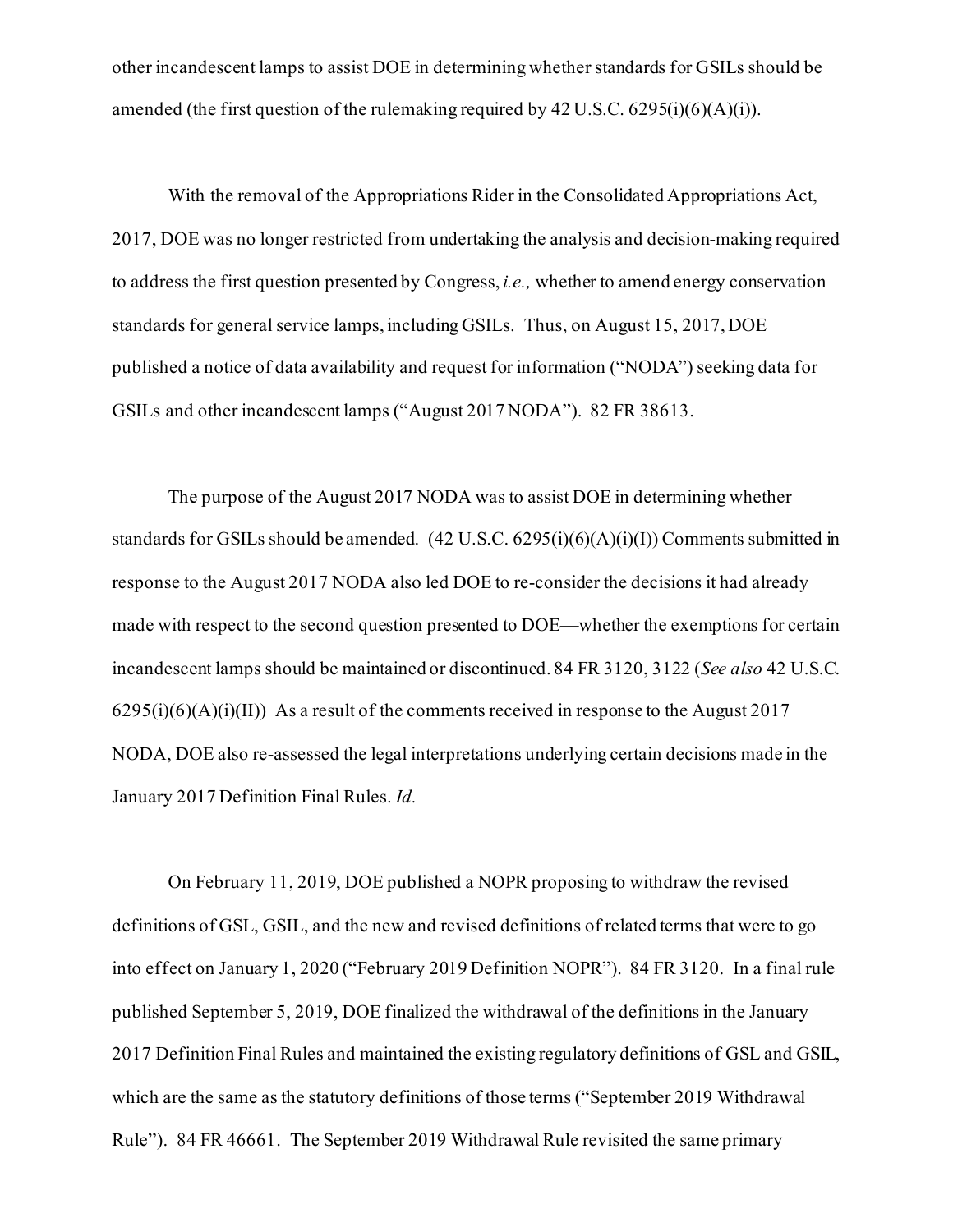other incandescent lamps to assist DOE in determining whether standards for GSILs should be amended (the first question of the rulemaking required by 42 U.S.C. 6295(i)(6)(A)(i)).

With the removal of the Appropriations Rider in the Consolidated Appropriations Act, 2017, DOE was no longer restricted from undertaking the analysis and decision-making required to address the first question presented by Congress, *i.e.,* whether to amend energy conservation standards for general service lamps, including GSILs. Thus, on August 15, 2017, DOE published a notice of data availability and request for information ("NODA") seeking data for GSILs and other incandescent lamps ("August 2017 NODA"). 82 FR 38613.

The purpose of the August 2017 NODA was to assist DOE in determining whether standards for GSILs should be amended. (42 U.S.C. 6295(i)(6)(A)(i)(I)) Comments submitted in response to the August 2017 NODA also led DOE to re-consider the decisions it had already made with respect to the second question presented to DOE—whether the exemptions for certain incandescent lamps should be maintained or discontinued. 84 FR 3120, 3122 (*See also* 42 U.S.C. 6295(i)(6)(A)(i)(II)) As a result of the comments received in response to the August 2017 NODA, DOE also re-assessed the legal interpretations underlying certain decisions made in the January 2017 Definition Final Rules. *Id.*

On February 11, 2019, DOE published a NOPR proposing to withdraw the revised definitions of GSL, GSIL, and the new and revised definitions of related terms that were to go into effect on January 1, 2020 ("February 2019 Definition NOPR"). 84 FR 3120. In a final rule published September 5, 2019, DOE finalized the withdrawal of the definitions in the January 2017 Definition Final Rules and maintained the existing regulatory definitions of GSL and GSIL, which are the same as the statutory definitions of those terms ("September 2019 Withdrawal Rule"). 84 FR 46661. The September 2019 Withdrawal Rule revisited the same primary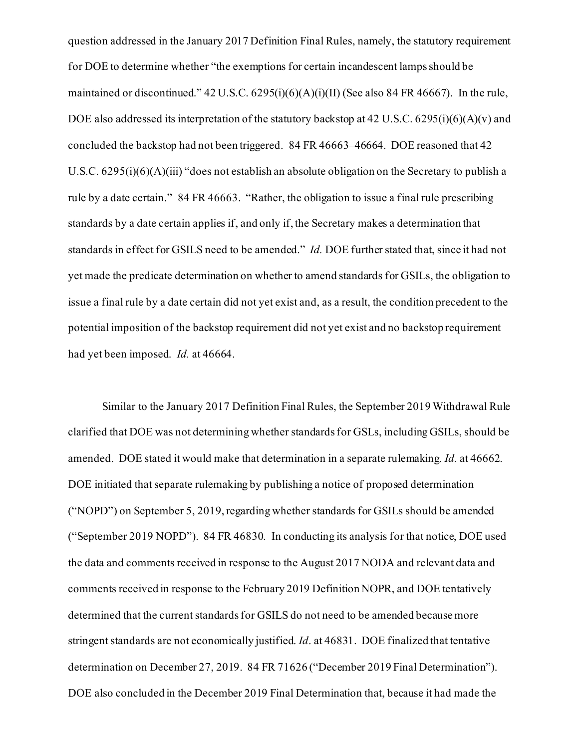question addressed in the January 2017 Definition Final Rules, namely, the statutory requirement for DOE to determine whether "the exemptions for certain incandescent lamps should be maintained or discontinued." 42 U.S.C. 6295(i)(6)(A)(i)(II) (See also 84 FR 46667). In the rule, DOE also addressed its interpretation of the statutory backstop at 42 U.S.C. 6295(i)(6)(A)(v) and concluded the backstop had not been triggered. 84 FR 46663–46664. DOE reasoned that 42 U.S.C. 6295(i)(6)(A)(iii) "does not establish an absolute obligation on the Secretary to publish a rule by a date certain." 84 FR 46663. "Rather, the obligation to issue a final rule prescribing standards by a date certain applies if, and only if, the Secretary makes a determination that standards in effect for GSILS need to be amended." *Id.* DOE further stated that, since it had not yet made the predicate determination on whether to amend standards for GSILs, the obligation to issue a final rule by a date certain did not yet exist and, as a result, the condition precedent to the potential imposition of the backstop requirement did not yet exist and no backstop requirement had yet been imposed. *Id.* at 46664.

Similar to the January 2017 Definition Final Rules, the September 2019 Withdrawal Rule clarified that DOE was not determining whether standards for GSLs, including GSILs, should be amended. DOE stated it would make that determination in a separate rulemaking. *Id.* at 46662. DOE initiated that separate rulemaking by publishing a notice of proposed determination ("NOPD") on September 5, 2019, regarding whether standards for GSILs should be amended ("September 2019 NOPD"). 84 FR 46830. In conducting its analysis for that notice, DOE used the data and comments received in response to the August 2017 NODA and relevant data and comments received in response to the February 2019 Definition NOPR, and DOE tentatively determined that the current standards for GSILS do not need to be amended because more stringent standards are not economically justified. *Id*. at 46831. DOE finalized that tentative determination on December 27, 2019. 84 FR 71626 ("December 2019 Final Determination"). DOE also concluded in the December 2019 Final Determination that, because it had made the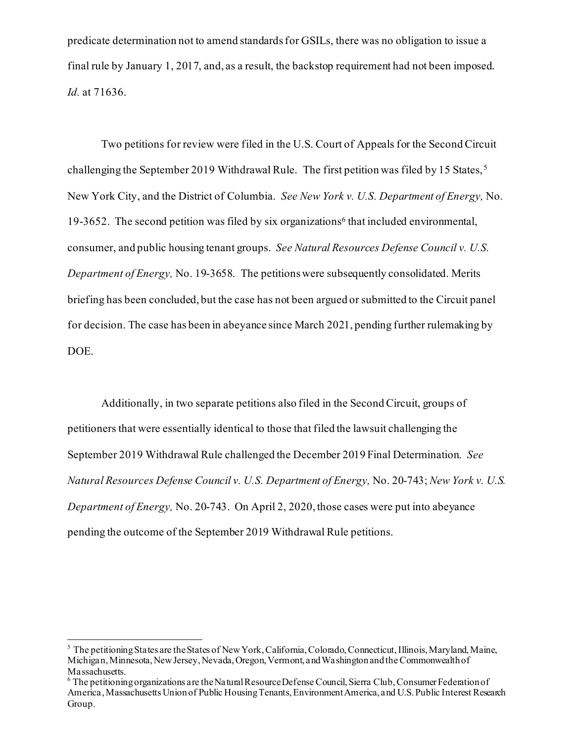predicate determination not to amend standards for GSILs, there was no obligation to issue a final rule by January 1, 2017, and, as a result, the backstop requirement had not been imposed. *Id.* at 71636.

Two petitions for review were filed in the U.S. Court of Appeals for the Second Circuit challenging the September 2019 Withdrawal Rule. The first petition was filed by 15 States,[5] New York City, and the District of Columbia. *See New York v. U.S. Department of Energy,* No. 19-3652. The second petition was filed by six organizations[6] that included environmental, consumer, and public housing tenant groups. *See Natural Resources Defense Council v. U.S. Department of Energy,* No. 19-3658. The petitions were subsequently consolidated. Merits briefing has been concluded, but the case has not been argued or submitted to the Circuit panel for decision. The case has been in abeyance since March 2021, pending further rulemaking by DOE.

Additionally, in two separate petitions also filed in the Second Circuit, groups of petitioners that were essentially identical to those that filed the lawsuit challenging the September 2019 Withdrawal Rule challenged the December 2019 Final Determination. *See Natural Resources Defense Council v. U.S. Department of Energy,* No. 20-743; *New York v. U.S. Department of Energy,* No. 20-743. On April 2, 2020, those cases were put into abeyance pending the outcome of the September 2019 Withdrawal Rule petitions.

---

[5] The petitioning States are the States of New York, California, Colorado, Connecticut, Illinois, Maryland, Maine, Michigan, Minnesota, New Jersey, Nevada, Oregon, Vermont, and Washington and the Commonwealth of Massachusetts.

[6] The petitioning organizations are the Natural Resource Defense Council, Sierra Club, Consumer Federation of America, Massachusetts Union of Public Housing Tenants, Environment America, and U.S. Public Interest Research Group.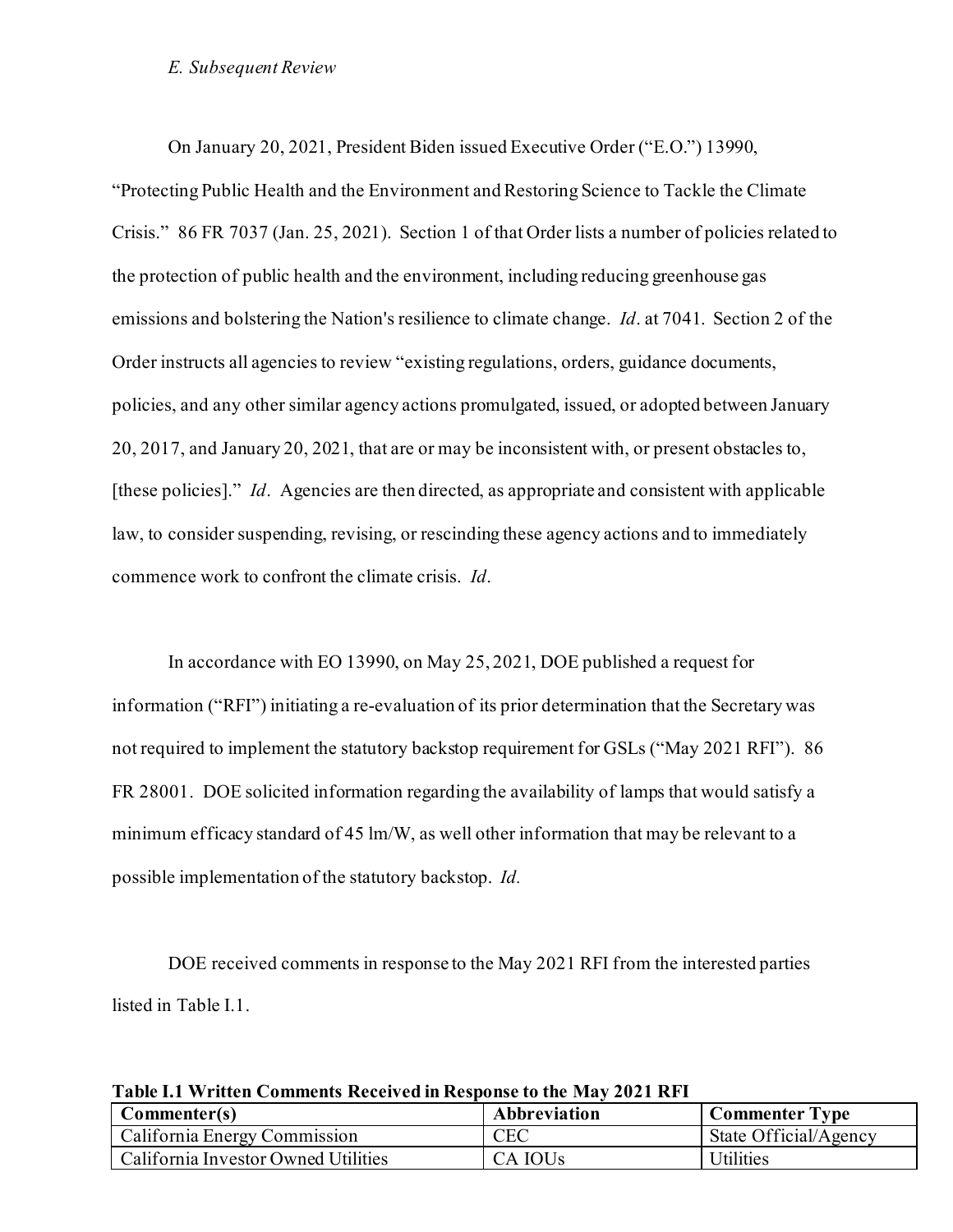### *E. Subsequent Review*

On January 20, 2021, President Biden issued Executive Order ("E.O.") 13990, "Protecting Public Health and the Environment and Restoring Science to Tackle the Climate Crisis." 86 FR 7037 (Jan. 25, 2021). Section 1 of that Order lists a number of policies related to the protection of public health and the environment, including reducing greenhouse gas emissions and bolstering the Nation's resilience to climate change. *Id*. at 7041. Section 2 of the Order instructs all agencies to review "existing regulations, orders, guidance documents, policies, and any other similar agency actions promulgated, issued, or adopted between January 20, 2017, and January 20, 2021, that are or may be inconsistent with, or present obstacles to, [these policies]." *Id*. Agencies are then directed, as appropriate and consistent with applicable law, to consider suspending, revising, or rescinding these agency actions and to immediately commence work to confront the climate crisis. *Id*.

In accordance with EO 13990, on May 25, 2021, DOE published a request for information ("RFI") initiating a re-evaluation of its prior determination that the Secretary was not required to implement the statutory backstop requirement for GSLs ("May 2021 RFI"). 86 FR 28001. DOE solicited information regarding the availability of lamps that would satisfy a minimum efficacy standard of 45 lm/W, as well other information that may be relevant to a possible implementation of the statutory backstop. *Id.*

DOE received comments in response to the May 2021 RFI from the interested parties listed in Table I.1.

**Table I.1 Written Comments Received in Response to the May 2021 RFI**

| Commenter(s) | Abbreviation | Commenter Type |
|---|---|---|
| California Energy Commission | CEC | State Official/Agency |
| California Investor Owned Utilities | CA IOUs | Utilities |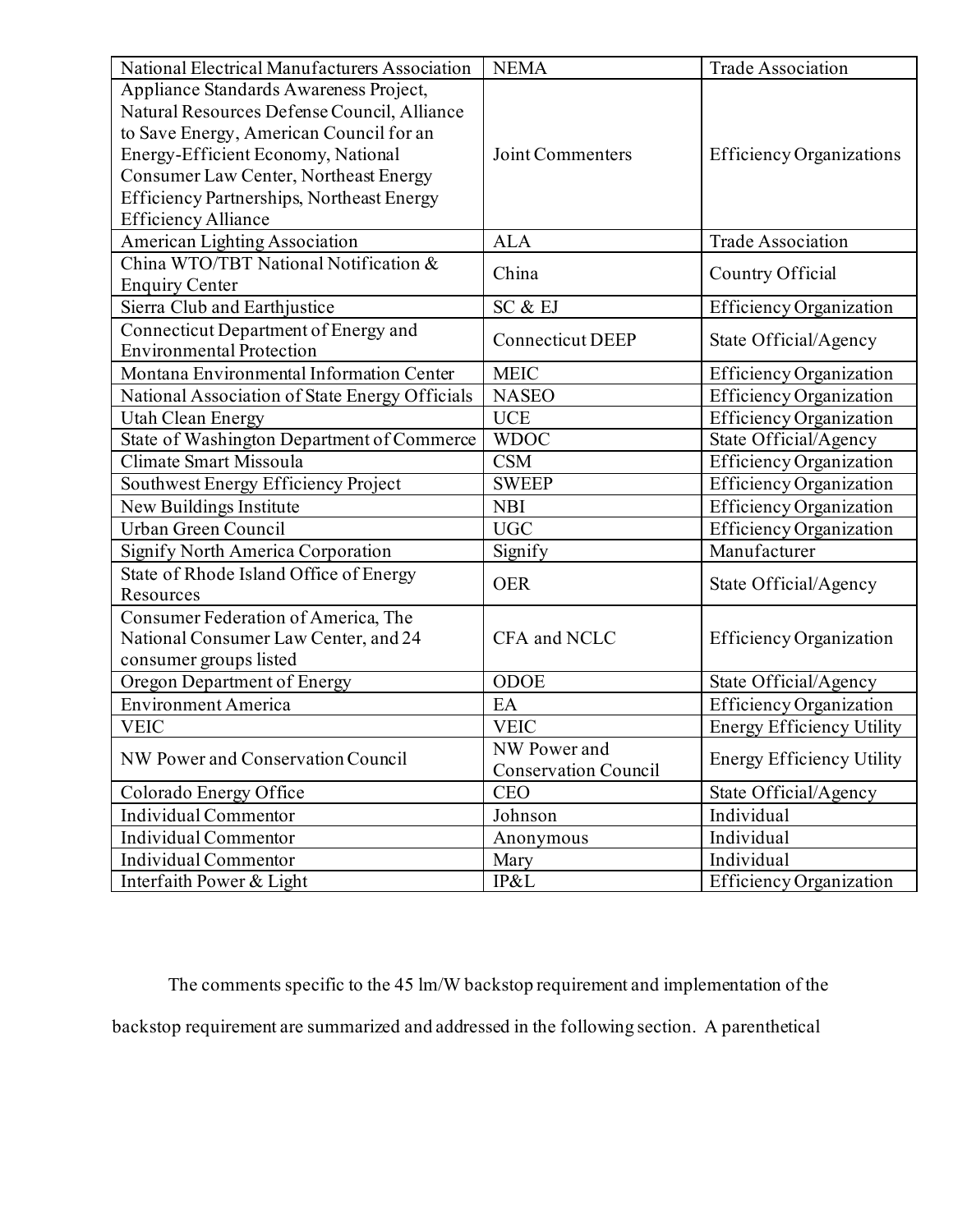| National Electrical Manufacturers Association | NEMA | Trade Association |
|---|---|---|
| Appliance Standards Awareness Project, Natural Resources Defense Council, Alliance to Save Energy, American Council for an Energy-Efficient Economy, National Consumer Law Center, Northeast Energy Efficiency Partnerships, Northeast Energy Efficiency Alliance | Joint Commenters | Efficiency Organizations |
| American Lighting Association | ALA | Trade Association |
| China WTO/TBT National Notification & Enquiry Center | China | Country Official |
| Sierra Club and Earthjustice | SC & EJ | Efficiency Organization |
| Connecticut Department of Energy and Environmental Protection | Connecticut DEEP | State Official/Agency |
| Montana Environmental Information Center | MEIC | Efficiency Organization |
| National Association of State Energy Officials | NASEO | Efficiency Organization |
| Utah Clean Energy | UCE | Efficiency Organization |
| State of Washington Department of Commerce | WDOC | State Official/Agency |
| Climate Smart Missoula | CSM | Efficiency Organization |
| Southwest Energy Efficiency Project | SWEEP | Efficiency Organization |
| New Buildings Institute | NBI | Efficiency Organization |
| Urban Green Council | UGC | Efficiency Organization |
| Signify North America Corporation | Signify | Manufacturer |
| State of Rhode Island Office of Energy Resources | OER | State Official/Agency |
| Consumer Federation of America, The National Consumer Law Center, and 24 consumer groups listed | CFA and NCLC | Efficiency Organization |
| Oregon Department of Energy | ODOE | State Official/Agency |
| Environment America | EA | Efficiency Organization |
| VEIC | VEIC | Energy Efficiency Utility |
| NW Power and Conservation Council | NW Power and Conservation Council | Energy Efficiency Utility |
| Colorado Energy Office | CEO | State Official/Agency |
| Individual Commentor | Johnson | Individual |
| Individual Commentor | Anonymous | Individual |
| Individual Commentor | Mary | Individual |
| Interfaith Power & Light | IP&L | Efficiency Organization |

The comments specific to the 45 lm/W backstop requirement and implementation of the backstop requirement are summarized and addressed in the following section. A parenthetical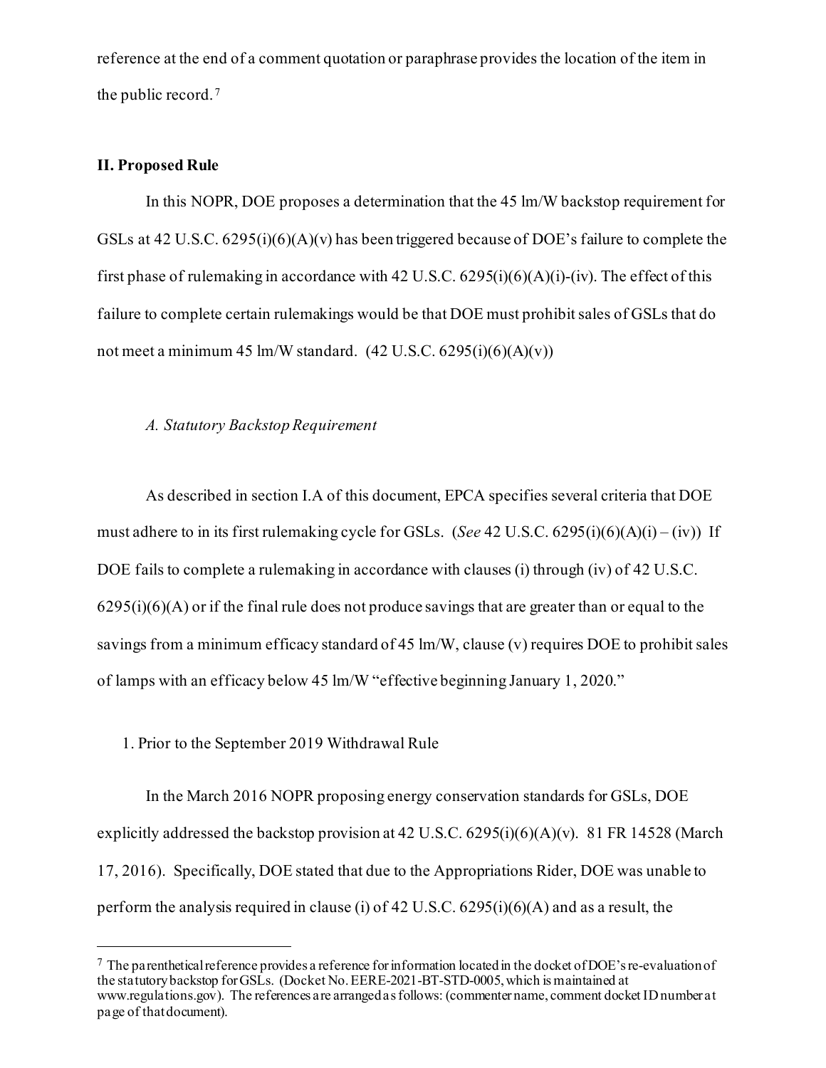reference at the end of a comment quotation or paraphrase provides the location of the item in the public record.[7]

## II. Proposed Rule

In this NOPR, DOE proposes a determination that the 45 lm/W backstop requirement for GSLs at 42 U.S.C. 6295(i)(6)(A)(v) has been triggered because of DOE's failure to complete the first phase of rulemaking in accordance with 42 U.S.C. 6295(i)(6)(A)(i)-(iv). The effect of this failure to complete certain rulemakings would be that DOE must prohibit sales of GSLs that do not meet a minimum 45 lm/W standard. (42 U.S.C. 6295(i)(6)(A)(v))

### *A. Statutory Backstop Requirement*

As described in section I.A of this document, EPCA specifies several criteria that DOE must adhere to in its first rulemaking cycle for GSLs. (*See* 42 U.S.C. 6295(i)(6)(A)(i) – (iv)) If DOE fails to complete a rulemaking in accordance with clauses (i) through (iv) of 42 U.S.C. 6295(i)(6)(A) or if the final rule does not produce savings that are greater than or equal to the savings from a minimum efficacy standard of 45 lm/W, clause (v) requires DOE to prohibit sales of lamps with an efficacy below 45 lm/W "effective beginning January 1, 2020."

#### 1. Prior to the September 2019 Withdrawal Rule

In the March 2016 NOPR proposing energy conservation standards for GSLs, DOE explicitly addressed the backstop provision at 42 U.S.C. 6295(i)(6)(A)(v). 81 FR 14528 (March 17, 2016). Specifically, DOE stated that due to the Appropriations Rider, DOE was unable to perform the analysis required in clause (i) of 42 U.S.C. 6295(i)(6)(A) and as a result, the

---

[7] The parenthetical reference provides a reference for information located in the docket of DOE's re-evaluation of the statutory backstop for GSLs. (Docket No. EERE-2021-BT-STD-0005, which is maintained at www.regulations.gov). The references are arranged as follows: (commenter name, comment docket ID number at page of that document).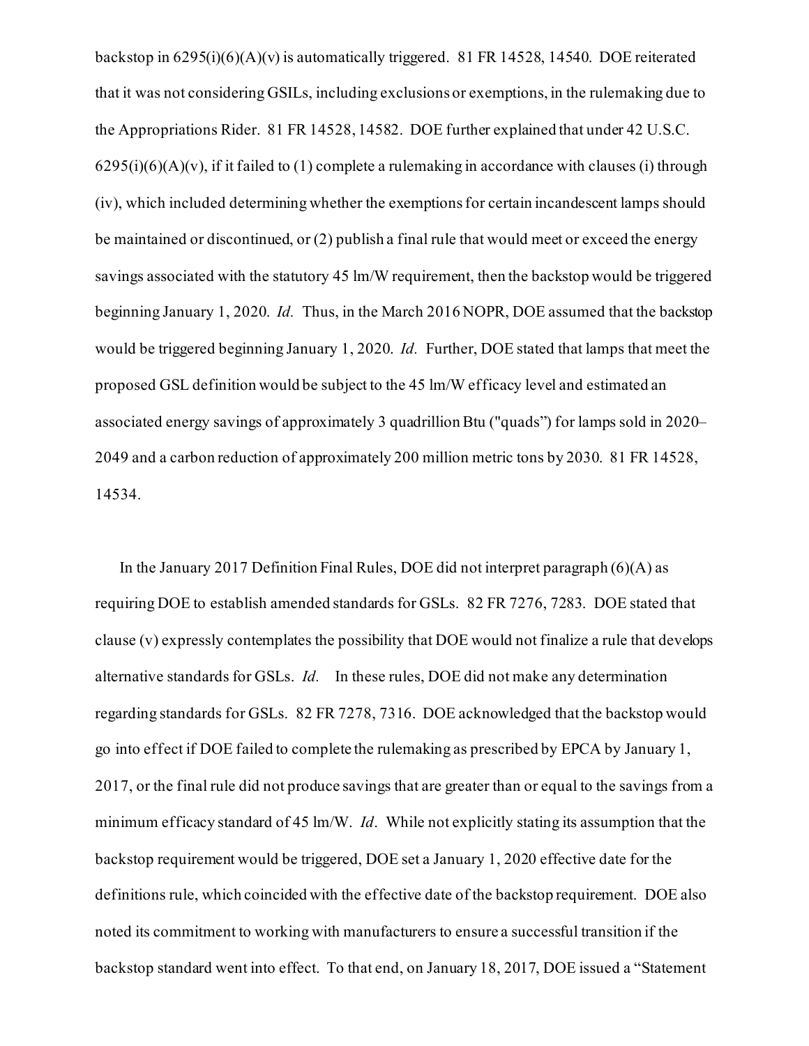backstop in 6295(i)(6)(A)(v) is automatically triggered. 81 FR 14528, 14540. DOE reiterated that it was not considering GSILs, including exclusions or exemptions, in the rulemaking due to the Appropriations Rider. 81 FR 14528, 14582. DOE further explained that under 42 U.S.C. 6295(i)(6)(A)(v), if it failed to (1) complete a rulemaking in accordance with clauses (i) through (iv), which included determining whether the exemptions for certain incandescent lamps should be maintained or discontinued, or (2) publish a final rule that would meet or exceed the energy savings associated with the statutory 45 lm/W requirement, then the backstop would be triggered beginning January 1, 2020. *Id.* Thus, in the March 2016 NOPR, DOE assumed that the backstop would be triggered beginning January 1, 2020. *Id.* Further, DOE stated that lamps that meet the proposed GSL definition would be subject to the 45 lm/W efficacy level and estimated an associated energy savings of approximately 3 quadrillion Btu ("quads") for lamps sold in 2020–2049 and a carbon reduction of approximately 200 million metric tons by 2030. 81 FR 14528, 14534.

In the January 2017 Definition Final Rules, DOE did not interpret paragraph (6)(A) as requiring DOE to establish amended standards for GSLs. 82 FR 7276, 7283. DOE stated that clause (v) expressly contemplates the possibility that DOE would not finalize a rule that develops alternative standards for GSLs. *Id.* In these rules, DOE did not make any determination regarding standards for GSLs. 82 FR 7278, 7316. DOE acknowledged that the backstop would go into effect if DOE failed to complete the rulemaking as prescribed by EPCA by January 1, 2017, or the final rule did not produce savings that are greater than or equal to the savings from a minimum efficacy standard of 45 lm/W. *Id*. While not explicitly stating its assumption that the backstop requirement would be triggered, DOE set a January 1, 2020 effective date for the definitions rule, which coincided with the effective date of the backstop requirement. DOE also noted its commitment to working with manufacturers to ensure a successful transition if the backstop standard went into effect. To that end, on January 18, 2017, DOE issued a "Statement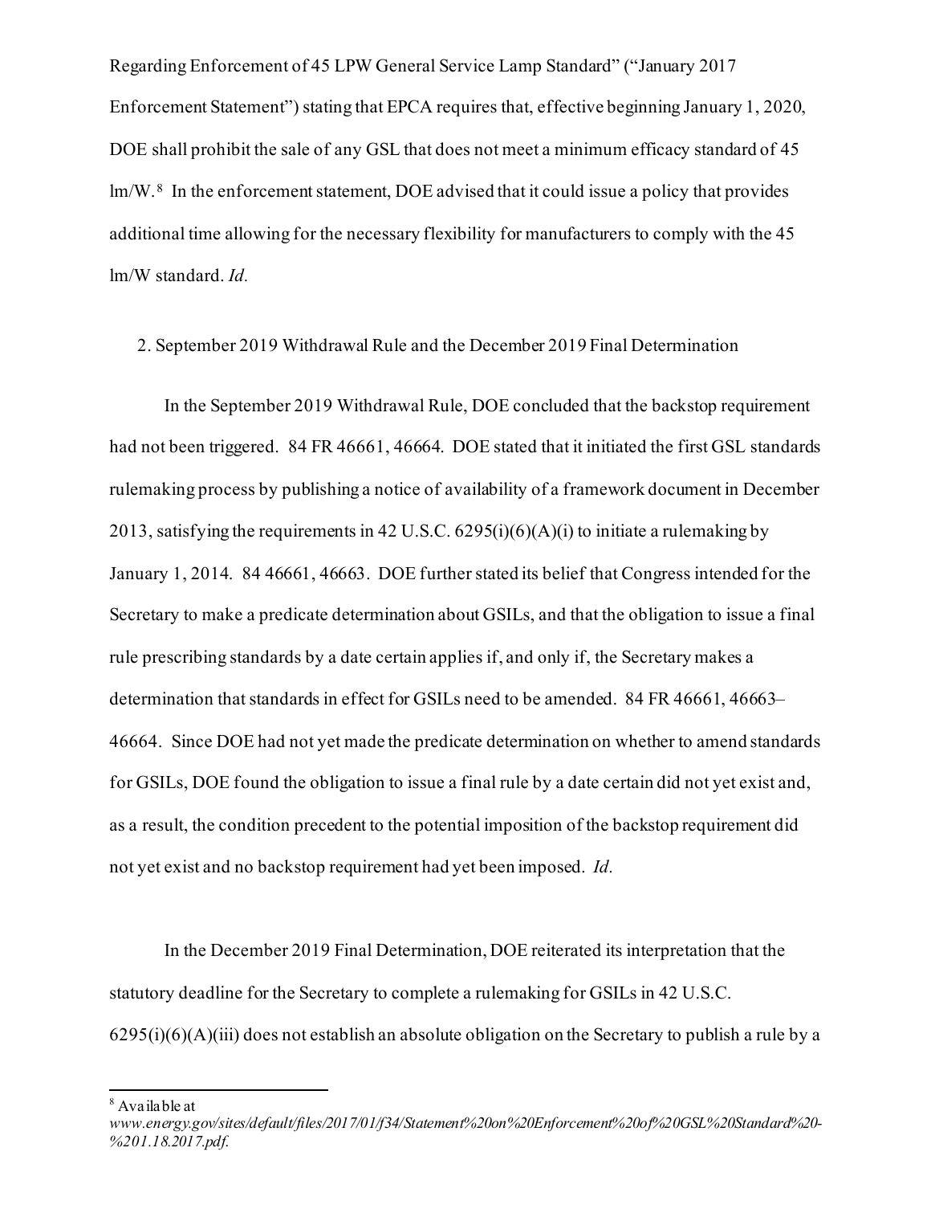Regarding Enforcement of 45 LPW General Service Lamp Standard" ("January 2017 Enforcement Statement") stating that EPCA requires that, effective beginning January 1, 2020, DOE shall prohibit the sale of any GSL that does not meet a minimum efficacy standard of 45 lm/W.[8] In the enforcement statement, DOE advised that it could issue a policy that provides additional time allowing for the necessary flexibility for manufacturers to comply with the 45 lm/W standard. *Id.*

2. September 2019 Withdrawal Rule and the December 2019 Final Determination

In the September 2019 Withdrawal Rule, DOE concluded that the backstop requirement had not been triggered. 84 FR 46661, 46664. DOE stated that it initiated the first GSL standards rulemaking process by publishing a notice of availability of a framework document in December 2013, satisfying the requirements in 42 U.S.C. 6295(i)(6)(A)(i) to initiate a rulemaking by January 1, 2014. 84 46661, 46663. DOE further stated its belief that Congress intended for the Secretary to make a predicate determination about GSILs, and that the obligation to issue a final rule prescribing standards by a date certain applies if, and only if, the Secretary makes a determination that standards in effect for GSILs need to be amended. 84 FR 46661, 46663–46664. Since DOE had not yet made the predicate determination on whether to amend standards for GSILs, DOE found the obligation to issue a final rule by a date certain did not yet exist and, as a result, the condition precedent to the potential imposition of the backstop requirement did not yet exist and no backstop requirement had yet been imposed. *Id.*

In the December 2019 Final Determination, DOE reiterated its interpretation that the statutory deadline for the Secretary to complete a rulemaking for GSILs in 42 U.S.C. 6295(i)(6)(A)(iii) does not establish an absolute obligation on the Secretary to publish a rule by a

---

[8] Available at *www.energy.gov/sites/default/files/2017/01/f34/Statement%20on%20Enforcement%20of%20GSL%20Standard%20-%201.18.2017.pdf.*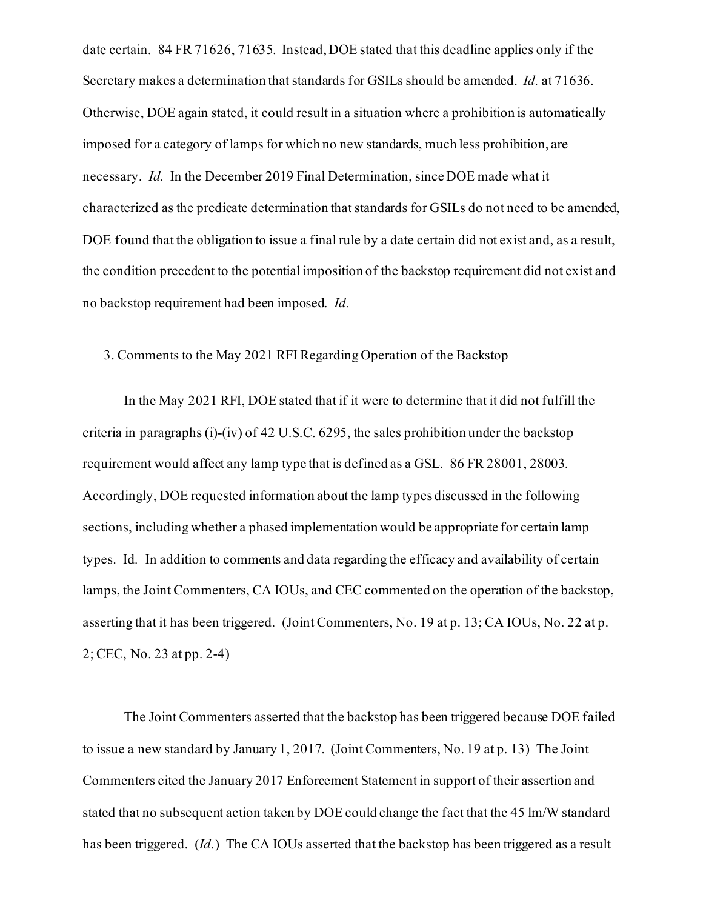date certain. 84 FR 71626, 71635. Instead, DOE stated that this deadline applies only if the Secretary makes a determination that standards for GSILs should be amended. *Id.* at 71636. Otherwise, DOE again stated, it could result in a situation where a prohibition is automatically imposed for a category of lamps for which no new standards, much less prohibition, are necessary. *Id.* In the December 2019 Final Determination, since DOE made what it characterized as the predicate determination that standards for GSILs do not need to be amended, DOE found that the obligation to issue a final rule by a date certain did not exist and, as a result, the condition precedent to the potential imposition of the backstop requirement did not exist and no backstop requirement had been imposed. *Id.*

3. Comments to the May 2021 RFI Regarding Operation of the Backstop

In the May 2021 RFI, DOE stated that if it were to determine that it did not fulfill the criteria in paragraphs (i)-(iv) of 42 U.S.C. 6295, the sales prohibition under the backstop requirement would affect any lamp type that is defined as a GSL. 86 FR 28001, 28003. Accordingly, DOE requested information about the lamp types discussed in the following sections, including whether a phased implementation would be appropriate for certain lamp types. Id. In addition to comments and data regarding the efficacy and availability of certain lamps, the Joint Commenters, CA IOUs, and CEC commented on the operation of the backstop, asserting that it has been triggered. (Joint Commenters, No. 19 at p. 13; CA IOUs, No. 22 at p. 2; CEC, No. 23 at pp. 2-4)

The Joint Commenters asserted that the backstop has been triggered because DOE failed to issue a new standard by January 1, 2017. (Joint Commenters, No. 19 at p. 13) The Joint Commenters cited the January 2017 Enforcement Statement in support of their assertion and stated that no subsequent action taken by DOE could change the fact that the 45 lm/W standard has been triggered. (*Id.*) The CA IOUs asserted that the backstop has been triggered as a result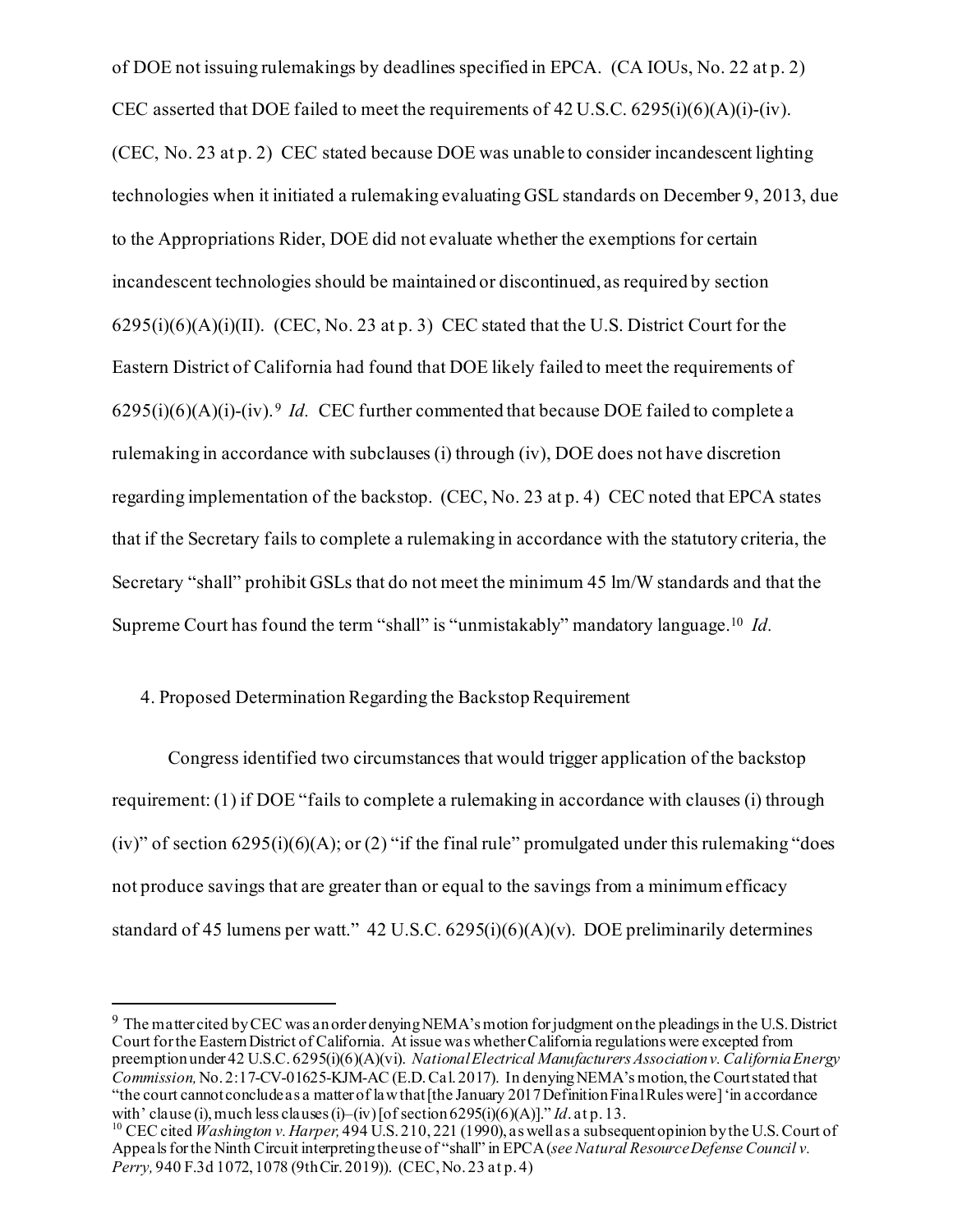of DOE not issuing rulemakings by deadlines specified in EPCA. (CA IOUs, No. 22 at p. 2) CEC asserted that DOE failed to meet the requirements of 42 U.S.C. 6295(i)(6)(A)(i)-(iv). (CEC, No. 23 at p. 2) CEC stated because DOE was unable to consider incandescent lighting technologies when it initiated a rulemaking evaluating GSL standards on December 9, 2013, due to the Appropriations Rider, DOE did not evaluate whether the exemptions for certain incandescent technologies should be maintained or discontinued, as required by section 6295(i)(6)(A)(i)(II). (CEC, No. 23 at p. 3) CEC stated that the U.S. District Court for the Eastern District of California had found that DOE likely failed to meet the requirements of 6295(i)(6)(A)(i)-(iv).[9] *Id.* CEC further commented that because DOE failed to complete a rulemaking in accordance with subclauses (i) through (iv), DOE does not have discretion regarding implementation of the backstop. (CEC, No. 23 at p. 4) CEC noted that EPCA states that if the Secretary fails to complete a rulemaking in accordance with the statutory criteria, the Secretary "shall" prohibit GSLs that do not meet the minimum 45 lm/W standards and that the Supreme Court has found the term "shall" is "unmistakably" mandatory language.[10] *Id.*

4. Proposed Determination Regarding the Backstop Requirement

Congress identified two circumstances that would trigger application of the backstop requirement: (1) if DOE "fails to complete a rulemaking in accordance with clauses (i) through (iv)" of section 6295(i)(6)(A); or (2) "if the final rule" promulgated under this rulemaking "does not produce savings that are greater than or equal to the savings from a minimum efficacy standard of 45 lumens per watt." 42 U.S.C. 6295(i)(6)(A)(v). DOE preliminarily determines

---

[9] The matter cited by CEC was an order denying NEMA's motion for judgment on the pleadings in the U.S. District Court for the Eastern District of California. At issue was whether California regulations were excepted from preemption under 42 U.S.C. 6295(i)(6)(A)(vi). *National Electrical Manufacturers Association v. California Energy Commission,* No. 2:17-CV-01625-KJM-AC (E.D. Cal. 2017). In denying NEMA's motion, the Court stated that "the court cannot conclude as a matter of law that [the January 2017 Definition Final Rules were] 'in accordance with' clause (i), much less clauses (i)–(iv) [of section 6295(i)(6)(A)]." *Id.* at p. 13.

[10] CEC cited *Washington v. Harper,* 494 U.S. 210, 221 (1990), as well as a subsequent opinion by the U.S. Court of Appeals for the Ninth Circuit interpreting the use of "shall" in EPCA (*see Natural Resource Defense Council v. Perry,* 940 F.3d 1072, 1078 (9th Cir. 2019)). (CEC, No. 23 at p. 4)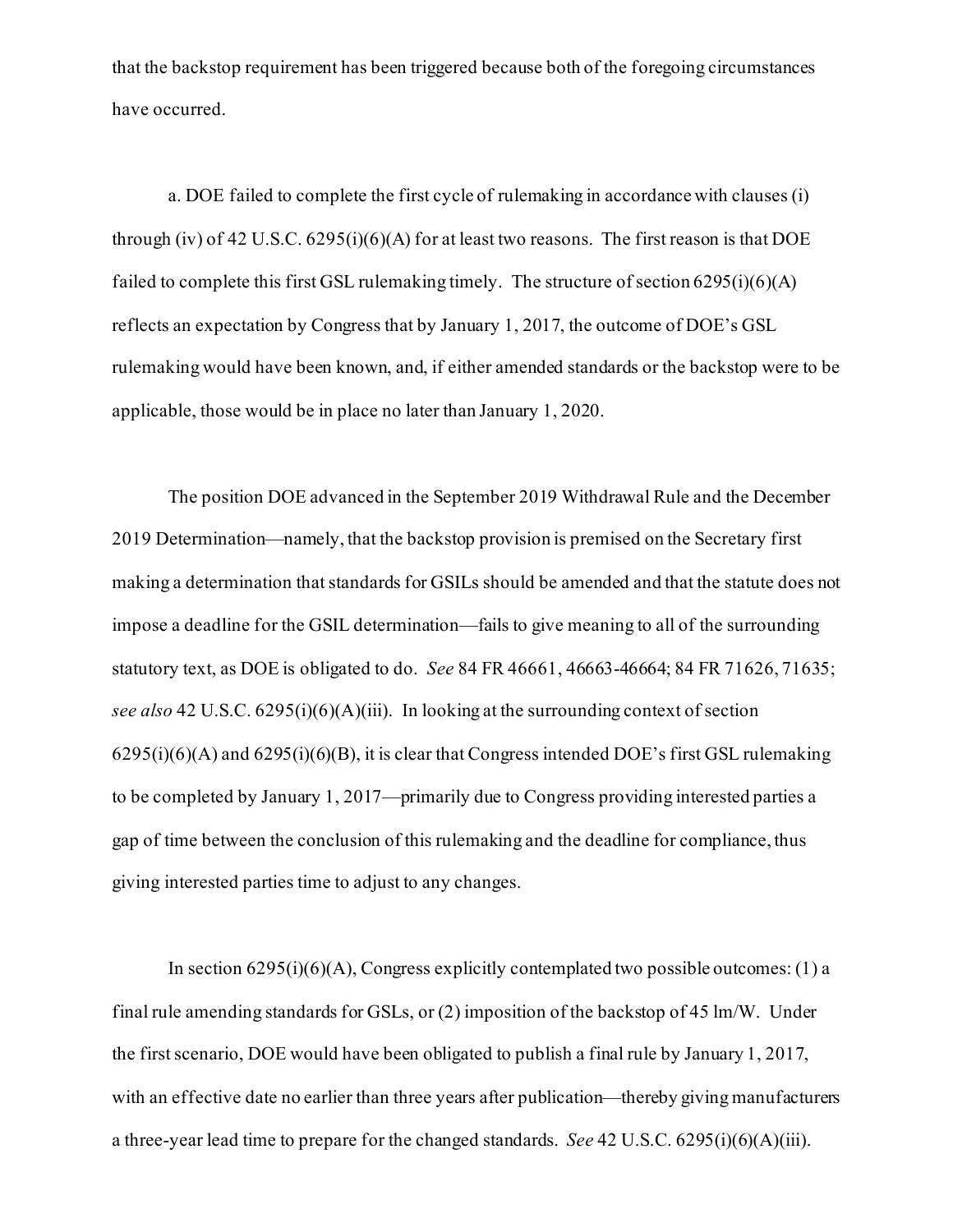that the backstop requirement has been triggered because both of the foregoing circumstances have occurred.

a. DOE failed to complete the first cycle of rulemaking in accordance with clauses (i) through (iv) of 42 U.S.C. 6295(i)(6)(A) for at least two reasons. The first reason is that DOE failed to complete this first GSL rulemaking timely. The structure of section 6295(i)(6)(A) reflects an expectation by Congress that by January 1, 2017, the outcome of DOE's GSL rulemaking would have been known, and, if either amended standards or the backstop were to be applicable, those would be in place no later than January 1, 2020.

The position DOE advanced in the September 2019 Withdrawal Rule and the December 2019 Determination—namely, that the backstop provision is premised on the Secretary first making a determination that standards for GSILs should be amended and that the statute does not impose a deadline for the GSIL determination—fails to give meaning to all of the surrounding statutory text, as DOE is obligated to do. *See* 84 FR 46661, 46663-46664; 84 FR 71626, 71635; *see also* 42 U.S.C. 6295(i)(6)(A)(iii). In looking at the surrounding context of section 6295(i)(6)(A) and 6295(i)(6)(B), it is clear that Congress intended DOE's first GSL rulemaking to be completed by January 1, 2017—primarily due to Congress providing interested parties a gap of time between the conclusion of this rulemaking and the deadline for compliance, thus giving interested parties time to adjust to any changes.

In section 6295(i)(6)(A), Congress explicitly contemplated two possible outcomes: (1) a final rule amending standards for GSLs, or (2) imposition of the backstop of 45 lm/W. Under the first scenario, DOE would have been obligated to publish a final rule by January 1, 2017, with an effective date no earlier than three years after publication—thereby giving manufacturers a three-year lead time to prepare for the changed standards. *See* 42 U.S.C. 6295(i)(6)(A)(iii).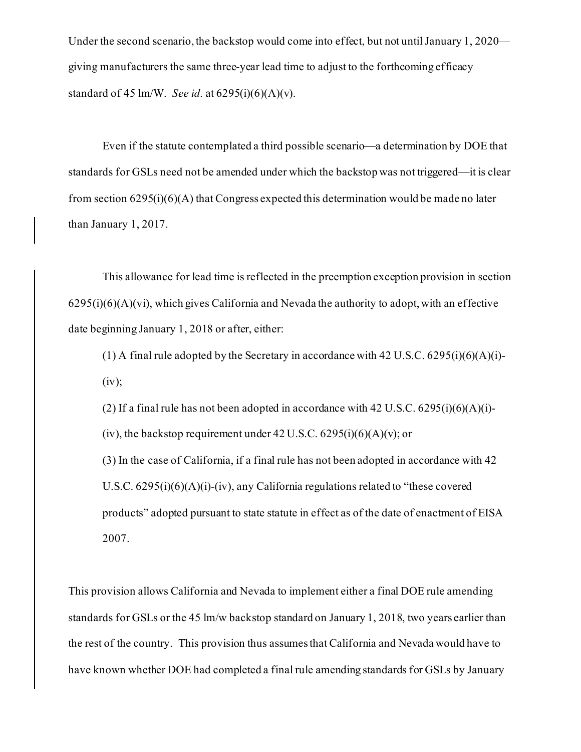Under the second scenario, the backstop would come into effect, but not until January 1, 2020—giving manufacturers the same three-year lead time to adjust to the forthcoming efficacy standard of 45 lm/W. *See id.* at 6295(i)(6)(A)(v).

Even if the statute contemplated a third possible scenario—a determination by DOE that standards for GSLs need not be amended under which the backstop was not triggered—it is clear from section 6295(i)(6)(A) that Congress expected this determination would be made no later than January 1, 2017.

This allowance for lead time is reflected in the preemption exception provision in section 6295(i)(6)(A)(vi), which gives California and Nevada the authority to adopt, with an effective date beginning January 1, 2018 or after, either:

> (1) A final rule adopted by the Secretary in accordance with 42 U.S.C. 6295(i)(6)(A)(i)-(iv);
>
> (2) If a final rule has not been adopted in accordance with 42 U.S.C. 6295(i)(6)(A)(i)-(iv), the backstop requirement under 42 U.S.C. 6295(i)(6)(A)(v); or
>
> (3) In the case of California, if a final rule has not been adopted in accordance with 42 U.S.C. 6295(i)(6)(A)(i)-(iv), any California regulations related to "these covered products" adopted pursuant to state statute in effect as of the date of enactment of EISA 2007.

This provision allows California and Nevada to implement either a final DOE rule amending standards for GSLs or the 45 lm/w backstop standard on January 1, 2018, two years earlier than the rest of the country. This provision thus assumes that California and Nevada would have to have known whether DOE had completed a final rule amending standards for GSLs by January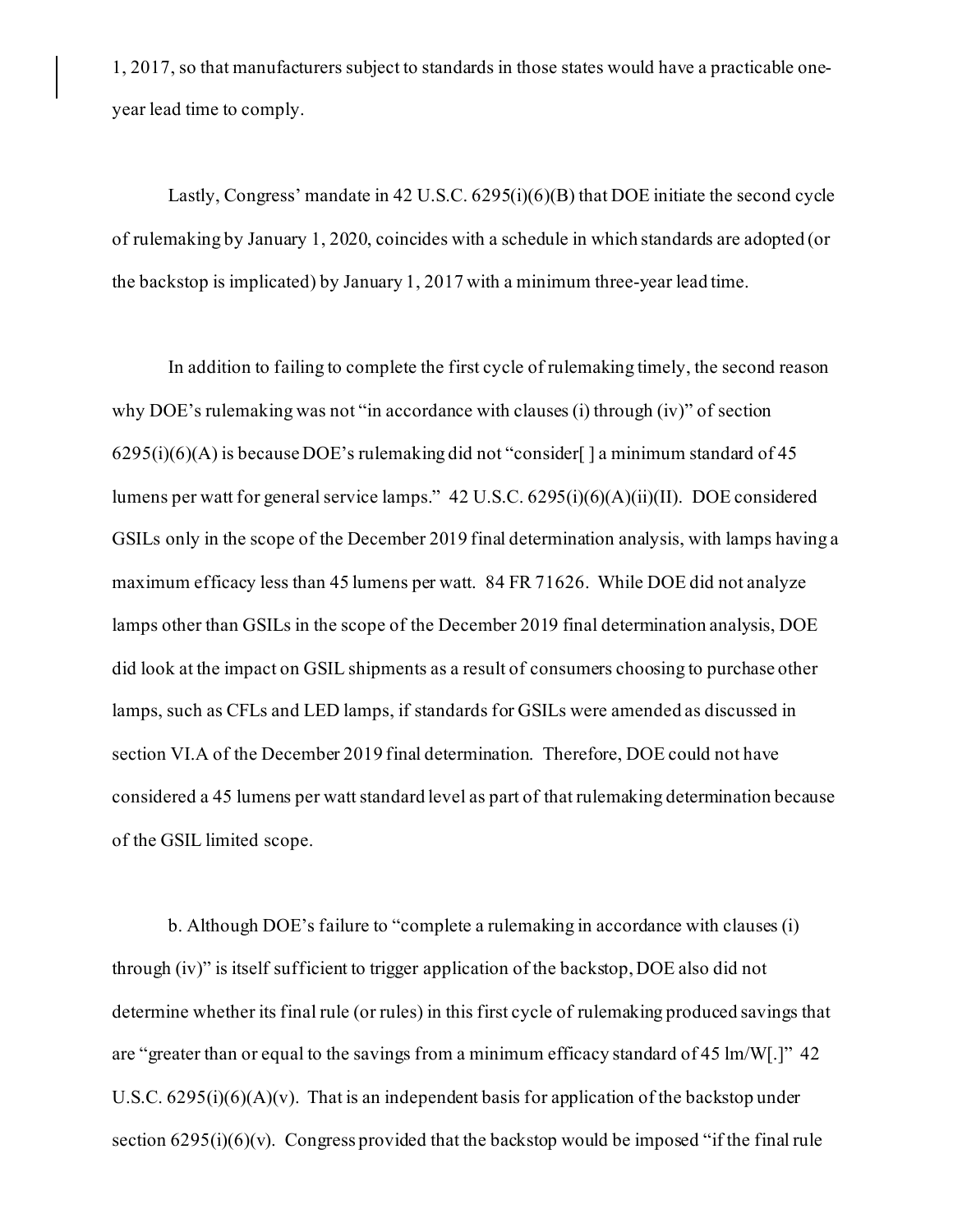1, 2017, so that manufacturers subject to standards in those states would have a practicable one-year lead time to comply.

Lastly, Congress' mandate in 42 U.S.C. 6295(i)(6)(B) that DOE initiate the second cycle of rulemaking by January 1, 2020, coincides with a schedule in which standards are adopted (or the backstop is implicated) by January 1, 2017 with a minimum three-year lead time.

In addition to failing to complete the first cycle of rulemaking timely, the second reason why DOE's rulemaking was not "in accordance with clauses (i) through (iv)" of section 6295(i)(6)(A) is because DOE's rulemaking did not "consider[ ] a minimum standard of 45 lumens per watt for general service lamps." 42 U.S.C. 6295(i)(6)(A)(ii)(II). DOE considered GSILs only in the scope of the December 2019 final determination analysis, with lamps having a maximum efficacy less than 45 lumens per watt. 84 FR 71626. While DOE did not analyze lamps other than GSILs in the scope of the December 2019 final determination analysis, DOE did look at the impact on GSIL shipments as a result of consumers choosing to purchase other lamps, such as CFLs and LED lamps, if standards for GSILs were amended as discussed in section VI.A of the December 2019 final determination. Therefore, DOE could not have considered a 45 lumens per watt standard level as part of that rulemaking determination because of the GSIL limited scope.

b. Although DOE's failure to "complete a rulemaking in accordance with clauses (i) through (iv)" is itself sufficient to trigger application of the backstop, DOE also did not determine whether its final rule (or rules) in this first cycle of rulemaking produced savings that are "greater than or equal to the savings from a minimum efficacy standard of 45 lm/W[.]" 42 U.S.C. 6295(i)(6)(A)(v). That is an independent basis for application of the backstop under section 6295(i)(6)(v). Congress provided that the backstop would be imposed "if the final rule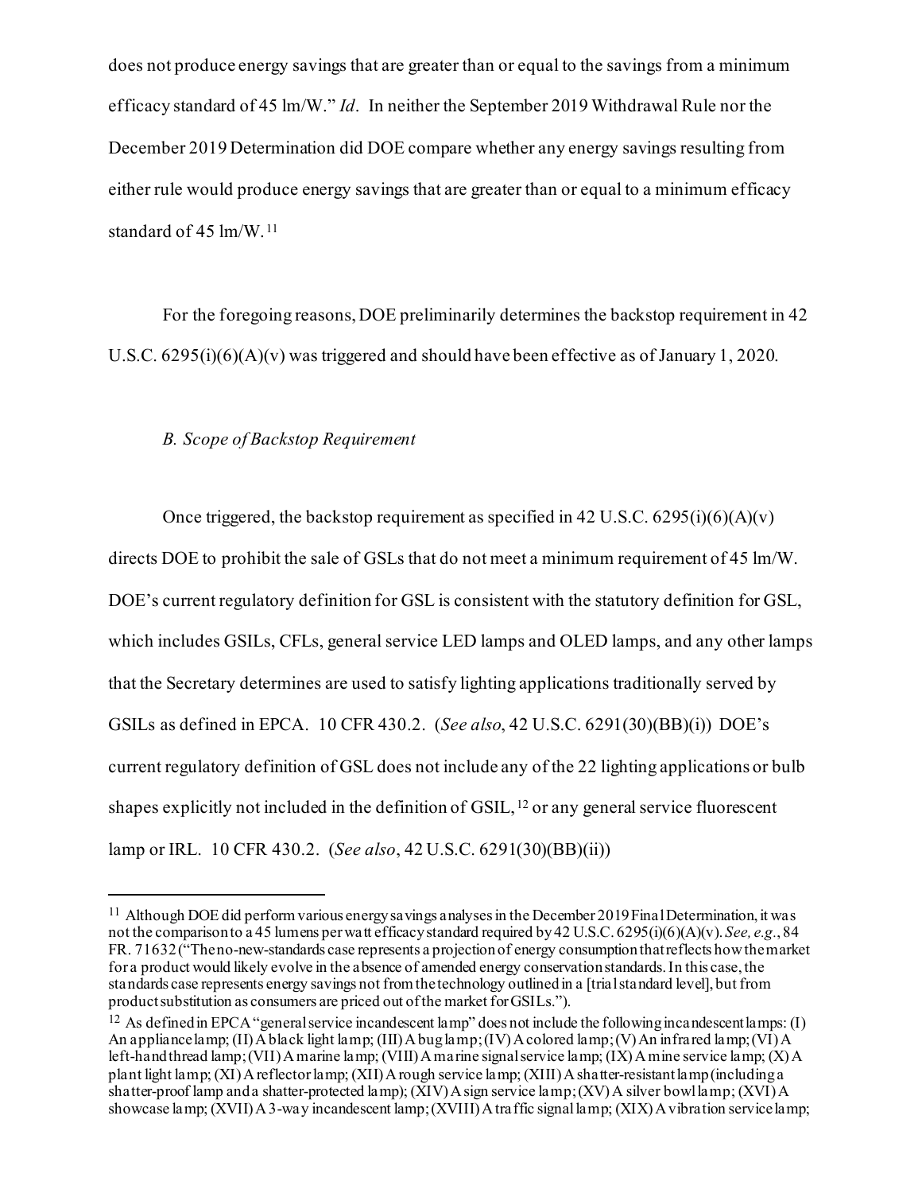does not produce energy savings that are greater than or equal to the savings from a minimum efficacy standard of 45 lm/W." *Id*. In neither the September 2019 Withdrawal Rule nor the December 2019 Determination did DOE compare whether any energy savings resulting from either rule would produce energy savings that are greater than or equal to a minimum efficacy standard of 45 lm/W.[11]

For the foregoing reasons, DOE preliminarily determines the backstop requirement in 42 U.S.C. 6295(i)(6)(A)(v) was triggered and should have been effective as of January 1, 2020.

*B. Scope of Backstop Requirement*

Once triggered, the backstop requirement as specified in 42 U.S.C. 6295(i)(6)(A)(v) directs DOE to prohibit the sale of GSLs that do not meet a minimum requirement of 45 lm/W. DOE's current regulatory definition for GSL is consistent with the statutory definition for GSL, which includes GSILs, CFLs, general service LED lamps and OLED lamps, and any other lamps that the Secretary determines are used to satisfy lighting applications traditionally served by GSILs as defined in EPCA. 10 CFR 430.2. (*See also*, 42 U.S.C. 6291(30)(BB)(i)) DOE's current regulatory definition of GSL does not include any of the 22 lighting applications or bulb shapes explicitly not included in the definition of GSIL,[12] or any general service fluorescent lamp or IRL. 10 CFR 430.2. (*See also*, 42 U.S.C. 6291(30)(BB)(ii))

---

[11] Although DOE did perform various energy savings analyses in the December 2019 Final Determination, it was not the comparison to a 45 lumens per watt efficacy standard required by 42 U.S.C. 6295(i)(6)(A)(v). *See, e.g.*, 84 FR. 71632 ("The no-new-standards case represents a projection of energy consumption that reflects how the market for a product would likely evolve in the absence of amended energy conservation standards. In this case, the standards case represents energy savings not from the technology outlined in a [trial standard level], but from product substitution as consumers are priced out of the market for GSILs.").

[12] As defined in EPCA "general service incandescent lamp" does not include the following incandescent lamps: (I) An appliance lamp; (II) A black light lamp; (III) A bug lamp; (IV) A colored lamp; (V) An infrared lamp; (VI) A left-hand thread lamp; (VII) A marine lamp; (VIII) A marine signal service lamp; (IX) A mine service lamp; (X) A plant light lamp; (XI) A reflector lamp; (XII) A rough service lamp; (XIII) A shatter-resistant lamp (including a shatter-proof lamp and a shatter-protected lamp); (XIV) A sign service lamp; (XV) A silver bowl lamp; (XVI) A showcase lamp; (XVII) A 3-way incandescent lamp; (XVIII) A traffic signal lamp; (XIX) A vibration service lamp;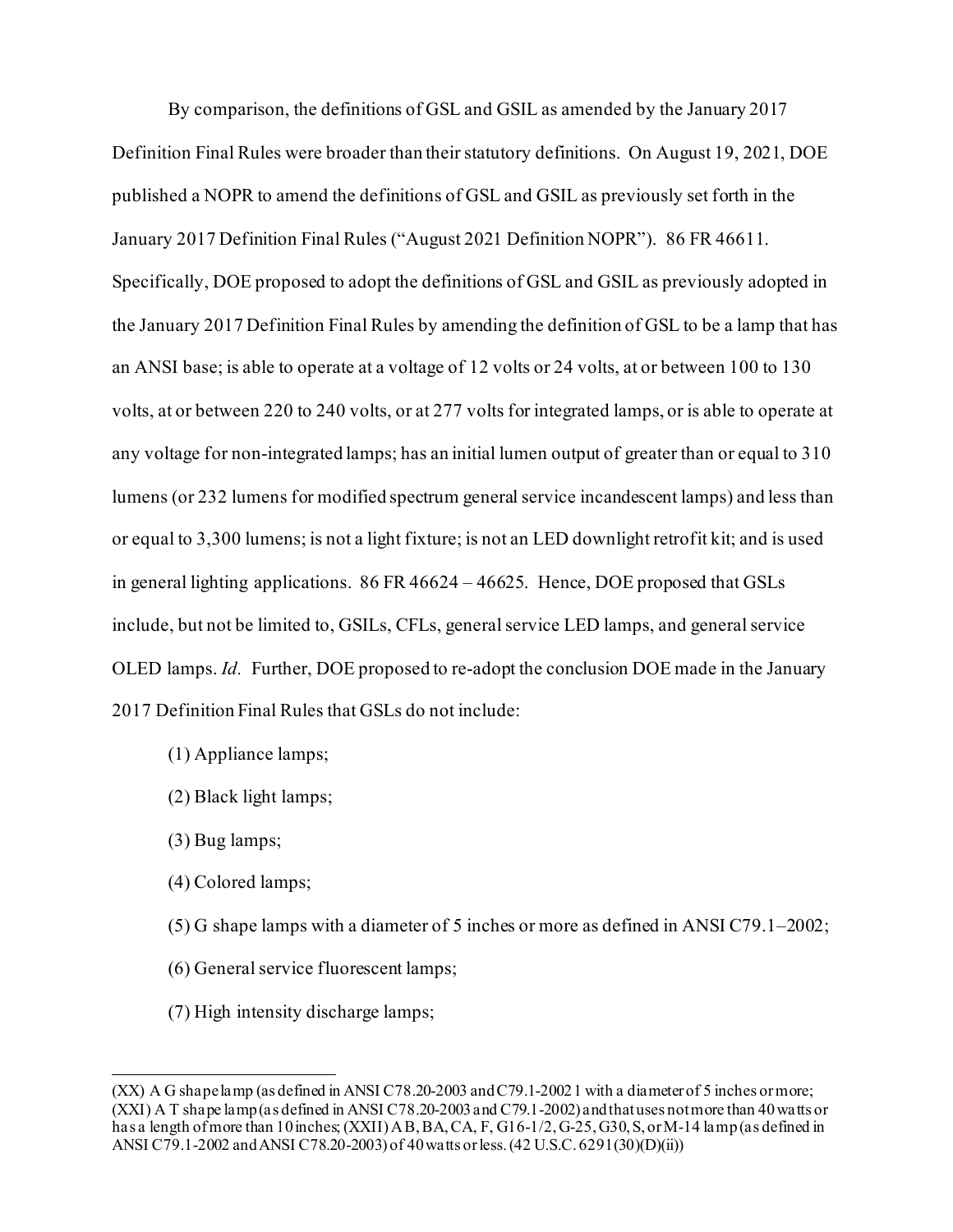By comparison, the definitions of GSL and GSIL as amended by the January 2017 Definition Final Rules were broader than their statutory definitions. On August 19, 2021, DOE published a NOPR to amend the definitions of GSL and GSIL as previously set forth in the January 2017 Definition Final Rules ("August 2021 Definition NOPR"). 86 FR 46611. Specifically, DOE proposed to adopt the definitions of GSL and GSIL as previously adopted in the January 2017 Definition Final Rules by amending the definition of GSL to be a lamp that has an ANSI base; is able to operate at a voltage of 12 volts or 24 volts, at or between 100 to 130 volts, at or between 220 to 240 volts, or at 277 volts for integrated lamps, or is able to operate at any voltage for non-integrated lamps; has an initial lumen output of greater than or equal to 310 lumens (or 232 lumens for modified spectrum general service incandescent lamps) and less than or equal to 3,300 lumens; is not a light fixture; is not an LED downlight retrofit kit; and is used in general lighting applications. 86 FR 46624 – 46625. Hence, DOE proposed that GSLs include, but not be limited to, GSILs, CFLs, general service LED lamps, and general service OLED lamps. *Id.* Further, DOE proposed to re-adopt the conclusion DOE made in the January 2017 Definition Final Rules that GSLs do not include:

(1) Appliance lamps;

(2) Black light lamps;

(3) Bug lamps;

(4) Colored lamps;

(5) G shape lamps with a diameter of 5 inches or more as defined in ANSI C79.1–2002;

(6) General service fluorescent lamps;

(7) High intensity discharge lamps;

---

(XX) A G shape lamp (as defined in ANSI C78.20-2003 and C79.1-2002 1 with a diameter of 5 inches or more; (XXI) A T shape lamp (as defined in ANSI C78.20-2003 and C79.1-2002) and that uses not more than 40 watts or has a length of more than 10 inches; (XXII) A B, BA, CA, F, G16-1/2, G-25, G30, S, or M-14 lamp (as defined in ANSI C79.1-2002 and ANSI C78.20-2003) of 40 watts or less. (42 U.S.C. 6291(30)(D)(ii))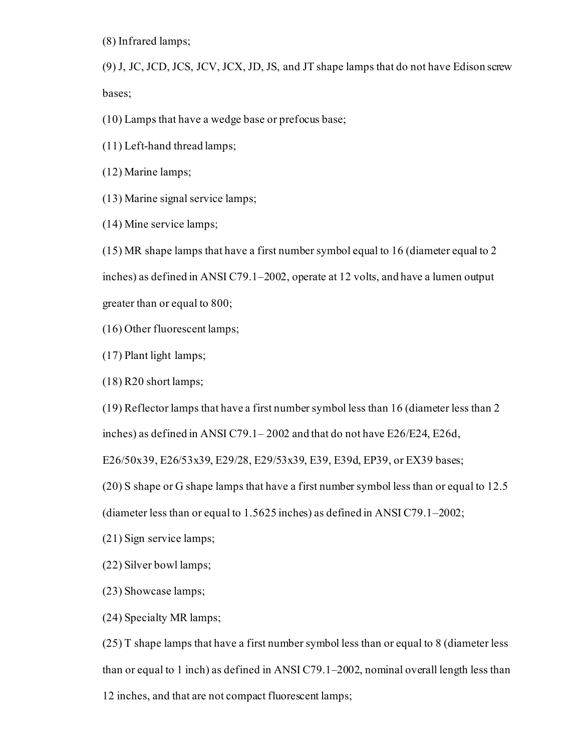(8) Infrared lamps;

(9) J, JC, JCD, JCS, JCV, JCX, JD, JS, and JT shape lamps that do not have Edison screw bases;

(10) Lamps that have a wedge base or prefocus base;

(11) Left-hand thread lamps;

(12) Marine lamps;

(13) Marine signal service lamps;

(14) Mine service lamps;

(15) MR shape lamps that have a first number symbol equal to 16 (diameter equal to 2 inches) as defined in ANSI C79.1–2002, operate at 12 volts, and have a lumen output greater than or equal to 800;

(16) Other fluorescent lamps;

(17) Plant light lamps;

(18) R20 short lamps;

(19) Reflector lamps that have a first number symbol less than 16 (diameter less than 2 inches) as defined in ANSI C79.1– 2002 and that do not have E26/E24, E26d, E26/50x39, E26/53x39, E29/28, E29/53x39, E39, E39d, EP39, or EX39 bases;

(20) S shape or G shape lamps that have a first number symbol less than or equal to 12.5 (diameter less than or equal to 1.5625 inches) as defined in ANSI C79.1–2002;

(21) Sign service lamps;

(22) Silver bowl lamps;

(23) Showcase lamps;

(24) Specialty MR lamps;

(25) T shape lamps that have a first number symbol less than or equal to 8 (diameter less than or equal to 1 inch) as defined in ANSI C79.1–2002, nominal overall length less than 12 inches, and that are not compact fluorescent lamps;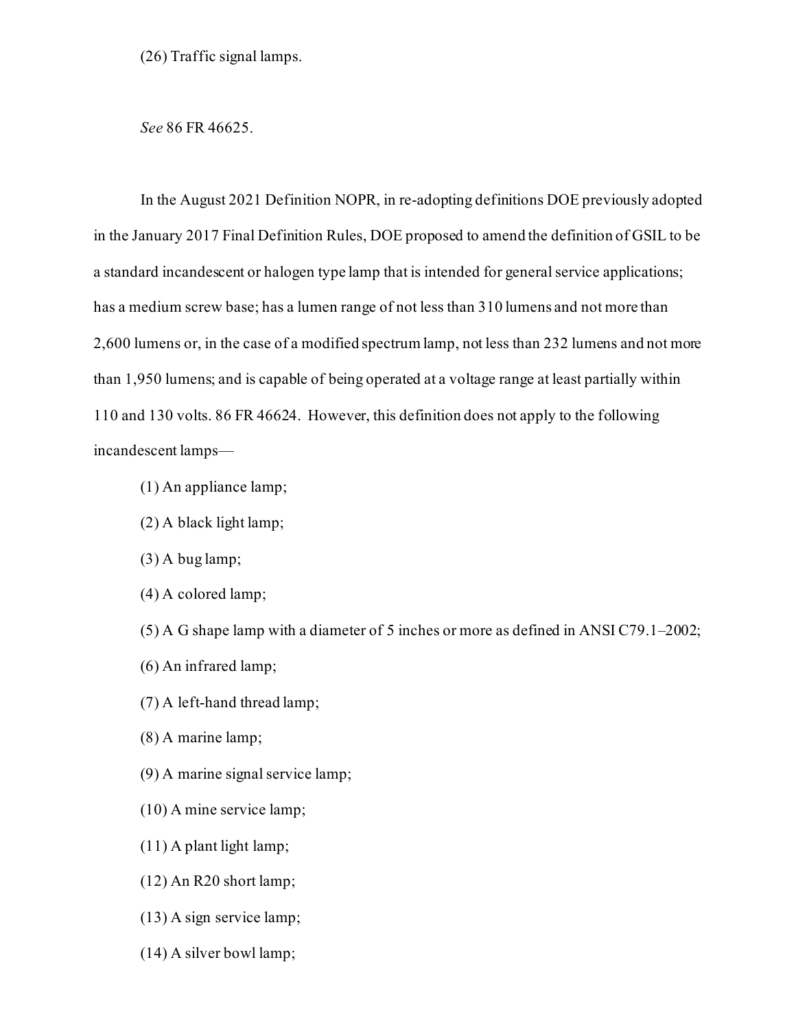(26) Traffic signal lamps.

*See* 86 FR 46625.

In the August 2021 Definition NOPR, in re-adopting definitions DOE previously adopted in the January 2017 Final Definition Rules, DOE proposed to amend the definition of GSIL to be a standard incandescent or halogen type lamp that is intended for general service applications; has a medium screw base; has a lumen range of not less than 310 lumens and not more than 2,600 lumens or, in the case of a modified spectrum lamp, not less than 232 lumens and not more than 1,950 lumens; and is capable of being operated at a voltage range at least partially within 110 and 130 volts. 86 FR 46624. However, this definition does not apply to the following incandescent lamps—

(1) An appliance lamp;

(2) A black light lamp;

(3) A bug lamp;

(4) A colored lamp;

(5) A G shape lamp with a diameter of 5 inches or more as defined in ANSI C79.1–2002;

(6) An infrared lamp;

(7) A left-hand thread lamp;

(8) A marine lamp;

(9) A marine signal service lamp;

(10) A mine service lamp;

(11) A plant light lamp;

(12) An R20 short lamp;

(13) A sign service lamp;

(14) A silver bowl lamp;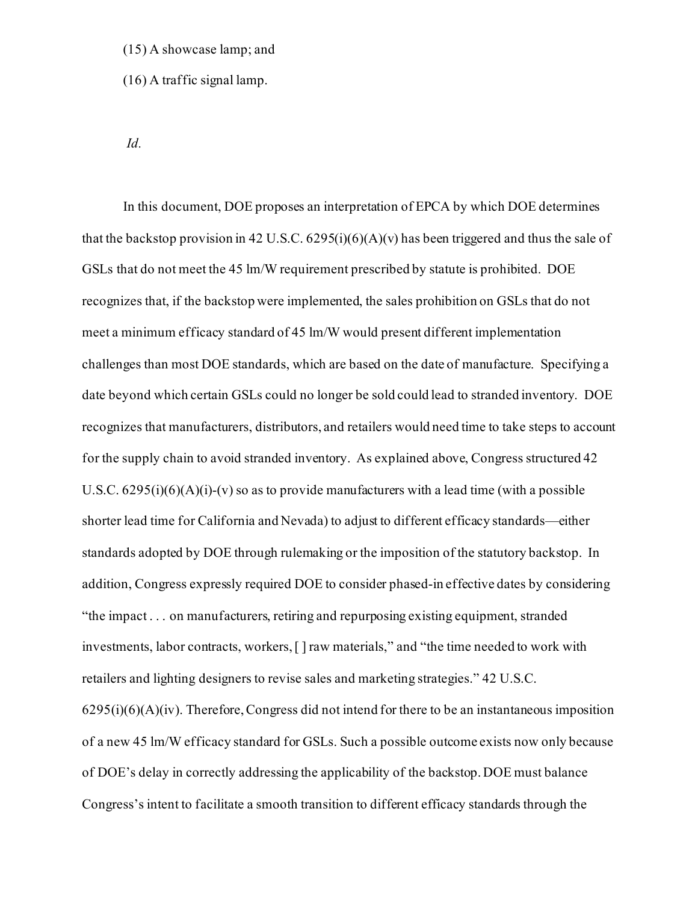(15) A showcase lamp; and

(16) A traffic signal lamp.

*Id.*

In this document, DOE proposes an interpretation of EPCA by which DOE determines that the backstop provision in 42 U.S.C. 6295(i)(6)(A)(v) has been triggered and thus the sale of GSLs that do not meet the 45 lm/W requirement prescribed by statute is prohibited. DOE recognizes that, if the backstop were implemented, the sales prohibition on GSLs that do not meet a minimum efficacy standard of 45 lm/W would present different implementation challenges than most DOE standards, which are based on the date of manufacture. Specifying a date beyond which certain GSLs could no longer be sold could lead to stranded inventory. DOE recognizes that manufacturers, distributors, and retailers would need time to take steps to account for the supply chain to avoid stranded inventory. As explained above, Congress structured 42 U.S.C. 6295(i)(6)(A)(i)-(v) so as to provide manufacturers with a lead time (with a possible shorter lead time for California and Nevada) to adjust to different efficacy standards—either standards adopted by DOE through rulemaking or the imposition of the statutory backstop. In addition, Congress expressly required DOE to consider phased-in effective dates by considering "the impact . . . on manufacturers, retiring and repurposing existing equipment, stranded investments, labor contracts, workers, [ ] raw materials," and "the time needed to work with retailers and lighting designers to revise sales and marketing strategies." 42 U.S.C. 6295(i)(6)(A)(iv). Therefore, Congress did not intend for there to be an instantaneous imposition of a new 45 lm/W efficacy standard for GSLs. Such a possible outcome exists now only because of DOE's delay in correctly addressing the applicability of the backstop. DOE must balance Congress's intent to facilitate a smooth transition to different efficacy standards through the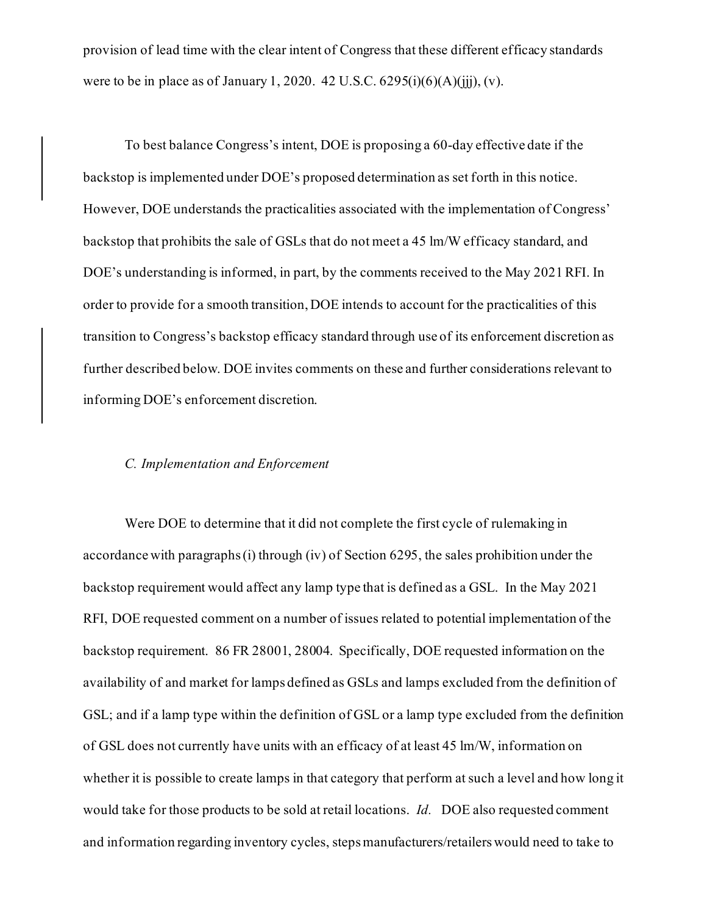provision of lead time with the clear intent of Congress that these different efficacy standards were to be in place as of January 1, 2020. 42 U.S.C. 6295(i)(6)(A)(jjj), (v).

To best balance Congress's intent, DOE is proposing a 60-day effective date if the backstop is implemented under DOE's proposed determination as set forth in this notice. However, DOE understands the practicalities associated with the implementation of Congress' backstop that prohibits the sale of GSLs that do not meet a 45 lm/W efficacy standard, and DOE's understanding is informed, in part, by the comments received to the May 2021 RFI. In order to provide for a smooth transition, DOE intends to account for the practicalities of this transition to Congress's backstop efficacy standard through use of its enforcement discretion as further described below. DOE invites comments on these and further considerations relevant to informing DOE's enforcement discretion.

### *C. Implementation and Enforcement*

Were DOE to determine that it did not complete the first cycle of rulemaking in accordance with paragraphs (i) through (iv) of Section 6295, the sales prohibition under the backstop requirement would affect any lamp type that is defined as a GSL. In the May 2021 RFI, DOE requested comment on a number of issues related to potential implementation of the backstop requirement. 86 FR 28001, 28004. Specifically, DOE requested information on the availability of and market for lamps defined as GSLs and lamps excluded from the definition of GSL; and if a lamp type within the definition of GSL or a lamp type excluded from the definition of GSL does not currently have units with an efficacy of at least 45 lm/W, information on whether it is possible to create lamps in that category that perform at such a level and how long it would take for those products to be sold at retail locations. *Id.* DOE also requested comment and information regarding inventory cycles, steps manufacturers/retailers would need to take to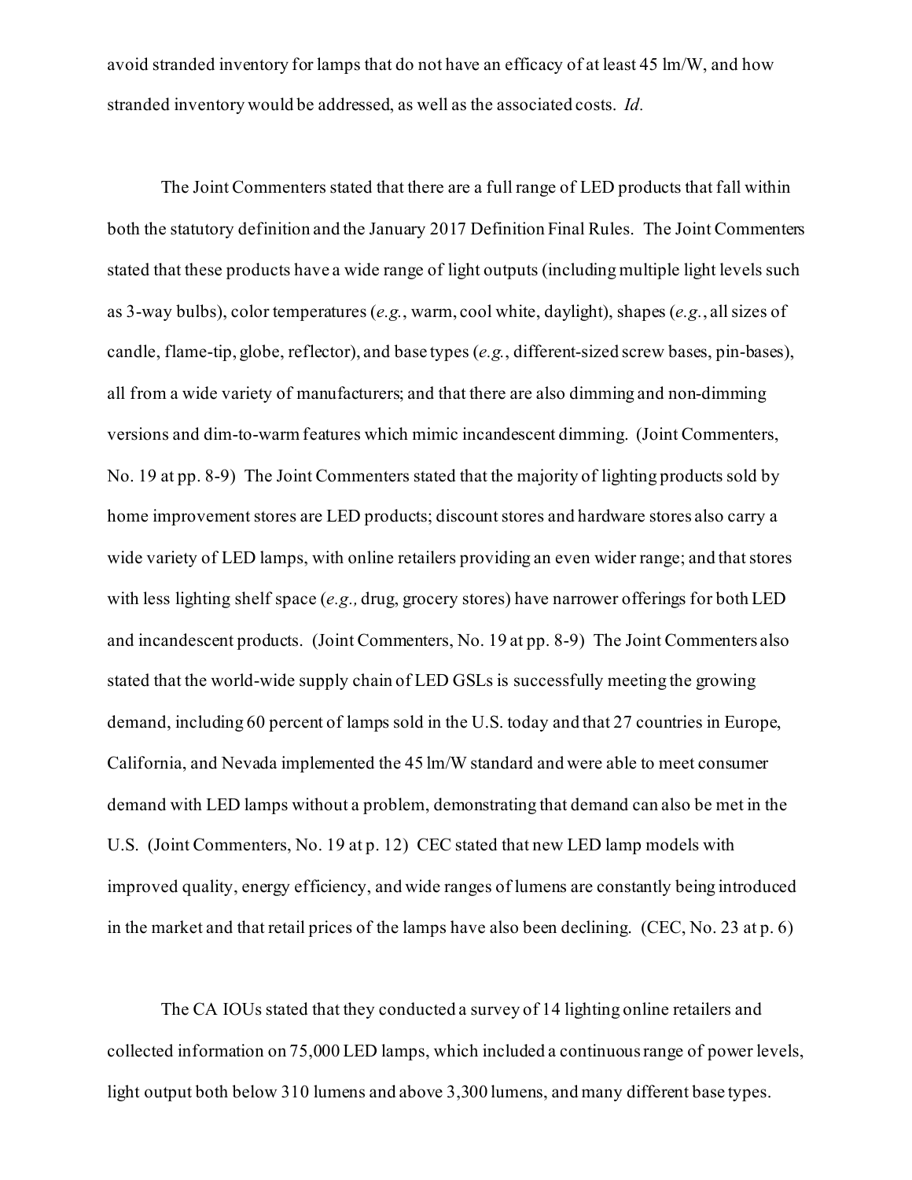avoid stranded inventory for lamps that do not have an efficacy of at least 45 lm/W, and how stranded inventory would be addressed, as well as the associated costs. *Id.*

The Joint Commenters stated that there are a full range of LED products that fall within both the statutory definition and the January 2017 Definition Final Rules. The Joint Commenters stated that these products have a wide range of light outputs (including multiple light levels such as 3-way bulbs), color temperatures (*e.g.*, warm, cool white, daylight), shapes (*e.g.*, all sizes of candle, flame-tip, globe, reflector), and base types (*e.g.*, different-sized screw bases, pin-bases), all from a wide variety of manufacturers; and that there are also dimming and non-dimming versions and dim-to-warm features which mimic incandescent dimming. (Joint Commenters, No. 19 at pp. 8-9) The Joint Commenters stated that the majority of lighting products sold by home improvement stores are LED products; discount stores and hardware stores also carry a wide variety of LED lamps, with online retailers providing an even wider range; and that stores with less lighting shelf space (*e.g.,* drug, grocery stores) have narrower offerings for both LED and incandescent products. (Joint Commenters, No. 19 at pp. 8-9) The Joint Commenters also stated that the world-wide supply chain of LED GSLs is successfully meeting the growing demand, including 60 percent of lamps sold in the U.S. today and that 27 countries in Europe, California, and Nevada implemented the 45 lm/W standard and were able to meet consumer demand with LED lamps without a problem, demonstrating that demand can also be met in the U.S. (Joint Commenters, No. 19 at p. 12) CEC stated that new LED lamp models with improved quality, energy efficiency, and wide ranges of lumens are constantly being introduced in the market and that retail prices of the lamps have also been declining. (CEC, No. 23 at p. 6)

The CA IOUs stated that they conducted a survey of 14 lighting online retailers and collected information on 75,000 LED lamps, which included a continuous range of power levels, light output both below 310 lumens and above 3,300 lumens, and many different base types.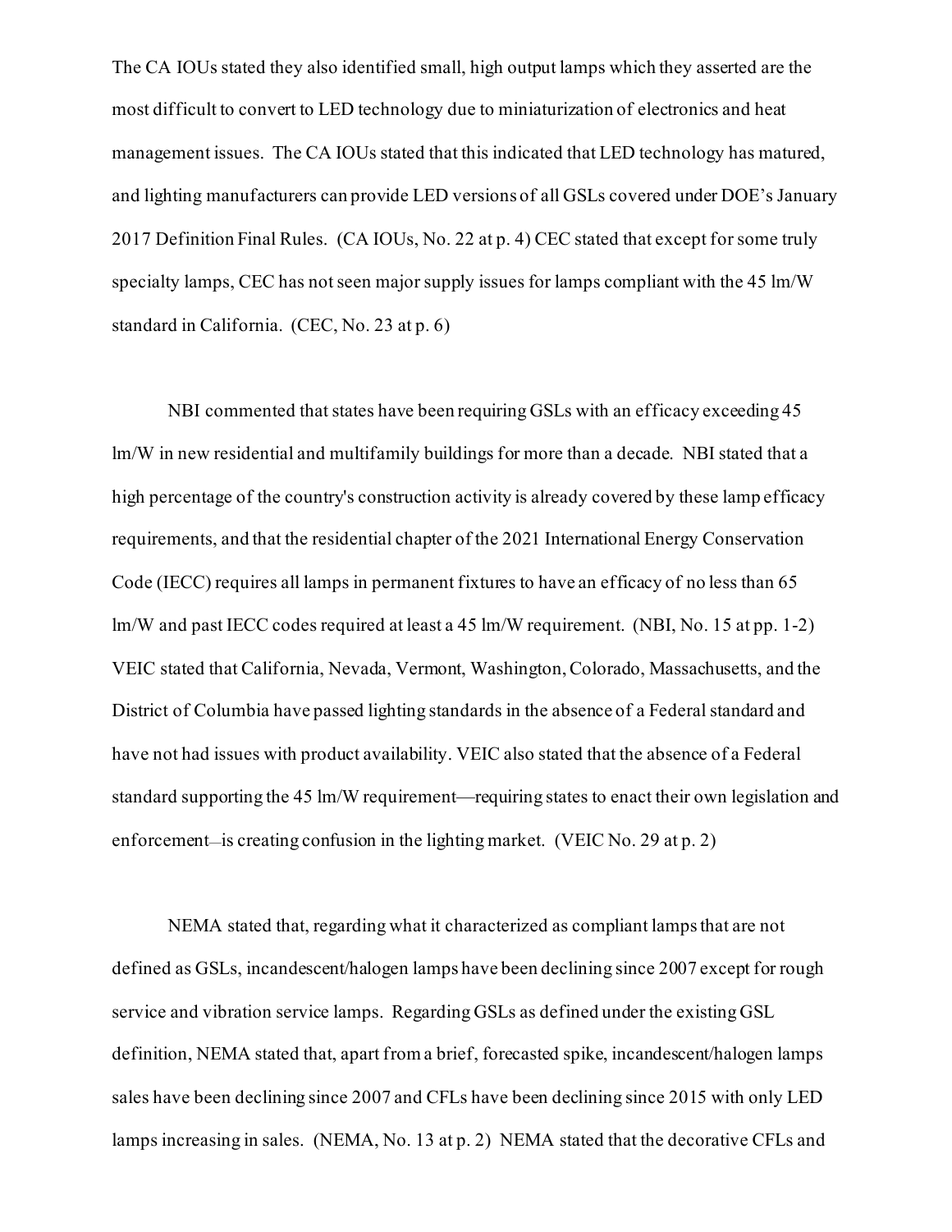The CA IOUs stated they also identified small, high output lamps which they asserted are the most difficult to convert to LED technology due to miniaturization of electronics and heat management issues. The CA IOUs stated that this indicated that LED technology has matured, and lighting manufacturers can provide LED versions of all GSLs covered under DOE's January 2017 Definition Final Rules. (CA IOUs, No. 22 at p. 4) CEC stated that except for some truly specialty lamps, CEC has not seen major supply issues for lamps compliant with the 45 lm/W standard in California. (CEC, No. 23 at p. 6)

NBI commented that states have been requiring GSLs with an efficacy exceeding 45 lm/W in new residential and multifamily buildings for more than a decade. NBI stated that a high percentage of the country's construction activity is already covered by these lamp efficacy requirements, and that the residential chapter of the 2021 International Energy Conservation Code (IECC) requires all lamps in permanent fixtures to have an efficacy of no less than 65 lm/W and past IECC codes required at least a 45 lm/W requirement. (NBI, No. 15 at pp. 1-2) VEIC stated that California, Nevada, Vermont, Washington, Colorado, Massachusetts, and the District of Columbia have passed lighting standards in the absence of a Federal standard and have not had issues with product availability. VEIC also stated that the absence of a Federal standard supporting the 45 lm/W requirement—requiring states to enact their own legislation and enforcement—is creating confusion in the lighting market. (VEIC No. 29 at p. 2)

NEMA stated that, regarding what it characterized as compliant lamps that are not defined as GSLs, incandescent/halogen lamps have been declining since 2007 except for rough service and vibration service lamps. Regarding GSLs as defined under the existing GSL definition, NEMA stated that, apart from a brief, forecasted spike, incandescent/halogen lamps sales have been declining since 2007 and CFLs have been declining since 2015 with only LED lamps increasing in sales. (NEMA, No. 13 at p. 2) NEMA stated that the decorative CFLs and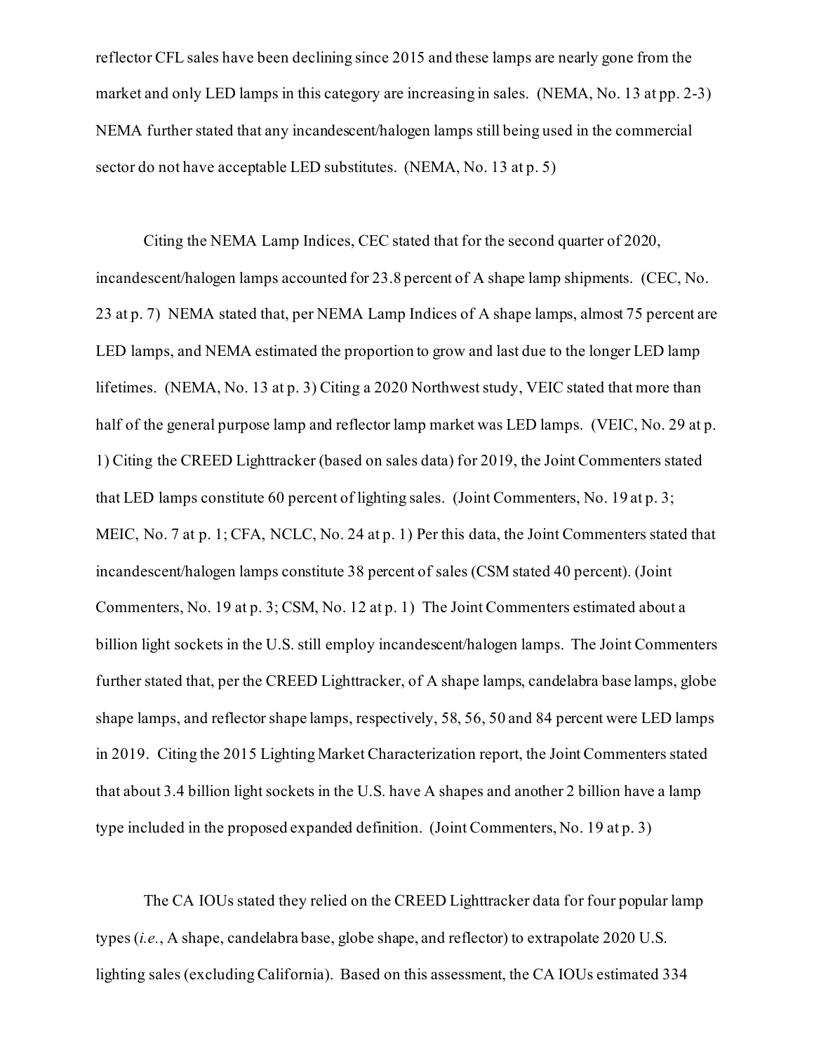reflector CFL sales have been declining since 2015 and these lamps are nearly gone from the market and only LED lamps in this category are increasing in sales. (NEMA, No. 13 at pp. 2-3) NEMA further stated that any incandescent/halogen lamps still being used in the commercial sector do not have acceptable LED substitutes. (NEMA, No. 13 at p. 5)

Citing the NEMA Lamp Indices, CEC stated that for the second quarter of 2020, incandescent/halogen lamps accounted for 23.8 percent of A shape lamp shipments. (CEC, No. 23 at p. 7) NEMA stated that, per NEMA Lamp Indices of A shape lamps, almost 75 percent are LED lamps, and NEMA estimated the proportion to grow and last due to the longer LED lamp lifetimes. (NEMA, No. 13 at p. 3) Citing a 2020 Northwest study, VEIC stated that more than half of the general purpose lamp and reflector lamp market was LED lamps. (VEIC, No. 29 at p. 1) Citing the CREED Lighttracker (based on sales data) for 2019, the Joint Commenters stated that LED lamps constitute 60 percent of lighting sales. (Joint Commenters, No. 19 at p. 3; MEIC, No. 7 at p. 1; CFA, NCLC, No. 24 at p. 1) Per this data, the Joint Commenters stated that incandescent/halogen lamps constitute 38 percent of sales (CSM stated 40 percent). (Joint Commenters, No. 19 at p. 3; CSM, No. 12 at p. 1) The Joint Commenters estimated about a billion light sockets in the U.S. still employ incandescent/halogen lamps. The Joint Commenters further stated that, per the CREED Lighttracker, of A shape lamps, candelabra base lamps, globe shape lamps, and reflector shape lamps, respectively, 58, 56, 50 and 84 percent were LED lamps in 2019. Citing the 2015 Lighting Market Characterization report, the Joint Commenters stated that about 3.4 billion light sockets in the U.S. have A shapes and another 2 billion have a lamp type included in the proposed expanded definition. (Joint Commenters, No. 19 at p. 3)

The CA IOUs stated they relied on the CREED Lighttracker data for four popular lamp types (*i.e.*, A shape, candelabra base, globe shape, and reflector) to extrapolate 2020 U.S. lighting sales (excluding California). Based on this assessment, the CA IOUs estimated 334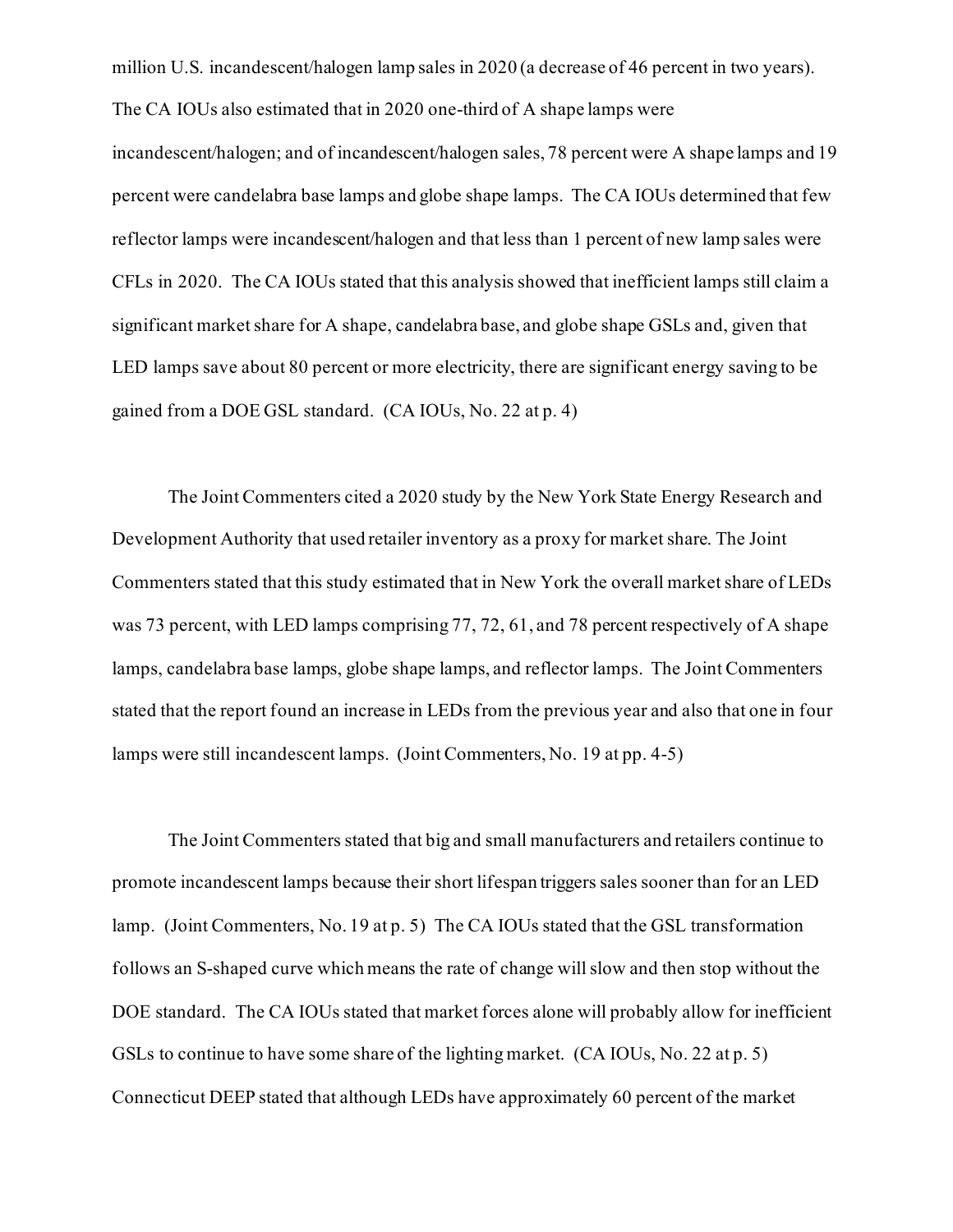million U.S. incandescent/halogen lamp sales in 2020 (a decrease of 46 percent in two years). The CA IOUs also estimated that in 2020 one-third of A shape lamps were incandescent/halogen; and of incandescent/halogen sales, 78 percent were A shape lamps and 19 percent were candelabra base lamps and globe shape lamps. The CA IOUs determined that few reflector lamps were incandescent/halogen and that less than 1 percent of new lamp sales were CFLs in 2020. The CA IOUs stated that this analysis showed that inefficient lamps still claim a significant market share for A shape, candelabra base, and globe shape GSLs and, given that LED lamps save about 80 percent or more electricity, there are significant energy saving to be gained from a DOE GSL standard. (CA IOUs, No. 22 at p. 4)

The Joint Commenters cited a 2020 study by the New York State Energy Research and Development Authority that used retailer inventory as a proxy for market share. The Joint Commenters stated that this study estimated that in New York the overall market share of LEDs was 73 percent, with LED lamps comprising 77, 72, 61, and 78 percent respectively of A shape lamps, candelabra base lamps, globe shape lamps, and reflector lamps. The Joint Commenters stated that the report found an increase in LEDs from the previous year and also that one in four lamps were still incandescent lamps. (Joint Commenters, No. 19 at pp. 4-5)

The Joint Commenters stated that big and small manufacturers and retailers continue to promote incandescent lamps because their short lifespan triggers sales sooner than for an LED lamp. (Joint Commenters, No. 19 at p. 5) The CA IOUs stated that the GSL transformation follows an S-shaped curve which means the rate of change will slow and then stop without the DOE standard. The CA IOUs stated that market forces alone will probably allow for inefficient GSLs to continue to have some share of the lighting market. (CA IOUs, No. 22 at p. 5) Connecticut DEEP stated that although LEDs have approximately 60 percent of the market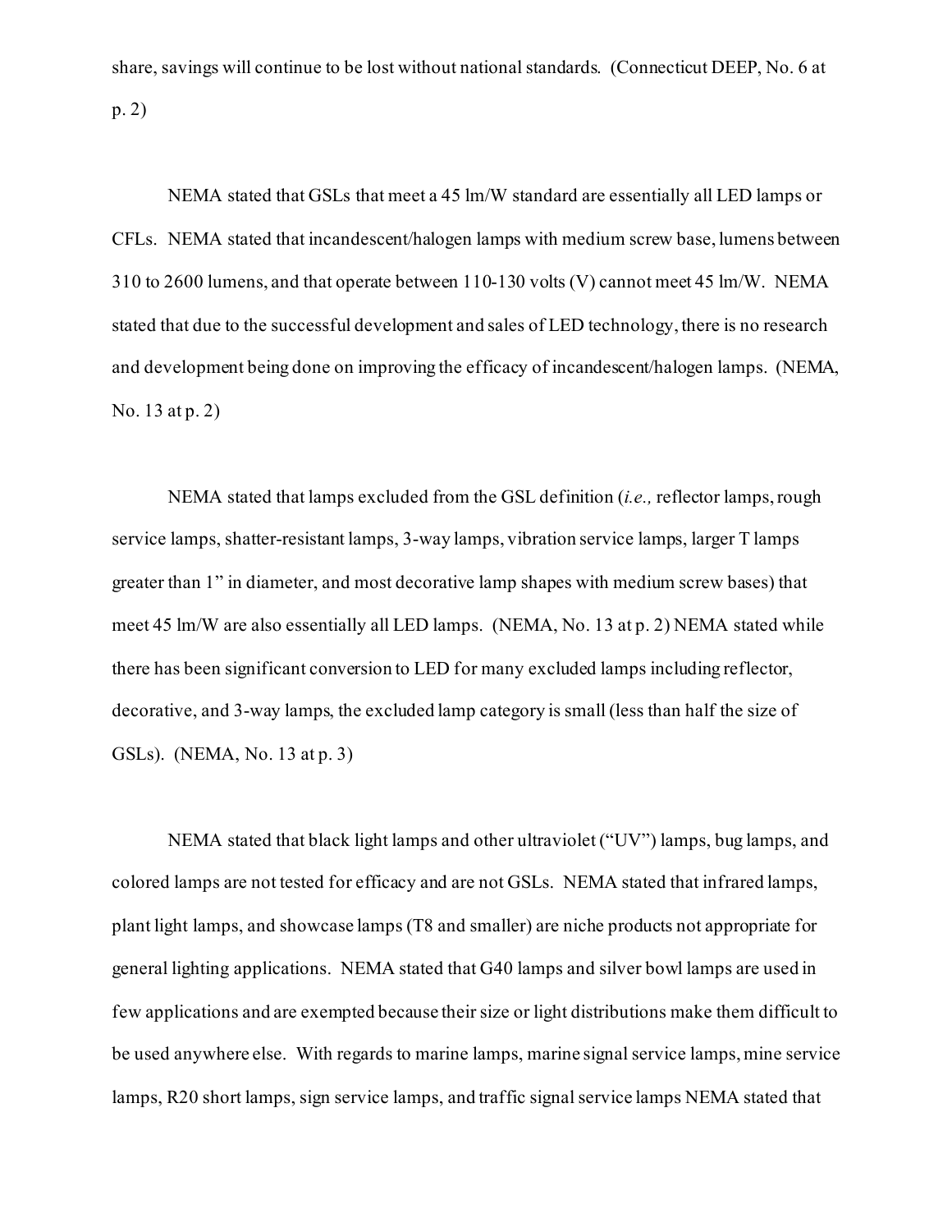share, savings will continue to be lost without national standards. (Connecticut DEEP, No. 6 at p. 2)

NEMA stated that GSLs that meet a 45 lm/W standard are essentially all LED lamps or CFLs. NEMA stated that incandescent/halogen lamps with medium screw base, lumens between 310 to 2600 lumens, and that operate between 110-130 volts (V) cannot meet 45 lm/W. NEMA stated that due to the successful development and sales of LED technology, there is no research and development being done on improving the efficacy of incandescent/halogen lamps. (NEMA, No. 13 at p. 2)

NEMA stated that lamps excluded from the GSL definition (*i.e.,* reflector lamps, rough service lamps, shatter-resistant lamps, 3-way lamps, vibration service lamps, larger T lamps greater than 1" in diameter, and most decorative lamp shapes with medium screw bases) that meet 45 lm/W are also essentially all LED lamps. (NEMA, No. 13 at p. 2) NEMA stated while there has been significant conversion to LED for many excluded lamps including reflector, decorative, and 3-way lamps, the excluded lamp category is small (less than half the size of GSLs). (NEMA, No. 13 at p. 3)

NEMA stated that black light lamps and other ultraviolet ("UV") lamps, bug lamps, and colored lamps are not tested for efficacy and are not GSLs. NEMA stated that infrared lamps, plant light lamps, and showcase lamps (T8 and smaller) are niche products not appropriate for general lighting applications. NEMA stated that G40 lamps and silver bowl lamps are used in few applications and are exempted because their size or light distributions make them difficult to be used anywhere else. With regards to marine lamps, marine signal service lamps, mine service lamps, R20 short lamps, sign service lamps, and traffic signal service lamps NEMA stated that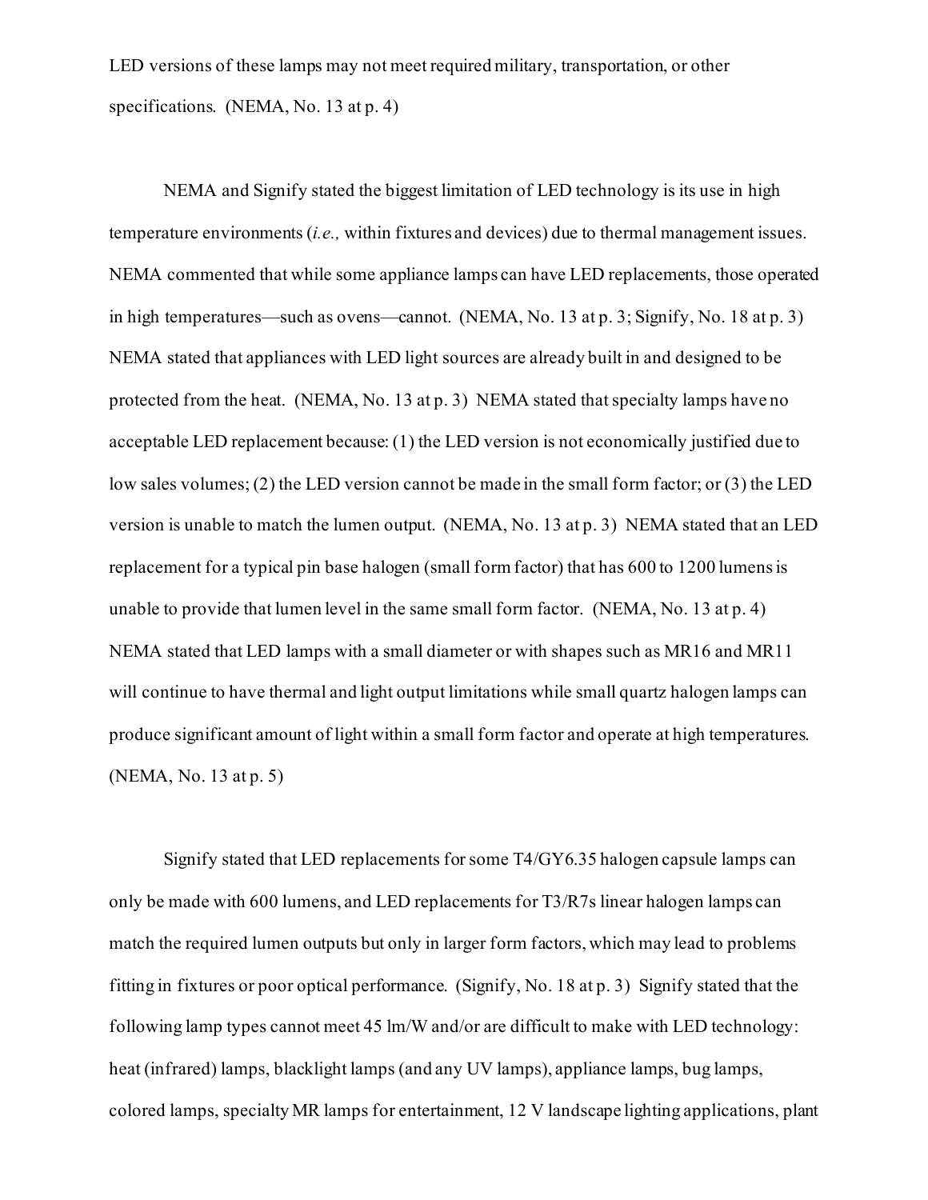LED versions of these lamps may not meet required military, transportation, or other specifications. (NEMA, No. 13 at p. 4)

NEMA and Signify stated the biggest limitation of LED technology is its use in high temperature environments (*i.e.,* within fixtures and devices) due to thermal management issues. NEMA commented that while some appliance lamps can have LED replacements, those operated in high temperatures—such as ovens—cannot. (NEMA, No. 13 at p. 3; Signify, No. 18 at p. 3) NEMA stated that appliances with LED light sources are already built in and designed to be protected from the heat. (NEMA, No. 13 at p. 3) NEMA stated that specialty lamps have no acceptable LED replacement because: (1) the LED version is not economically justified due to low sales volumes; (2) the LED version cannot be made in the small form factor; or (3) the LED version is unable to match the lumen output. (NEMA, No. 13 at p. 3) NEMA stated that an LED replacement for a typical pin base halogen (small form factor) that has 600 to 1200 lumens is unable to provide that lumen level in the same small form factor. (NEMA, No. 13 at p. 4) NEMA stated that LED lamps with a small diameter or with shapes such as MR16 and MR11 will continue to have thermal and light output limitations while small quartz halogen lamps can produce significant amount of light within a small form factor and operate at high temperatures. (NEMA, No. 13 at p. 5)

Signify stated that LED replacements for some T4/GY6.35 halogen capsule lamps can only be made with 600 lumens, and LED replacements for T3/R7s linear halogen lamps can match the required lumen outputs but only in larger form factors, which may lead to problems fitting in fixtures or poor optical performance. (Signify, No. 18 at p. 3) Signify stated that the following lamp types cannot meet 45 lm/W and/or are difficult to make with LED technology: heat (infrared) lamps, blacklight lamps (and any UV lamps), appliance lamps, bug lamps, colored lamps, specialty MR lamps for entertainment, 12 V landscape lighting applications, plant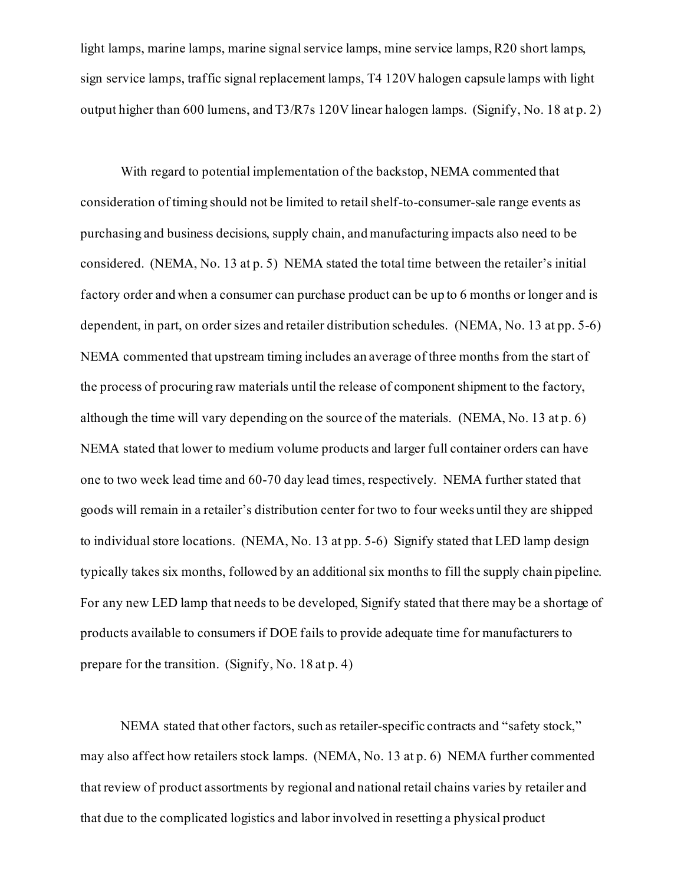light lamps, marine lamps, marine signal service lamps, mine service lamps, R20 short lamps, sign service lamps, traffic signal replacement lamps, T4 120V halogen capsule lamps with light output higher than 600 lumens, and T3/R7s 120V linear halogen lamps. (Signify, No. 18 at p. 2)

With regard to potential implementation of the backstop, NEMA commented that consideration of timing should not be limited to retail shelf-to-consumer-sale range events as purchasing and business decisions, supply chain, and manufacturing impacts also need to be considered. (NEMA, No. 13 at p. 5) NEMA stated the total time between the retailer's initial factory order and when a consumer can purchase product can be up to 6 months or longer and is dependent, in part, on order sizes and retailer distribution schedules. (NEMA, No. 13 at pp. 5-6) NEMA commented that upstream timing includes an average of three months from the start of the process of procuring raw materials until the release of component shipment to the factory, although the time will vary depending on the source of the materials. (NEMA, No. 13 at p. 6) NEMA stated that lower to medium volume products and larger full container orders can have one to two week lead time and 60-70 day lead times, respectively. NEMA further stated that goods will remain in a retailer's distribution center for two to four weeks until they are shipped to individual store locations. (NEMA, No. 13 at pp. 5-6) Signify stated that LED lamp design typically takes six months, followed by an additional six months to fill the supply chain pipeline. For any new LED lamp that needs to be developed, Signify stated that there may be a shortage of products available to consumers if DOE fails to provide adequate time for manufacturers to prepare for the transition. (Signify, No. 18 at p. 4)

NEMA stated that other factors, such as retailer-specific contracts and "safety stock," may also affect how retailers stock lamps. (NEMA, No. 13 at p. 6) NEMA further commented that review of product assortments by regional and national retail chains varies by retailer and that due to the complicated logistics and labor involved in resetting a physical product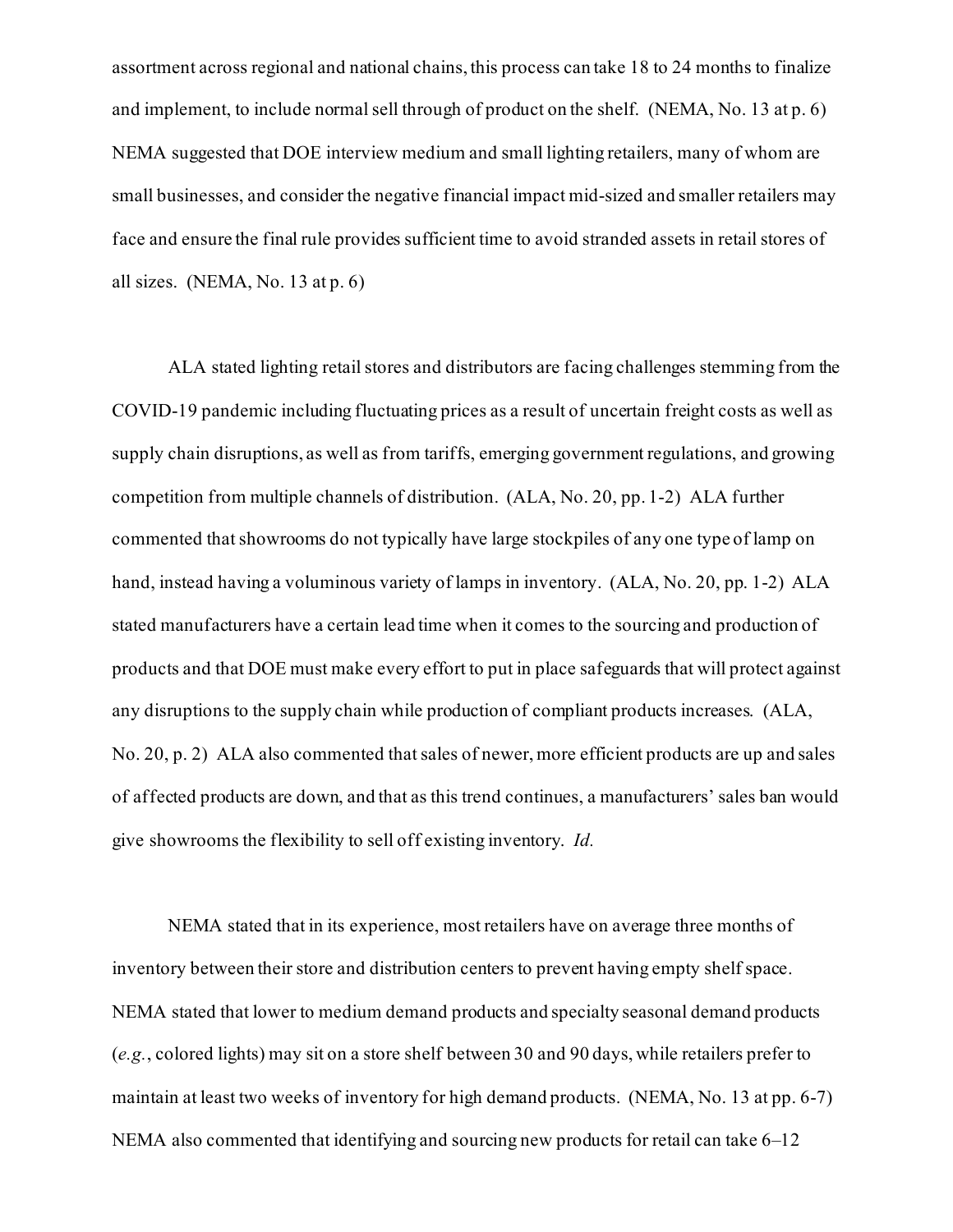assortment across regional and national chains, this process can take 18 to 24 months to finalize and implement, to include normal sell through of product on the shelf. (NEMA, No. 13 at p. 6) NEMA suggested that DOE interview medium and small lighting retailers, many of whom are small businesses, and consider the negative financial impact mid-sized and smaller retailers may face and ensure the final rule provides sufficient time to avoid stranded assets in retail stores of all sizes. (NEMA, No. 13 at p. 6)

ALA stated lighting retail stores and distributors are facing challenges stemming from the COVID-19 pandemic including fluctuating prices as a result of uncertain freight costs as well as supply chain disruptions, as well as from tariffs, emerging government regulations, and growing competition from multiple channels of distribution. (ALA, No. 20, pp. 1-2) ALA further commented that showrooms do not typically have large stockpiles of any one type of lamp on hand, instead having a voluminous variety of lamps in inventory. (ALA, No. 20, pp. 1-2) ALA stated manufacturers have a certain lead time when it comes to the sourcing and production of products and that DOE must make every effort to put in place safeguards that will protect against any disruptions to the supply chain while production of compliant products increases. (ALA, No. 20, p. 2) ALA also commented that sales of newer, more efficient products are up and sales of affected products are down, and that as this trend continues, a manufacturers' sales ban would give showrooms the flexibility to sell off existing inventory. *Id.*

NEMA stated that in its experience, most retailers have on average three months of inventory between their store and distribution centers to prevent having empty shelf space. NEMA stated that lower to medium demand products and specialty seasonal demand products (*e.g.*, colored lights) may sit on a store shelf between 30 and 90 days, while retailers prefer to maintain at least two weeks of inventory for high demand products. (NEMA, No. 13 at pp. 6-7) NEMA also commented that identifying and sourcing new products for retail can take 6–12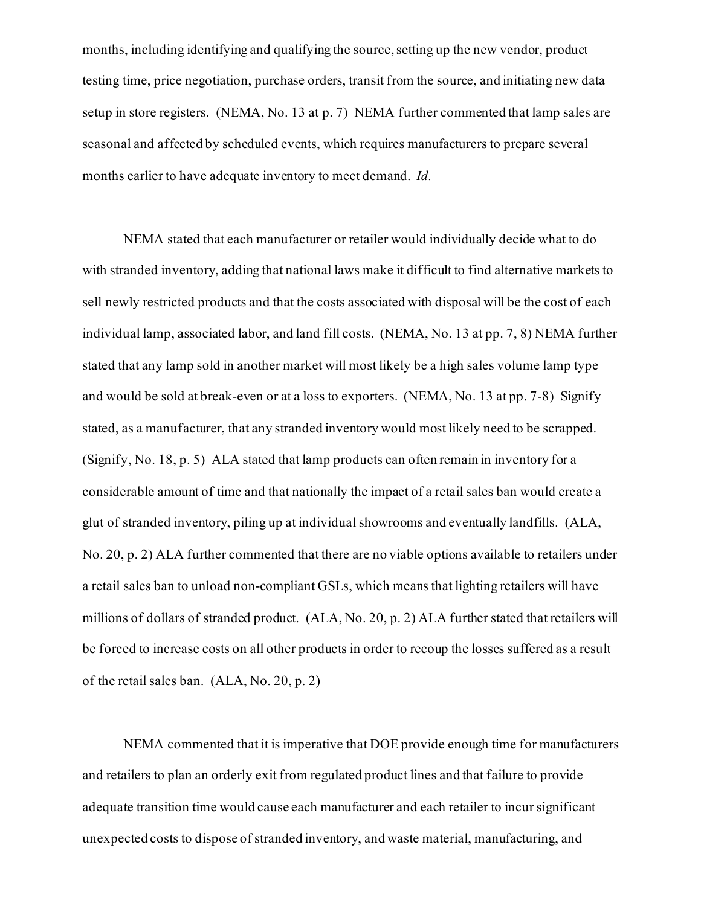months, including identifying and qualifying the source, setting up the new vendor, product testing time, price negotiation, purchase orders, transit from the source, and initiating new data setup in store registers. (NEMA, No. 13 at p. 7) NEMA further commented that lamp sales are seasonal and affected by scheduled events, which requires manufacturers to prepare several months earlier to have adequate inventory to meet demand. *Id.*

NEMA stated that each manufacturer or retailer would individually decide what to do with stranded inventory, adding that national laws make it difficult to find alternative markets to sell newly restricted products and that the costs associated with disposal will be the cost of each individual lamp, associated labor, and land fill costs. (NEMA, No. 13 at pp. 7, 8) NEMA further stated that any lamp sold in another market will most likely be a high sales volume lamp type and would be sold at break-even or at a loss to exporters. (NEMA, No. 13 at pp. 7-8) Signify stated, as a manufacturer, that any stranded inventory would most likely need to be scrapped. (Signify, No. 18, p. 5) ALA stated that lamp products can often remain in inventory for a considerable amount of time and that nationally the impact of a retail sales ban would create a glut of stranded inventory, piling up at individual showrooms and eventually landfills. (ALA, No. 20, p. 2) ALA further commented that there are no viable options available to retailers under a retail sales ban to unload non-compliant GSLs, which means that lighting retailers will have millions of dollars of stranded product. (ALA, No. 20, p. 2) ALA further stated that retailers will be forced to increase costs on all other products in order to recoup the losses suffered as a result of the retail sales ban. (ALA, No. 20, p. 2)

NEMA commented that it is imperative that DOE provide enough time for manufacturers and retailers to plan an orderly exit from regulated product lines and that failure to provide adequate transition time would cause each manufacturer and each retailer to incur significant unexpected costs to dispose of stranded inventory, and waste material, manufacturing, and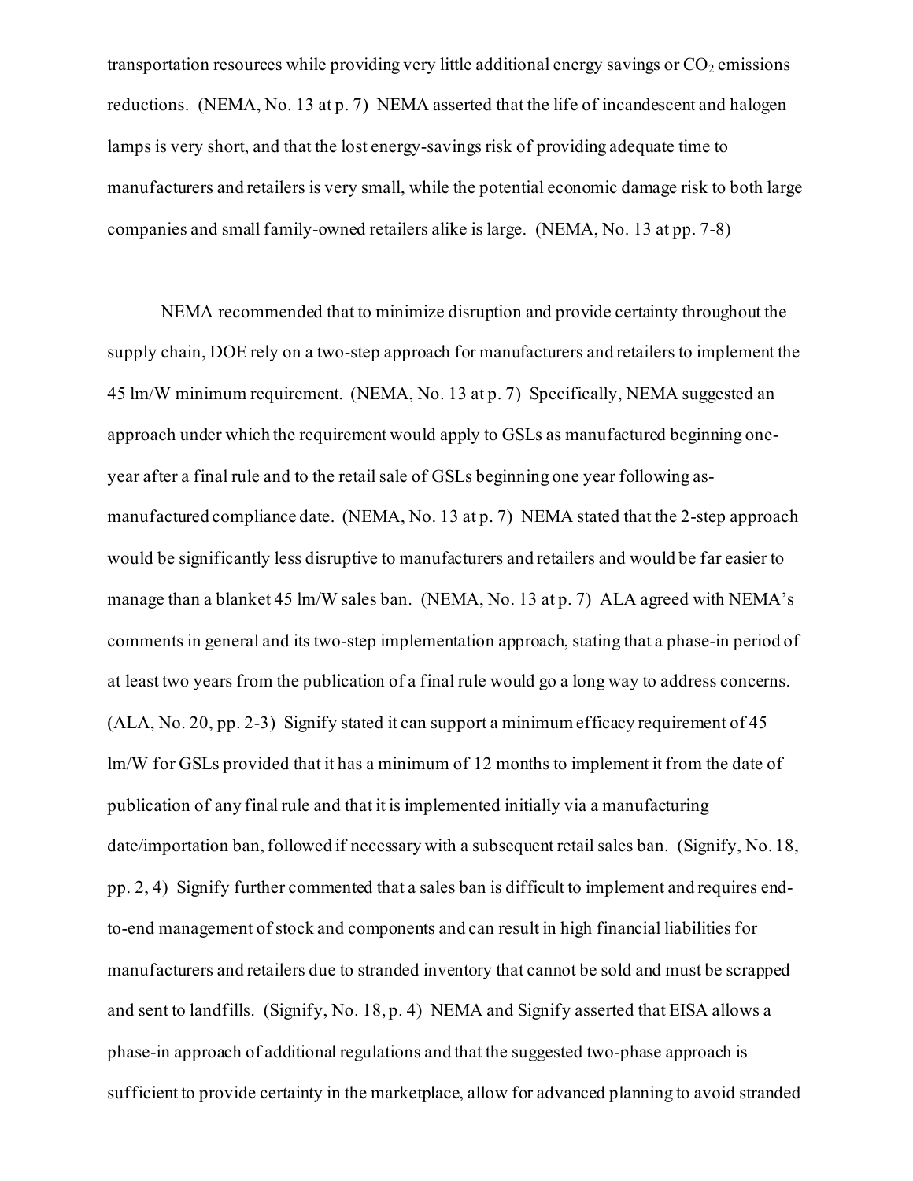transportation resources while providing very little additional energy savings or $CO_2$ emissions reductions. (NEMA, No. 13 at p. 7) NEMA asserted that the life of incandescent and halogen lamps is very short, and that the lost energy-savings risk of providing adequate time to manufacturers and retailers is very small, while the potential economic damage risk to both large companies and small family-owned retailers alike is large. (NEMA, No. 13 at pp. 7-8)

NEMA recommended that to minimize disruption and provide certainty throughout the supply chain, DOE rely on a two-step approach for manufacturers and retailers to implement the 45 lm/W minimum requirement. (NEMA, No. 13 at p. 7) Specifically, NEMA suggested an approach under which the requirement would apply to GSLs as manufactured beginning one-year after a final rule and to the retail sale of GSLs beginning one year following as-manufactured compliance date. (NEMA, No. 13 at p. 7) NEMA stated that the 2-step approach would be significantly less disruptive to manufacturers and retailers and would be far easier to manage than a blanket 45 lm/W sales ban. (NEMA, No. 13 at p. 7) ALA agreed with NEMA's comments in general and its two-step implementation approach, stating that a phase-in period of at least two years from the publication of a final rule would go a long way to address concerns. (ALA, No. 20, pp. 2-3) Signify stated it can support a minimum efficacy requirement of 45 lm/W for GSLs provided that it has a minimum of 12 months to implement it from the date of publication of any final rule and that it is implemented initially via a manufacturing date/importation ban, followed if necessary with a subsequent retail sales ban. (Signify, No. 18, pp. 2, 4) Signify further commented that a sales ban is difficult to implement and requires end-to-end management of stock and components and can result in high financial liabilities for manufacturers and retailers due to stranded inventory that cannot be sold and must be scrapped and sent to landfills. (Signify, No. 18, p. 4) NEMA and Signify asserted that EISA allows a phase-in approach of additional regulations and that the suggested two-phase approach is sufficient to provide certainty in the marketplace, allow for advanced planning to avoid stranded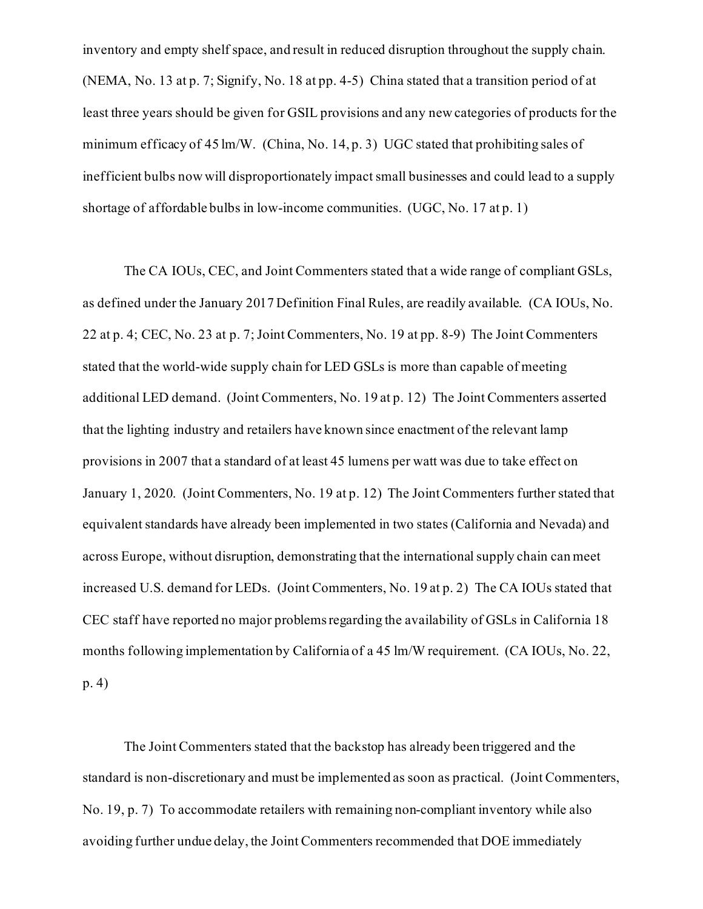inventory and empty shelf space, and result in reduced disruption throughout the supply chain. (NEMA, No. 13 at p. 7; Signify, No. 18 at pp. 4-5) China stated that a transition period of at least three years should be given for GSIL provisions and any new categories of products for the minimum efficacy of 45 lm/W. (China, No. 14, p. 3) UGC stated that prohibiting sales of inefficient bulbs now will disproportionately impact small businesses and could lead to a supply shortage of affordable bulbs in low-income communities. (UGC, No. 17 at p. 1)

The CA IOUs, CEC, and Joint Commenters stated that a wide range of compliant GSLs, as defined under the January 2017 Definition Final Rules, are readily available. (CA IOUs, No. 22 at p. 4; CEC, No. 23 at p. 7; Joint Commenters, No. 19 at pp. 8-9) The Joint Commenters stated that the world-wide supply chain for LED GSLs is more than capable of meeting additional LED demand. (Joint Commenters, No. 19 at p. 12) The Joint Commenters asserted that the lighting industry and retailers have known since enactment of the relevant lamp provisions in 2007 that a standard of at least 45 lumens per watt was due to take effect on January 1, 2020. (Joint Commenters, No. 19 at p. 12) The Joint Commenters further stated that equivalent standards have already been implemented in two states (California and Nevada) and across Europe, without disruption, demonstrating that the international supply chain can meet increased U.S. demand for LEDs. (Joint Commenters, No. 19 at p. 2) The CA IOUs stated that CEC staff have reported no major problems regarding the availability of GSLs in California 18 months following implementation by California of a 45 lm/W requirement. (CA IOUs, No. 22, p. 4)

The Joint Commenters stated that the backstop has already been triggered and the standard is non-discretionary and must be implemented as soon as practical. (Joint Commenters, No. 19, p. 7) To accommodate retailers with remaining non-compliant inventory while also avoiding further undue delay, the Joint Commenters recommended that DOE immediately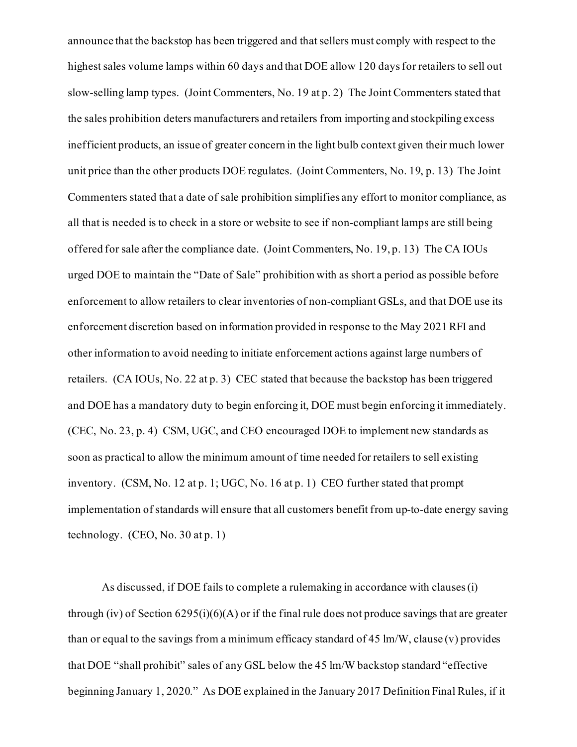announce that the backstop has been triggered and that sellers must comply with respect to the highest sales volume lamps within 60 days and that DOE allow 120 days for retailers to sell out slow-selling lamp types. (Joint Commenters, No. 19 at p. 2) The Joint Commenters stated that the sales prohibition deters manufacturers and retailers from importing and stockpiling excess inefficient products, an issue of greater concern in the light bulb context given their much lower unit price than the other products DOE regulates. (Joint Commenters, No. 19, p. 13) The Joint Commenters stated that a date of sale prohibition simplifies any effort to monitor compliance, as all that is needed is to check in a store or website to see if non-compliant lamps are still being offered for sale after the compliance date. (Joint Commenters, No. 19, p. 13) The CA IOUs urged DOE to maintain the "Date of Sale" prohibition with as short a period as possible before enforcement to allow retailers to clear inventories of non-compliant GSLs, and that DOE use its enforcement discretion based on information provided in response to the May 2021 RFI and other information to avoid needing to initiate enforcement actions against large numbers of retailers. (CA IOUs, No. 22 at p. 3) CEC stated that because the backstop has been triggered and DOE has a mandatory duty to begin enforcing it, DOE must begin enforcing it immediately. (CEC, No. 23, p. 4) CSM, UGC, and CEO encouraged DOE to implement new standards as soon as practical to allow the minimum amount of time needed for retailers to sell existing inventory. (CSM, No. 12 at p. 1; UGC, No. 16 at p. 1) CEO further stated that prompt implementation of standards will ensure that all customers benefit from up-to-date energy saving technology. (CEO, No. 30 at p. 1)

As discussed, if DOE fails to complete a rulemaking in accordance with clauses (i) through (iv) of Section 6295(i)(6)(A) or if the final rule does not produce savings that are greater than or equal to the savings from a minimum efficacy standard of 45 lm/W, clause (v) provides that DOE "shall prohibit" sales of any GSL below the 45 lm/W backstop standard "effective beginning January 1, 2020." As DOE explained in the January 2017 Definition Final Rules, if it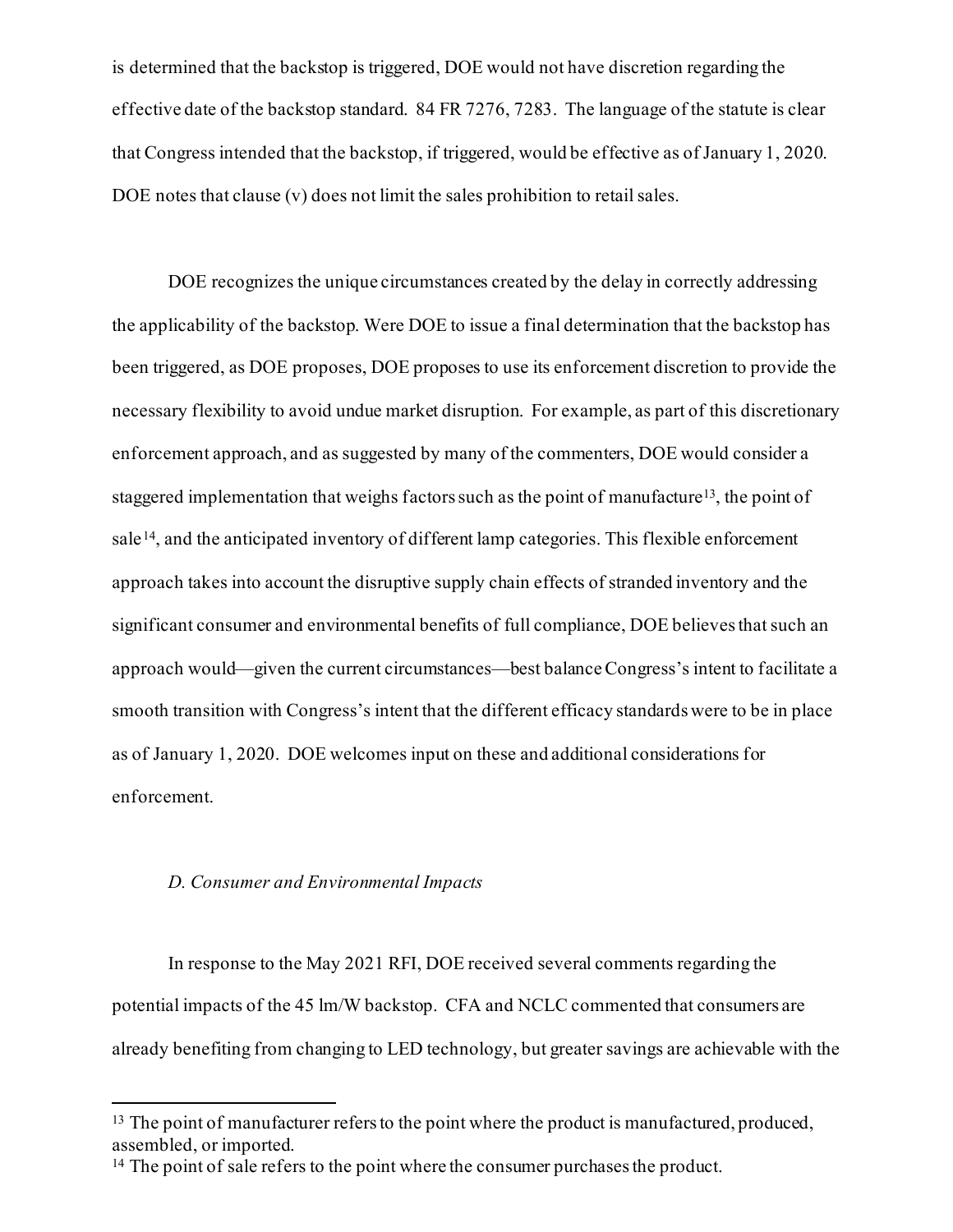is determined that the backstop is triggered, DOE would not have discretion regarding the effective date of the backstop standard. 84 FR 7276, 7283. The language of the statute is clear that Congress intended that the backstop, if triggered, would be effective as of January 1, 2020. DOE notes that clause (v) does not limit the sales prohibition to retail sales.

DOE recognizes the unique circumstances created by the delay in correctly addressing the applicability of the backstop. Were DOE to issue a final determination that the backstop has been triggered, as DOE proposes, DOE proposes to use its enforcement discretion to provide the necessary flexibility to avoid undue market disruption. For example, as part of this discretionary enforcement approach, and as suggested by many of the commenters, DOE would consider a staggered implementation that weighs factors such as the point of manufacture[13], the point of sale[14], and the anticipated inventory of different lamp categories. This flexible enforcement approach takes into account the disruptive supply chain effects of stranded inventory and the significant consumer and environmental benefits of full compliance, DOE believes that such an approach would—given the current circumstances—best balance Congress's intent to facilitate a smooth transition with Congress's intent that the different efficacy standards were to be in place as of January 1, 2020. DOE welcomes input on these and additional considerations for enforcement.

*D. Consumer and Environmental Impacts*

In response to the May 2021 RFI, DOE received several comments regarding the potential impacts of the 45 lm/W backstop. CFA and NCLC commented that consumers are already benefiting from changing to LED technology, but greater savings are achievable with the

---

[13] The point of manufacturer refers to the point where the product is manufactured, produced, assembled, or imported.

[14] The point of sale refers to the point where the consumer purchases the product.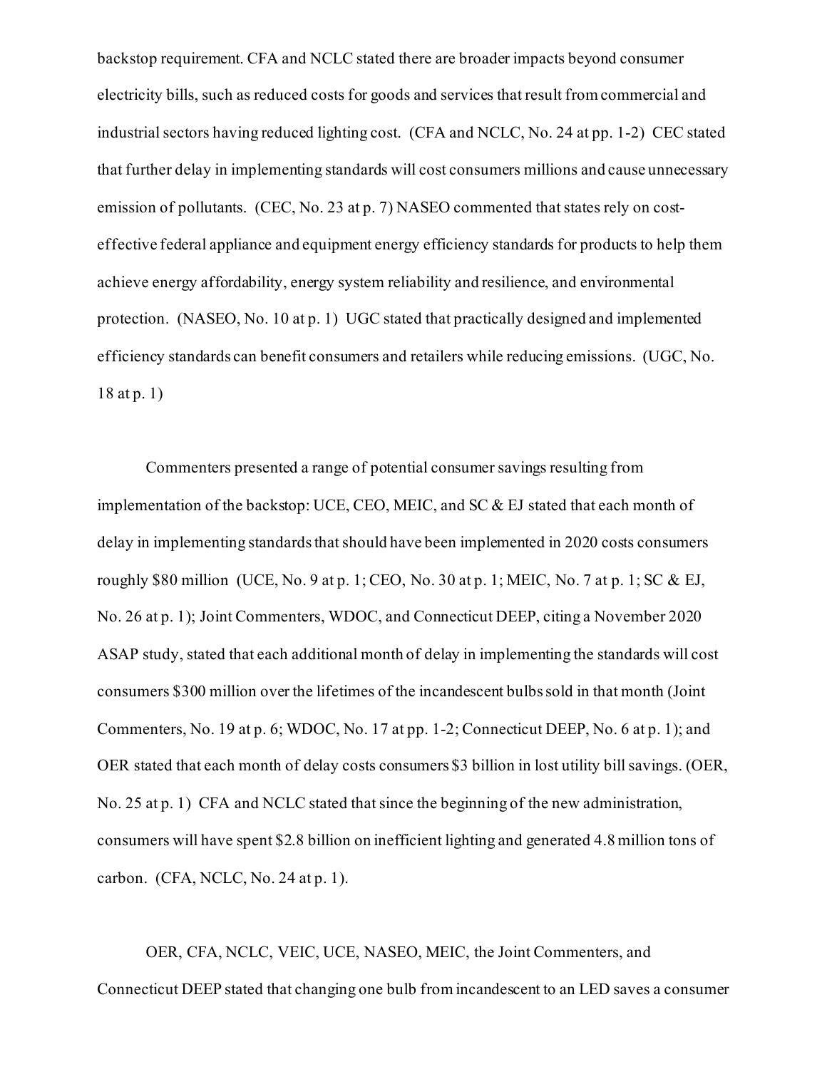backstop requirement. CFA and NCLC stated there are broader impacts beyond consumer electricity bills, such as reduced costs for goods and services that result from commercial and industrial sectors having reduced lighting cost. (CFA and NCLC, No. 24 at pp. 1-2) CEC stated that further delay in implementing standards will cost consumers millions and cause unnecessary emission of pollutants. (CEC, No. 23 at p. 7) NASEO commented that states rely on cost-effective federal appliance and equipment energy efficiency standards for products to help them achieve energy affordability, energy system reliability and resilience, and environmental protection. (NASEO, No. 10 at p. 1) UGC stated that practically designed and implemented efficiency standards can benefit consumers and retailers while reducing emissions. (UGC, No. 18 at p. 1)

Commenters presented a range of potential consumer savings resulting from implementation of the backstop: UCE, CEO, MEIC, and SC & EJ stated that each month of delay in implementing standards that should have been implemented in 2020 costs consumers roughly $80 million (UCE, No. 9 at p. 1; CEO, No. 30 at p. 1; MEIC, No. 7 at p. 1; SC & EJ, No. 26 at p. 1); Joint Commenters, WDOC, and Connecticut DEEP, citing a November 2020 ASAP study, stated that each additional month of delay in implementing the standards will cost consumers $300 million over the lifetimes of the incandescent bulbs sold in that month (Joint Commenters, No. 19 at p. 6; WDOC, No. 17 at pp. 1-2; Connecticut DEEP, No. 6 at p. 1); and OER stated that each month of delay costs consumers $3 billion in lost utility bill savings. (OER, No. 25 at p. 1) CFA and NCLC stated that since the beginning of the new administration, consumers will have spent $2.8 billion on inefficient lighting and generated 4.8 million tons of carbon. (CFA, NCLC, No. 24 at p. 1).

OER, CFA, NCLC, VEIC, UCE, NASEO, MEIC, the Joint Commenters, and Connecticut DEEP stated that changing one bulb from incandescent to an LED saves a consumer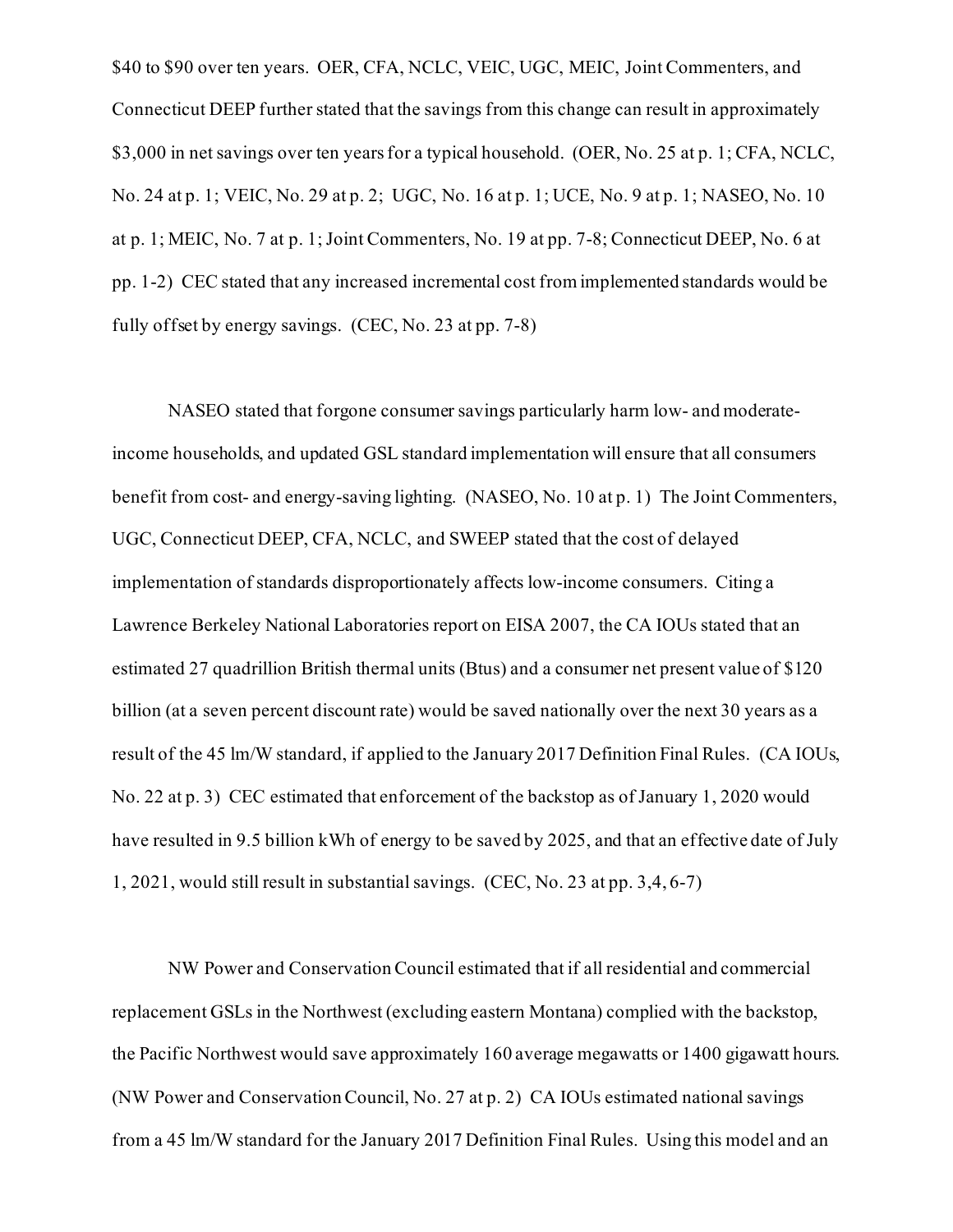$40 to $90 over ten years. OER, CFA, NCLC, VEIC, UGC, MEIC, Joint Commenters, and Connecticut DEEP further stated that the savings from this change can result in approximately $3,000 in net savings over ten years for a typical household. (OER, No. 25 at p. 1; CFA, NCLC, No. 24 at p. 1; VEIC, No. 29 at p. 2; UGC, No. 16 at p. 1; UCE, No. 9 at p. 1; NASEO, No. 10 at p. 1; MEIC, No. 7 at p. 1; Joint Commenters, No. 19 at pp. 7-8; Connecticut DEEP, No. 6 at pp. 1-2) CEC stated that any increased incremental cost from implemented standards would be fully offset by energy savings. (CEC, No. 23 at pp. 7-8)

NASEO stated that forgone consumer savings particularly harm low- and moderate-income households, and updated GSL standard implementation will ensure that all consumers benefit from cost- and energy-saving lighting. (NASEO, No. 10 at p. 1) The Joint Commenters, UGC, Connecticut DEEP, CFA, NCLC, and SWEEP stated that the cost of delayed implementation of standards disproportionately affects low-income consumers. Citing a Lawrence Berkeley National Laboratories report on EISA 2007, the CA IOUs stated that an estimated 27 quadrillion British thermal units (Btus) and a consumer net present value of $120 billion (at a seven percent discount rate) would be saved nationally over the next 30 years as a result of the 45 lm/W standard, if applied to the January 2017 Definition Final Rules. (CA IOUs, No. 22 at p. 3) CEC estimated that enforcement of the backstop as of January 1, 2020 would have resulted in 9.5 billion kWh of energy to be saved by 2025, and that an effective date of July 1, 2021, would still result in substantial savings. (CEC, No. 23 at pp. 3,4, 6-7)

NW Power and Conservation Council estimated that if all residential and commercial replacement GSLs in the Northwest (excluding eastern Montana) complied with the backstop, the Pacific Northwest would save approximately 160 average megawatts or 1400 gigawatt hours. (NW Power and Conservation Council, No. 27 at p. 2) CA IOUs estimated national savings from a 45 lm/W standard for the January 2017 Definition Final Rules. Using this model and an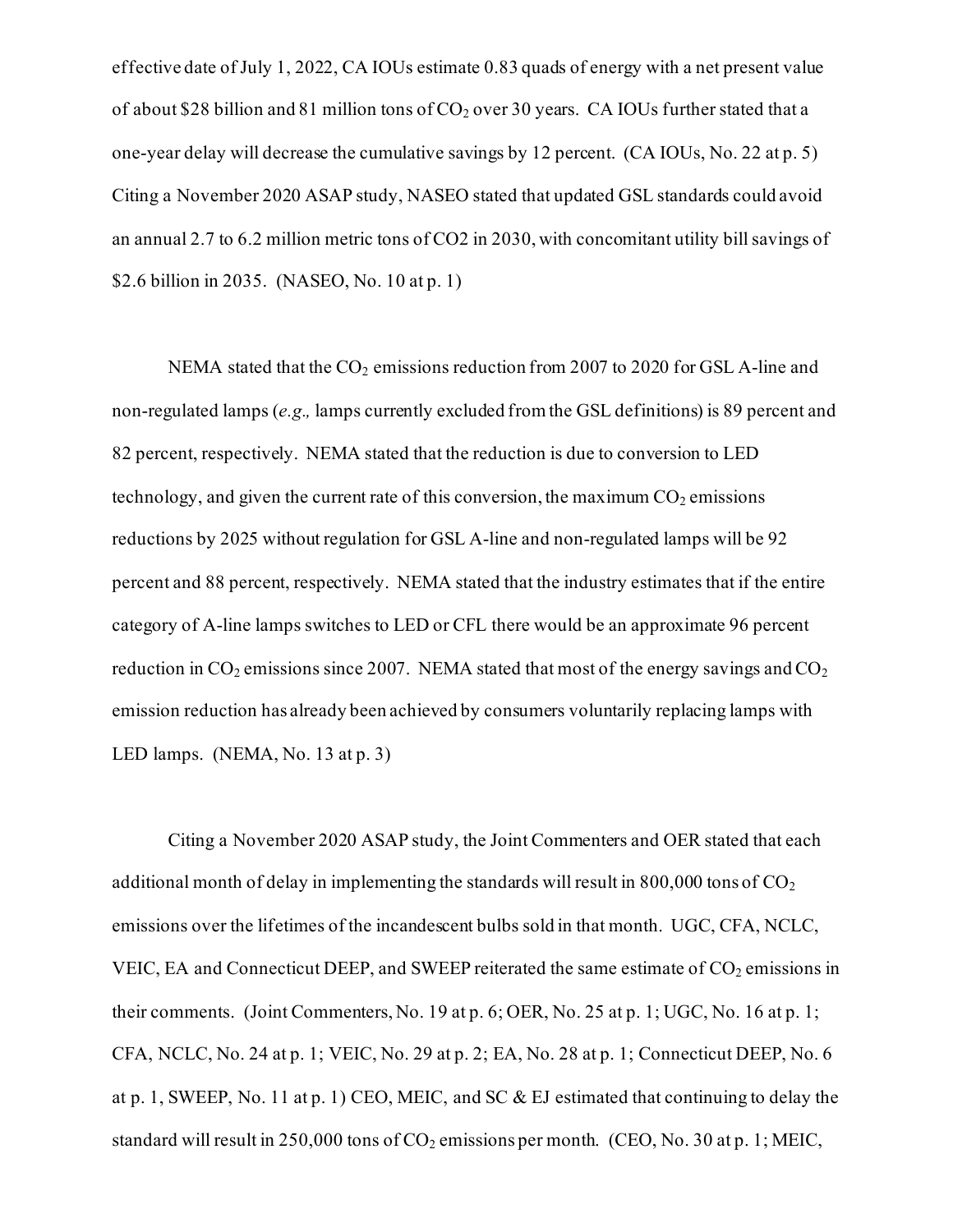effective date of July 1, 2022, CA IOUs estimate 0.83 quads of energy with a net present value of about $28 billion and 81 million tons of $CO_2$ over 30 years. CA IOUs further stated that a one-year delay will decrease the cumulative savings by 12 percent. (CA IOUs, No. 22 at p. 5) Citing a November 2020 ASAP study, NASEO stated that updated GSL standards could avoid an annual 2.7 to 6.2 million metric tons of CO2 in 2030, with concomitant utility bill savings of $2.6 billion in 2035. (NASEO, No. 10 at p. 1)

NEMA stated that the $CO_2$ emissions reduction from 2007 to 2020 for GSL A-line and non-regulated lamps (*e.g.,* lamps currently excluded from the GSL definitions) is 89 percent and 82 percent, respectively. NEMA stated that the reduction is due to conversion to LED technology, and given the current rate of this conversion, the maximum $CO_2$ emissions reductions by 2025 without regulation for GSL A-line and non-regulated lamps will be 92 percent and 88 percent, respectively. NEMA stated that the industry estimates that if the entire category of A-line lamps switches to LED or CFL there would be an approximate 96 percent reduction in $CO_2$ emissions since 2007. NEMA stated that most of the energy savings and $CO_2$ emission reduction has already been achieved by consumers voluntarily replacing lamps with LED lamps. (NEMA, No. 13 at p. 3)

Citing a November 2020 ASAP study, the Joint Commenters and OER stated that each additional month of delay in implementing the standards will result in 800,000 tons of $CO_2$ emissions over the lifetimes of the incandescent bulbs sold in that month. UGC, CFA, NCLC, VEIC, EA and Connecticut DEEP, and SWEEP reiterated the same estimate of $CO_2$ emissions in their comments. (Joint Commenters, No. 19 at p. 6; OER, No. 25 at p. 1; UGC, No. 16 at p. 1; CFA, NCLC, No. 24 at p. 1; VEIC, No. 29 at p. 2; EA, No. 28 at p. 1; Connecticut DEEP, No. 6 at p. 1, SWEEP, No. 11 at p. 1) CEO, MEIC, and SC & EJ estimated that continuing to delay the standard will result in 250,000 tons of $CO_2$ emissions per month. (CEO, No. 30 at p. 1; MEIC,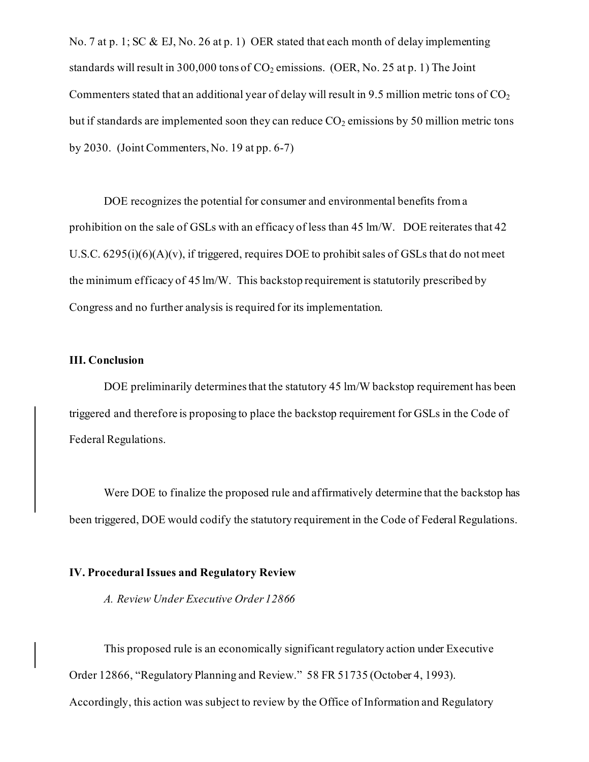No. 7 at p. 1; SC & EJ, No. 26 at p. 1) OER stated that each month of delay implementing standards will result in 300,000 tons of $CO_2$ emissions. (OER, No. 25 at p. 1) The Joint Commenters stated that an additional year of delay will result in 9.5 million metric tons of $CO_2$ but if standards are implemented soon they can reduce $CO_2$ emissions by 50 million metric tons by 2030. (Joint Commenters, No. 19 at pp. 6-7)

DOE recognizes the potential for consumer and environmental benefits from a prohibition on the sale of GSLs with an efficacy of less than 45 lm/W. DOE reiterates that 42 U.S.C. 6295(i)(6)(A)(v), if triggered, requires DOE to prohibit sales of GSLs that do not meet the minimum efficacy of 45 lm/W. This backstop requirement is statutorily prescribed by Congress and no further analysis is required for its implementation.

## III. Conclusion

DOE preliminarily determines that the statutory 45 lm/W backstop requirement has been triggered and therefore is proposing to place the backstop requirement for GSLs in the Code of Federal Regulations.

Were DOE to finalize the proposed rule and affirmatively determine that the backstop has been triggered, DOE would codify the statutory requirement in the Code of Federal Regulations.

## IV. Procedural Issues and Regulatory Review

### *A. Review Under Executive Order 12866*

This proposed rule is an economically significant regulatory action under Executive Order 12866, "Regulatory Planning and Review." 58 FR 51735 (October 4, 1993). Accordingly, this action was subject to review by the Office of Information and Regulatory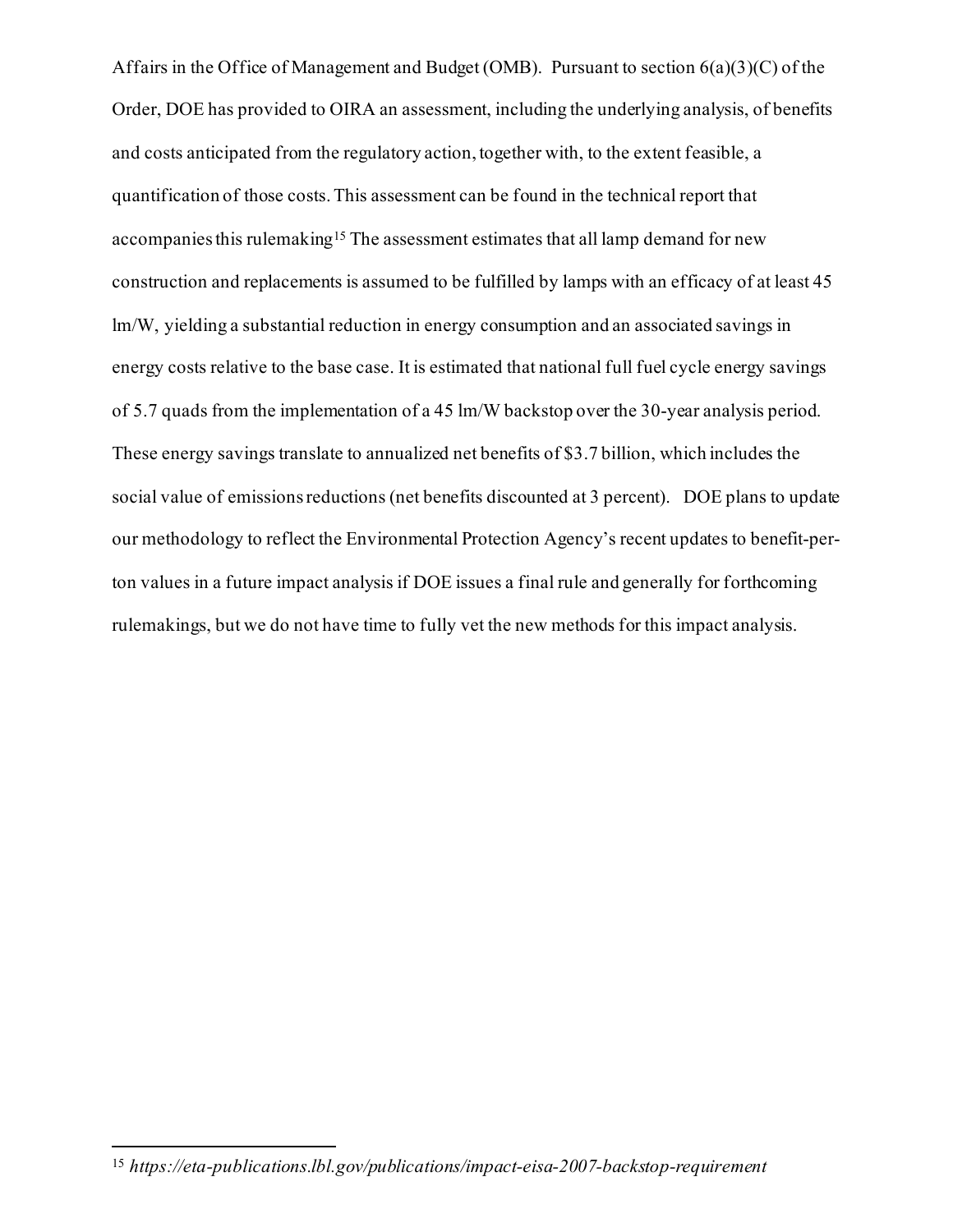Affairs in the Office of Management and Budget (OMB). Pursuant to section 6(a)(3)(C) of the Order, DOE has provided to OIRA an assessment, including the underlying analysis, of benefits and costs anticipated from the regulatory action, together with, to the extent feasible, a quantification of those costs. This assessment can be found in the technical report that accompanies this rulemaking[15] The assessment estimates that all lamp demand for new construction and replacements is assumed to be fulfilled by lamps with an efficacy of at least 45 lm/W, yielding a substantial reduction in energy consumption and an associated savings in energy costs relative to the base case. It is estimated that national full fuel cycle energy savings of 5.7 quads from the implementation of a 45 lm/W backstop over the 30-year analysis period. These energy savings translate to annualized net benefits of $3.7 billion, which includes the social value of emissions reductions (net benefits discounted at 3 percent). DOE plans to update our methodology to reflect the Environmental Protection Agency's recent updates to benefit-per-ton values in a future impact analysis if DOE issues a final rule and generally for forthcoming rulemakings, but we do not have time to fully vet the new methods for this impact analysis.

---

[15] *https://eta-publications.lbl.gov/publications/impact-eisa-2007-backstop-requirement*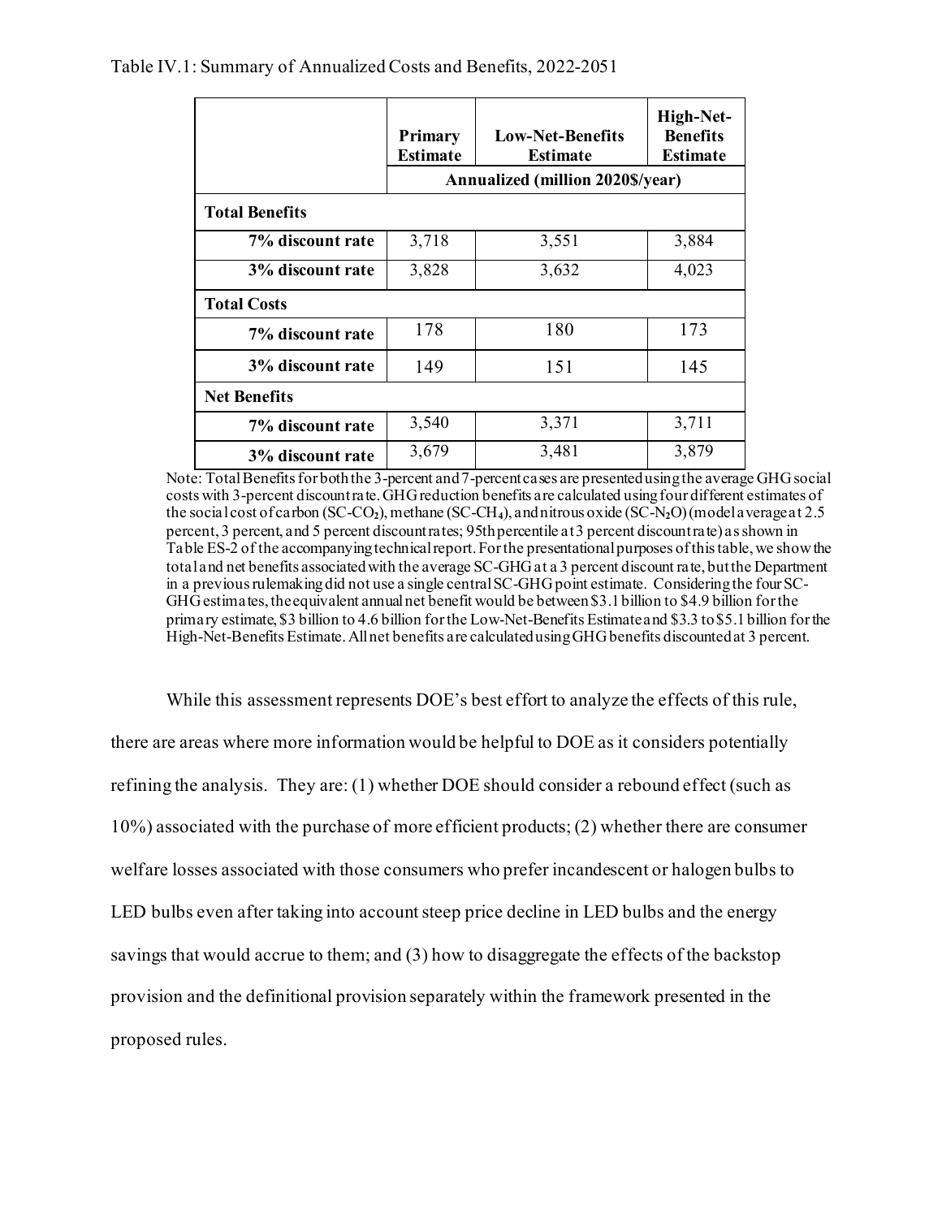Table IV.1: Summary of Annualized Costs and Benefits, 2022-2051

| | Primary Estimate | Low-Net-Benefits Estimate | High-Net-Benefits Estimate |
|---|---|---|---|
| | Annualized (million 2020$/year) | | |
| **Total Benefits** | | | |
| **7% discount rate** | 3,718 | 3,551 | 3,884 |
| **3% discount rate** | 3,828 | 3,632 | 4,023 |
| **Total Costs** | | | |
| **7% discount rate** | 178 | 180 | 173 |
| **3% discount rate** | 149 | 151 | 145 |
| **Net Benefits** | | | |
| **7% discount rate** | 3,540 | 3,371 | 3,711 |
| **3% discount rate** | 3,679 | 3,481 | 3,879 |

Note: Total Benefits for both the 3-percent and 7-percent cases are presented using the average GHG social costs with 3-percent discount rate. GHG reduction benefits are calculated using four different estimates of the social cost of carbon (SC-$CO_2$), methane (SC-$CH_4$), and nitrous oxide (SC-$N_2O$) (model average at 2.5 percent, 3 percent, and 5 percent discount rates; 95th percentile at 3 percent discount rate) as shown in Table ES-2 of the accompanying technical report. For the presentational purposes of this table, we show the total and net benefits associated with the average SC-GHG at a 3 percent discount rate, but the Department in a previous rulemaking did not use a single central SC-GHG point estimate. Considering the four SC-GHG estimates, the equivalent annual net benefit would be between $3.1 billion to $4.9 billion for the primary estimate, $3 billion to 4.6 billion for the Low-Net-Benefits Estimate and $3.3 to $5.1 billion for the High-Net-Benefits Estimate. All net benefits are calculated using GHG benefits discounted at 3 percent.

While this assessment represents DOE's best effort to analyze the effects of this rule, there are areas where more information would be helpful to DOE as it considers potentially refining the analysis. They are: (1) whether DOE should consider a rebound effect (such as 10%) associated with the purchase of more efficient products; (2) whether there are consumer welfare losses associated with those consumers who prefer incandescent or halogen bulbs to LED bulbs even after taking into account steep price decline in LED bulbs and the energy savings that would accrue to them; and (3) how to disaggregate the effects of the backstop provision and the definitional provision separately within the framework presented in the proposed rules.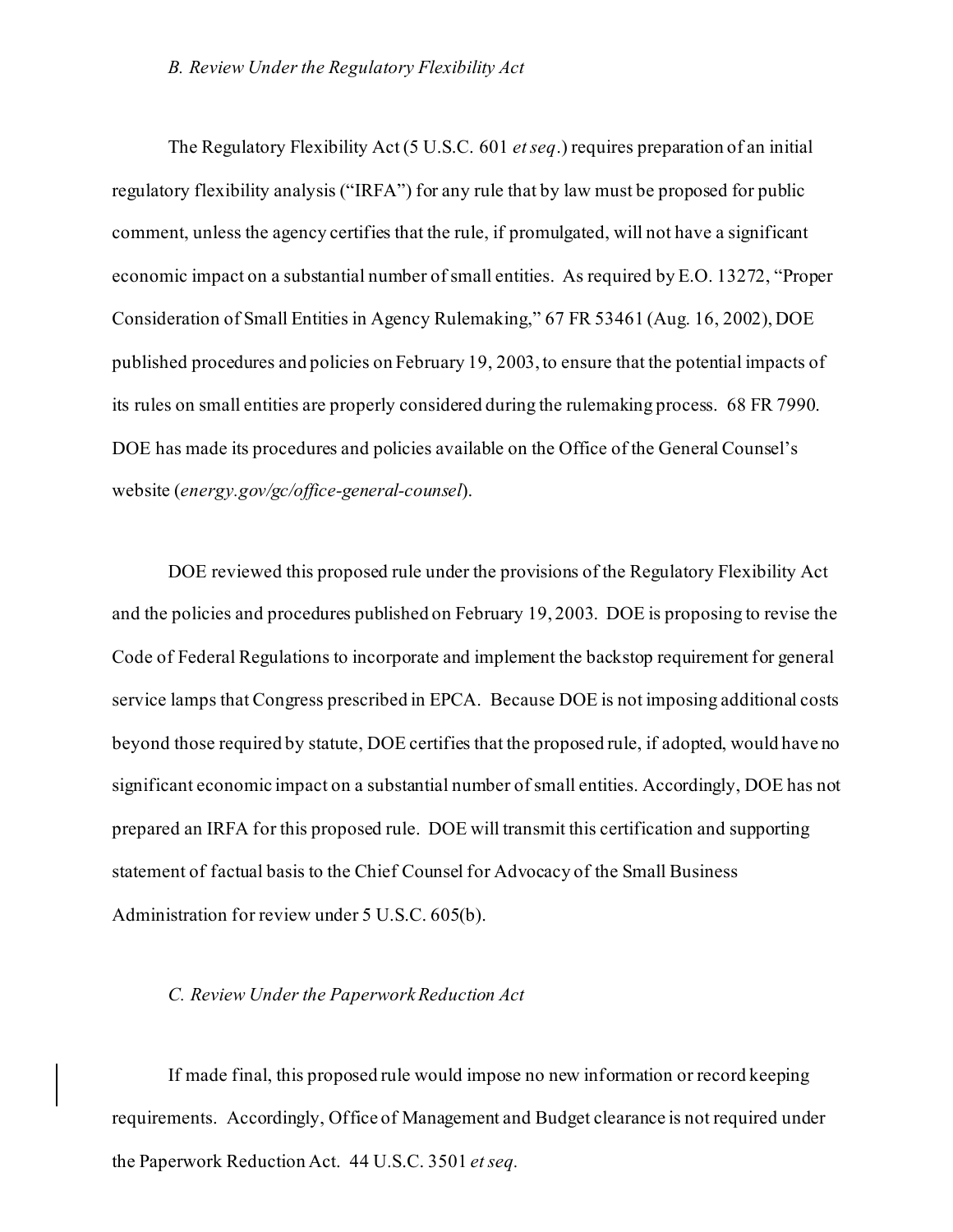### *B. Review Under the Regulatory Flexibility Act*

The Regulatory Flexibility Act (5 U.S.C. 601 *et seq*.) requires preparation of an initial regulatory flexibility analysis ("IRFA") for any rule that by law must be proposed for public comment, unless the agency certifies that the rule, if promulgated, will not have a significant economic impact on a substantial number of small entities. As required by E.O. 13272, "Proper Consideration of Small Entities in Agency Rulemaking," 67 FR 53461 (Aug. 16, 2002), DOE published procedures and policies on February 19, 2003, to ensure that the potential impacts of its rules on small entities are properly considered during the rulemaking process. 68 FR 7990. DOE has made its procedures and policies available on the Office of the General Counsel's website (*energy.gov/gc/office-general-counsel*).

DOE reviewed this proposed rule under the provisions of the Regulatory Flexibility Act and the policies and procedures published on February 19, 2003. DOE is proposing to revise the Code of Federal Regulations to incorporate and implement the backstop requirement for general service lamps that Congress prescribed in EPCA. Because DOE is not imposing additional costs beyond those required by statute, DOE certifies that the proposed rule, if adopted, would have no significant economic impact on a substantial number of small entities. Accordingly, DOE has not prepared an IRFA for this proposed rule. DOE will transmit this certification and supporting statement of factual basis to the Chief Counsel for Advocacy of the Small Business Administration for review under 5 U.S.C. 605(b).

### *C. Review Under the Paperwork Reduction Act*

If made final, this proposed rule would impose no new information or record keeping requirements. Accordingly, Office of Management and Budget clearance is not required under the Paperwork Reduction Act. 44 U.S.C. 3501 *et seq.*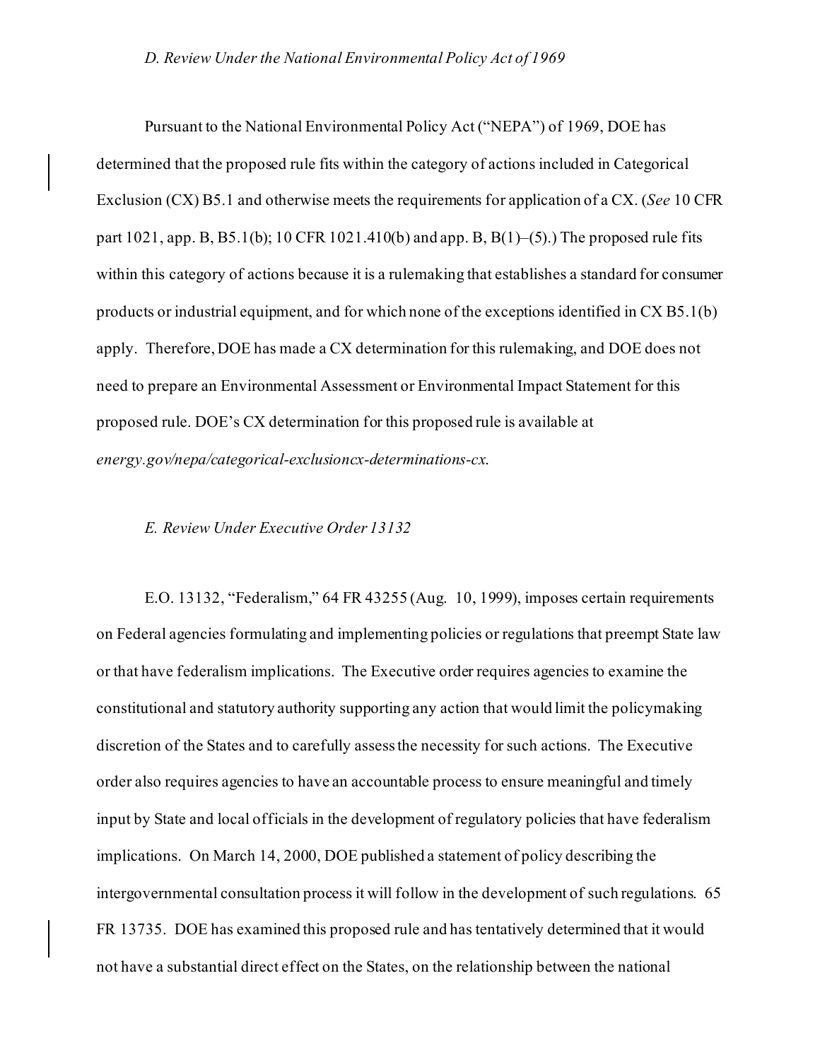### *D. Review Under the National Environmental Policy Act of 1969*

Pursuant to the National Environmental Policy Act ("NEPA") of 1969, DOE has determined that the proposed rule fits within the category of actions included in Categorical Exclusion (CX) B5.1 and otherwise meets the requirements for application of a CX. (*See* 10 CFR part 1021, app. B, B5.1(b); 10 CFR 1021.410(b) and app. B, B(1)–(5).) The proposed rule fits within this category of actions because it is a rulemaking that establishes a standard for consumer products or industrial equipment, and for which none of the exceptions identified in CX B5.1(b) apply. Therefore, DOE has made a CX determination for this rulemaking, and DOE does not need to prepare an Environmental Assessment or Environmental Impact Statement for this proposed rule. DOE's CX determination for this proposed rule is available at *energy.gov/nepa/categorical-exclusioncx-determinations-cx*.

### *E. Review Under Executive Order 13132*

E.O. 13132, "Federalism," 64 FR 43255 (Aug. 10, 1999), imposes certain requirements on Federal agencies formulating and implementing policies or regulations that preempt State law or that have federalism implications. The Executive order requires agencies to examine the constitutional and statutory authority supporting any action that would limit the policymaking discretion of the States and to carefully assess the necessity for such actions. The Executive order also requires agencies to have an accountable process to ensure meaningful and timely input by State and local officials in the development of regulatory policies that have federalism implications. On March 14, 2000, DOE published a statement of policy describing the intergovernmental consultation process it will follow in the development of such regulations. 65 FR 13735. DOE has examined this proposed rule and has tentatively determined that it would not have a substantial direct effect on the States, on the relationship between the national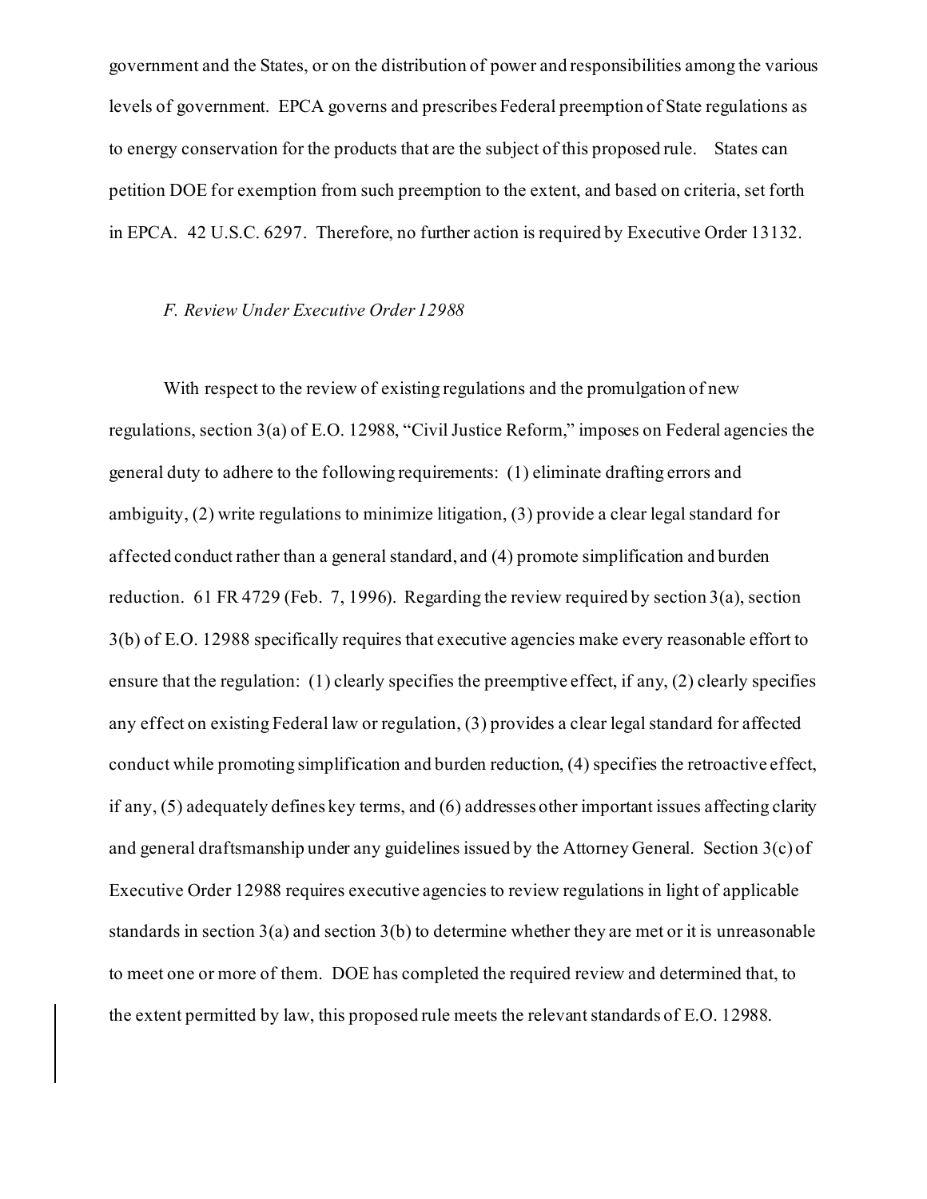government and the States, or on the distribution of power and responsibilities among the various levels of government. EPCA governs and prescribes Federal preemption of State regulations as to energy conservation for the products that are the subject of this proposed rule. States can petition DOE for exemption from such preemption to the extent, and based on criteria, set forth in EPCA. 42 U.S.C. 6297. Therefore, no further action is required by Executive Order 13132.

*F. Review Under Executive Order 12988*

With respect to the review of existing regulations and the promulgation of new regulations, section 3(a) of E.O. 12988, "Civil Justice Reform," imposes on Federal agencies the general duty to adhere to the following requirements: (1) eliminate drafting errors and ambiguity, (2) write regulations to minimize litigation, (3) provide a clear legal standard for affected conduct rather than a general standard, and (4) promote simplification and burden reduction. 61 FR 4729 (Feb. 7, 1996). Regarding the review required by section 3(a), section 3(b) of E.O. 12988 specifically requires that executive agencies make every reasonable effort to ensure that the regulation: (1) clearly specifies the preemptive effect, if any, (2) clearly specifies any effect on existing Federal law or regulation, (3) provides a clear legal standard for affected conduct while promoting simplification and burden reduction, (4) specifies the retroactive effect, if any, (5) adequately defines key terms, and (6) addresses other important issues affecting clarity and general draftsmanship under any guidelines issued by the Attorney General. Section 3(c) of Executive Order 12988 requires executive agencies to review regulations in light of applicable standards in section 3(a) and section 3(b) to determine whether they are met or it is unreasonable to meet one or more of them. DOE has completed the required review and determined that, to the extent permitted by law, this proposed rule meets the relevant standards of E.O. 12988.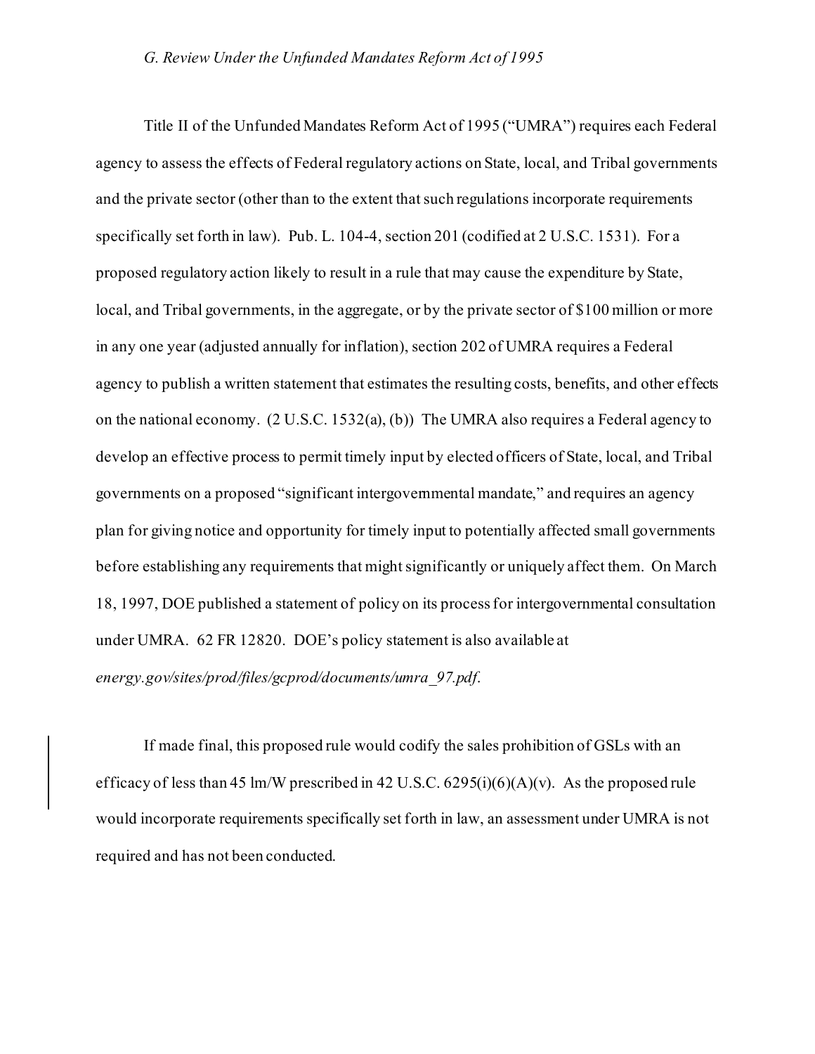### *G. Review Under the Unfunded Mandates Reform Act of 1995*

Title II of the Unfunded Mandates Reform Act of 1995 ("UMRA") requires each Federal agency to assess the effects of Federal regulatory actions on State, local, and Tribal governments and the private sector (other than to the extent that such regulations incorporate requirements specifically set forth in law). Pub. L. 104-4, section 201 (codified at 2 U.S.C. 1531). For a proposed regulatory action likely to result in a rule that may cause the expenditure by State, local, and Tribal governments, in the aggregate, or by the private sector of $100 million or more in any one year (adjusted annually for inflation), section 202 of UMRA requires a Federal agency to publish a written statement that estimates the resulting costs, benefits, and other effects on the national economy. (2 U.S.C. 1532(a), (b)) The UMRA also requires a Federal agency to develop an effective process to permit timely input by elected officers of State, local, and Tribal governments on a proposed "significant intergovernmental mandate," and requires an agency plan for giving notice and opportunity for timely input to potentially affected small governments before establishing any requirements that might significantly or uniquely affect them. On March 18, 1997, DOE published a statement of policy on its process for intergovernmental consultation under UMRA. 62 FR 12820. DOE's policy statement is also available at *energy.gov/sites/prod/files/gcprod/documents/umra_97.pdf*.

If made final, this proposed rule would codify the sales prohibition of GSLs with an efficacy of less than 45 lm/W prescribed in 42 U.S.C. 6295(i)(6)(A)(v). As the proposed rule would incorporate requirements specifically set forth in law, an assessment under UMRA is not required and has not been conducted.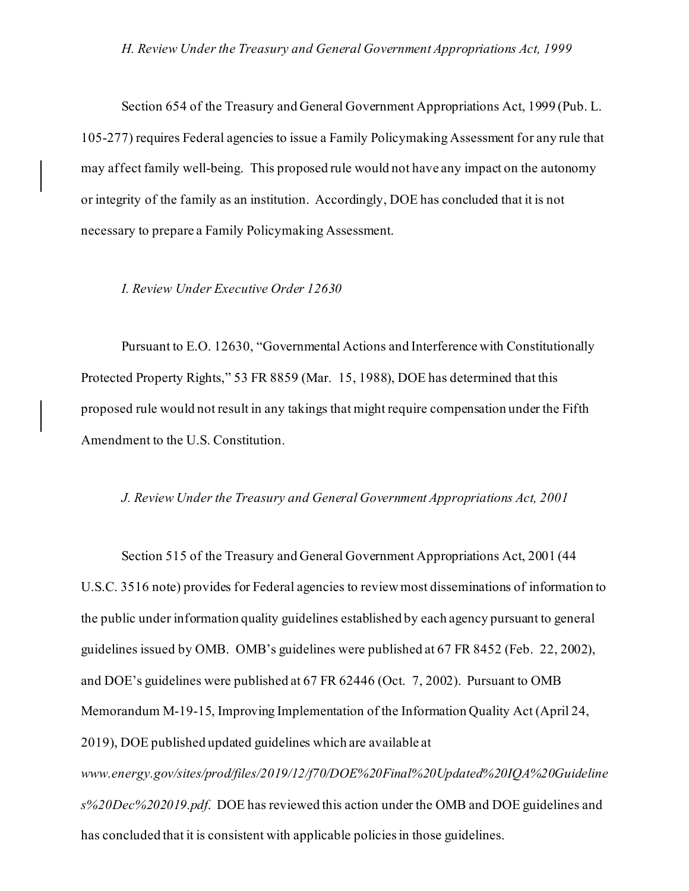*H. Review Under the Treasury and General Government Appropriations Act, 1999*

Section 654 of the Treasury and General Government Appropriations Act, 1999 (Pub. L. 105-277) requires Federal agencies to issue a Family Policymaking Assessment for any rule that may affect family well-being. This proposed rule would not have any impact on the autonomy or integrity of the family as an institution. Accordingly, DOE has concluded that it is not necessary to prepare a Family Policymaking Assessment.

*I. Review Under Executive Order 12630*

Pursuant to E.O. 12630, "Governmental Actions and Interference with Constitutionally Protected Property Rights," 53 FR 8859 (Mar. 15, 1988), DOE has determined that this proposed rule would not result in any takings that might require compensation under the Fifth Amendment to the U.S. Constitution.

*J. Review Under the Treasury and General Government Appropriations Act, 2001*

Section 515 of the Treasury and General Government Appropriations Act, 2001 (44 U.S.C. 3516 note) provides for Federal agencies to review most disseminations of information to the public under information quality guidelines established by each agency pursuant to general guidelines issued by OMB. OMB's guidelines were published at 67 FR 8452 (Feb. 22, 2002), and DOE's guidelines were published at 67 FR 62446 (Oct. 7, 2002). Pursuant to OMB Memorandum M-19-15, Improving Implementation of the Information Quality Act (April 24, 2019), DOE published updated guidelines which are available at *www.energy.gov/sites/prod/files/2019/12/f70/DOE%20Final%20Updated%20IQA%20Guidelines%20Dec%202019.pdf*. DOE has reviewed this action under the OMB and DOE guidelines and has concluded that it is consistent with applicable policies in those guidelines.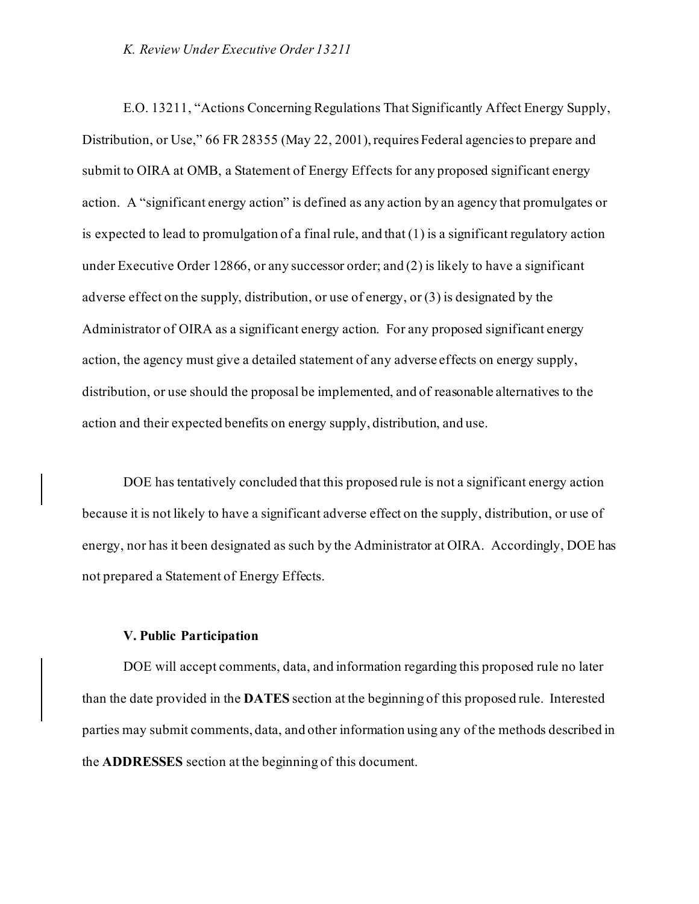### *K. Review Under Executive Order 13211*

E.O. 13211, "Actions Concerning Regulations That Significantly Affect Energy Supply, Distribution, or Use," 66 FR 28355 (May 22, 2001), requires Federal agencies to prepare and submit to OIRA at OMB, a Statement of Energy Effects for any proposed significant energy action. A "significant energy action" is defined as any action by an agency that promulgates or is expected to lead to promulgation of a final rule, and that (1) is a significant regulatory action under Executive Order 12866, or any successor order; and (2) is likely to have a significant adverse effect on the supply, distribution, or use of energy, or (3) is designated by the Administrator of OIRA as a significant energy action. For any proposed significant energy action, the agency must give a detailed statement of any adverse effects on energy supply, distribution, or use should the proposal be implemented, and of reasonable alternatives to the action and their expected benefits on energy supply, distribution, and use.

DOE has tentatively concluded that this proposed rule is not a significant energy action because it is not likely to have a significant adverse effect on the supply, distribution, or use of energy, nor has it been designated as such by the Administrator at OIRA. Accordingly, DOE has not prepared a Statement of Energy Effects.

## V. Public Participation

DOE will accept comments, data, and information regarding this proposed rule no later than the date provided in the **DATES** section at the beginning of this proposed rule. Interested parties may submit comments, data, and other information using any of the methods described in the **ADDRESSES** section at the beginning of this document.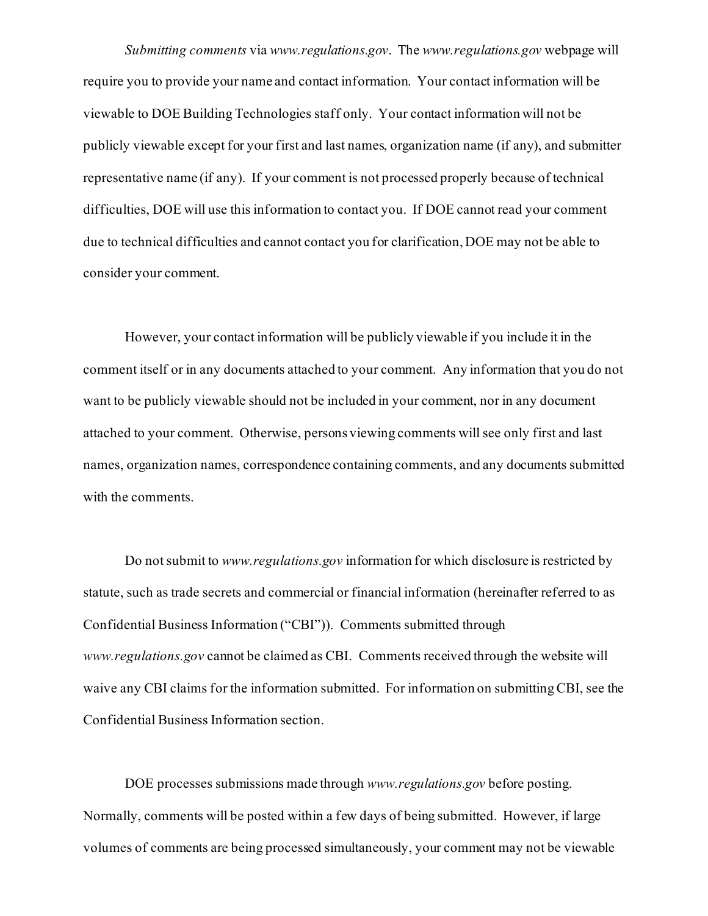*Submitting comments* via *www.regulations.gov*. The *www.regulations.gov* webpage will require you to provide your name and contact information. Your contact information will be viewable to DOE Building Technologies staff only. Your contact information will not be publicly viewable except for your first and last names, organization name (if any), and submitter representative name (if any). If your comment is not processed properly because of technical difficulties, DOE will use this information to contact you. If DOE cannot read your comment due to technical difficulties and cannot contact you for clarification, DOE may not be able to consider your comment.

However, your contact information will be publicly viewable if you include it in the comment itself or in any documents attached to your comment. Any information that you do not want to be publicly viewable should not be included in your comment, nor in any document attached to your comment. Otherwise, persons viewing comments will see only first and last names, organization names, correspondence containing comments, and any documents submitted with the comments.

Do not submit to *www.regulations.gov* information for which disclosure is restricted by statute, such as trade secrets and commercial or financial information (hereinafter referred to as Confidential Business Information ("CBI")). Comments submitted through *www.regulations.gov* cannot be claimed as CBI. Comments received through the website will waive any CBI claims for the information submitted. For information on submitting CBI, see the Confidential Business Information section.

DOE processes submissions made through *www.regulations.gov* before posting. Normally, comments will be posted within a few days of being submitted. However, if large volumes of comments are being processed simultaneously, your comment may not be viewable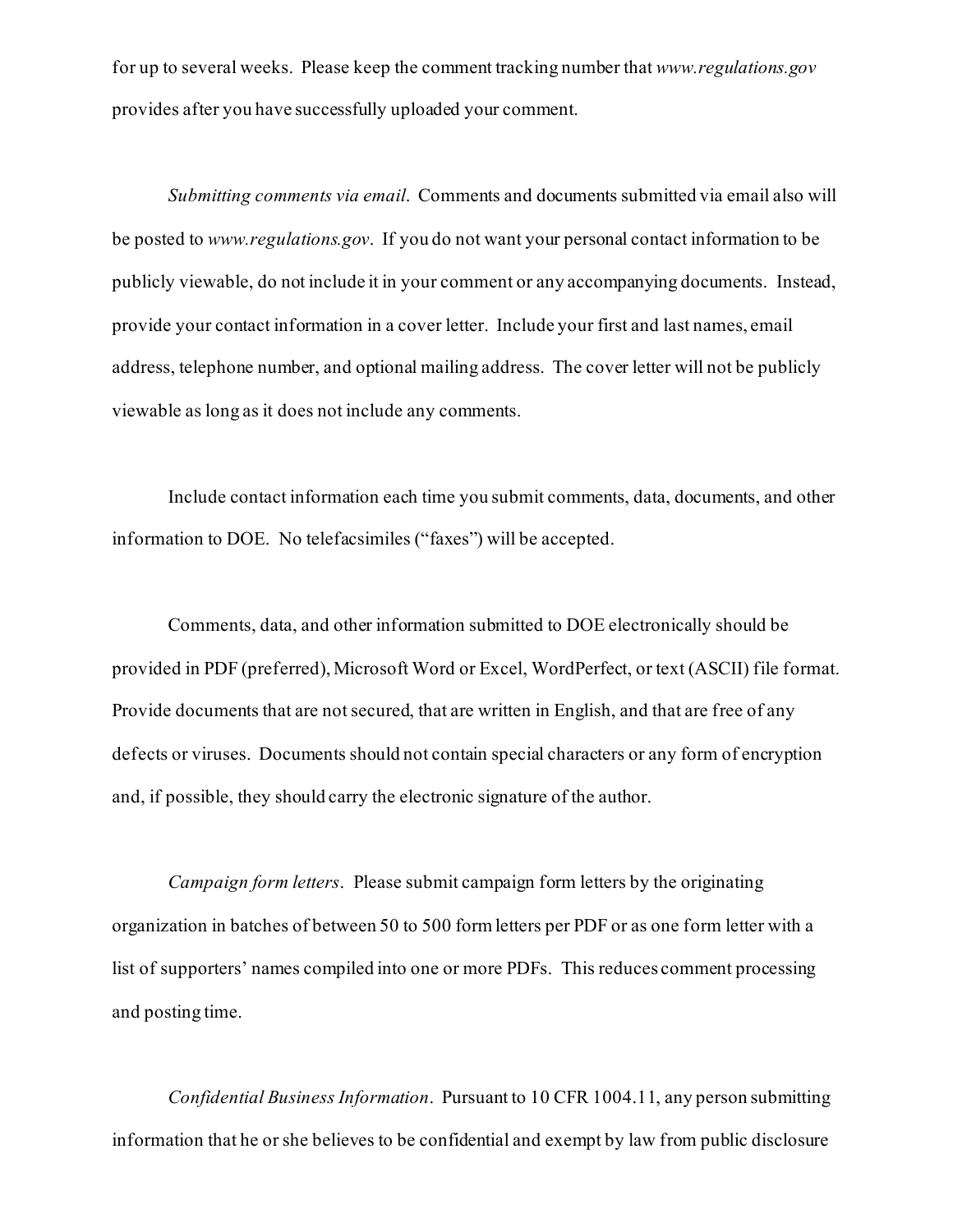for up to several weeks. Please keep the comment tracking number that *www.regulations.gov* provides after you have successfully uploaded your comment.

*Submitting comments via email*. Comments and documents submitted via email also will be posted to *www.regulations.gov*. If you do not want your personal contact information to be publicly viewable, do not include it in your comment or any accompanying documents. Instead, provide your contact information in a cover letter. Include your first and last names, email address, telephone number, and optional mailing address. The cover letter will not be publicly viewable as long as it does not include any comments.

Include contact information each time you submit comments, data, documents, and other information to DOE. No telefacsimiles ("faxes") will be accepted.

Comments, data, and other information submitted to DOE electronically should be provided in PDF (preferred), Microsoft Word or Excel, WordPerfect, or text (ASCII) file format. Provide documents that are not secured, that are written in English, and that are free of any defects or viruses. Documents should not contain special characters or any form of encryption and, if possible, they should carry the electronic signature of the author.

*Campaign form letters*. Please submit campaign form letters by the originating organization in batches of between 50 to 500 form letters per PDF or as one form letter with a list of supporters' names compiled into one or more PDFs. This reduces comment processing and posting time.

*Confidential Business Information*. Pursuant to 10 CFR 1004.11, any person submitting information that he or she believes to be confidential and exempt by law from public disclosure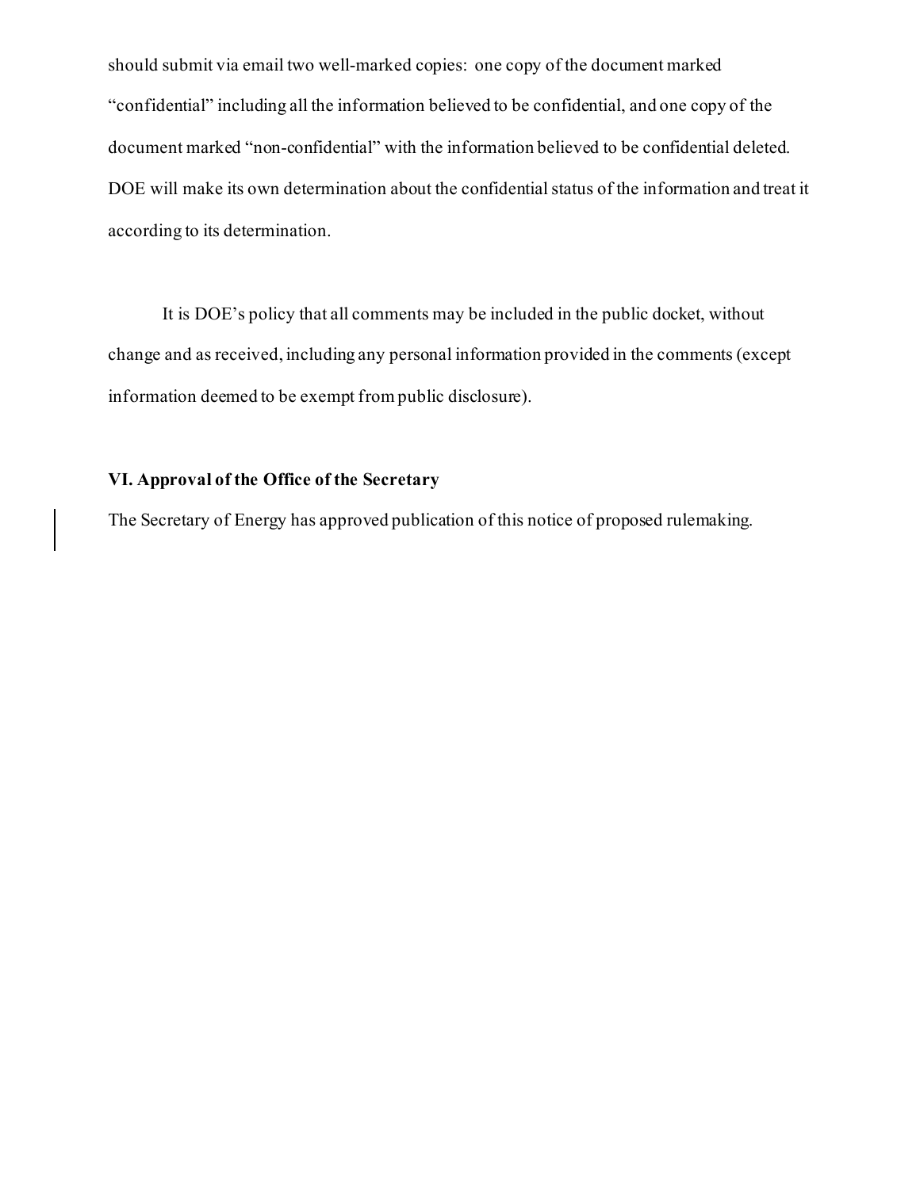should submit via email two well-marked copies: one copy of the document marked "confidential" including all the information believed to be confidential, and one copy of the document marked "non-confidential" with the information believed to be confidential deleted. DOE will make its own determination about the confidential status of the information and treat it according to its determination.

It is DOE's policy that all comments may be included in the public docket, without change and as received, including any personal information provided in the comments (except information deemed to be exempt from public disclosure).

## VI. Approval of the Office of the Secretary

The Secretary of Energy has approved publication of this notice of proposed rulemaking.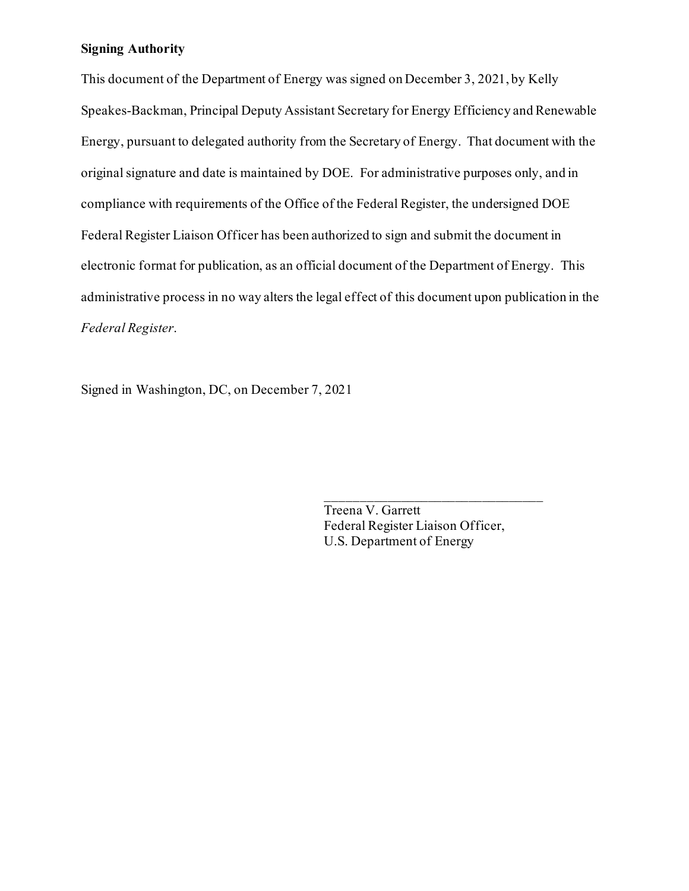**Signing Authority**

This document of the Department of Energy was signed on December 3, 2021, by Kelly Speakes-Backman, Principal Deputy Assistant Secretary for Energy Efficiency and Renewable Energy, pursuant to delegated authority from the Secretary of Energy. That document with the original signature and date is maintained by DOE. For administrative purposes only, and in compliance with requirements of the Office of the Federal Register, the undersigned DOE Federal Register Liaison Officer has been authorized to sign and submit the document in electronic format for publication, as an official document of the Department of Energy. This administrative process in no way alters the legal effect of this document upon publication in the *Federal Register*.

Signed in Washington, DC, on December 7, 2021

_________________________________
Treena V. Garrett
Federal Register Liaison Officer,
U.S. Department of Energy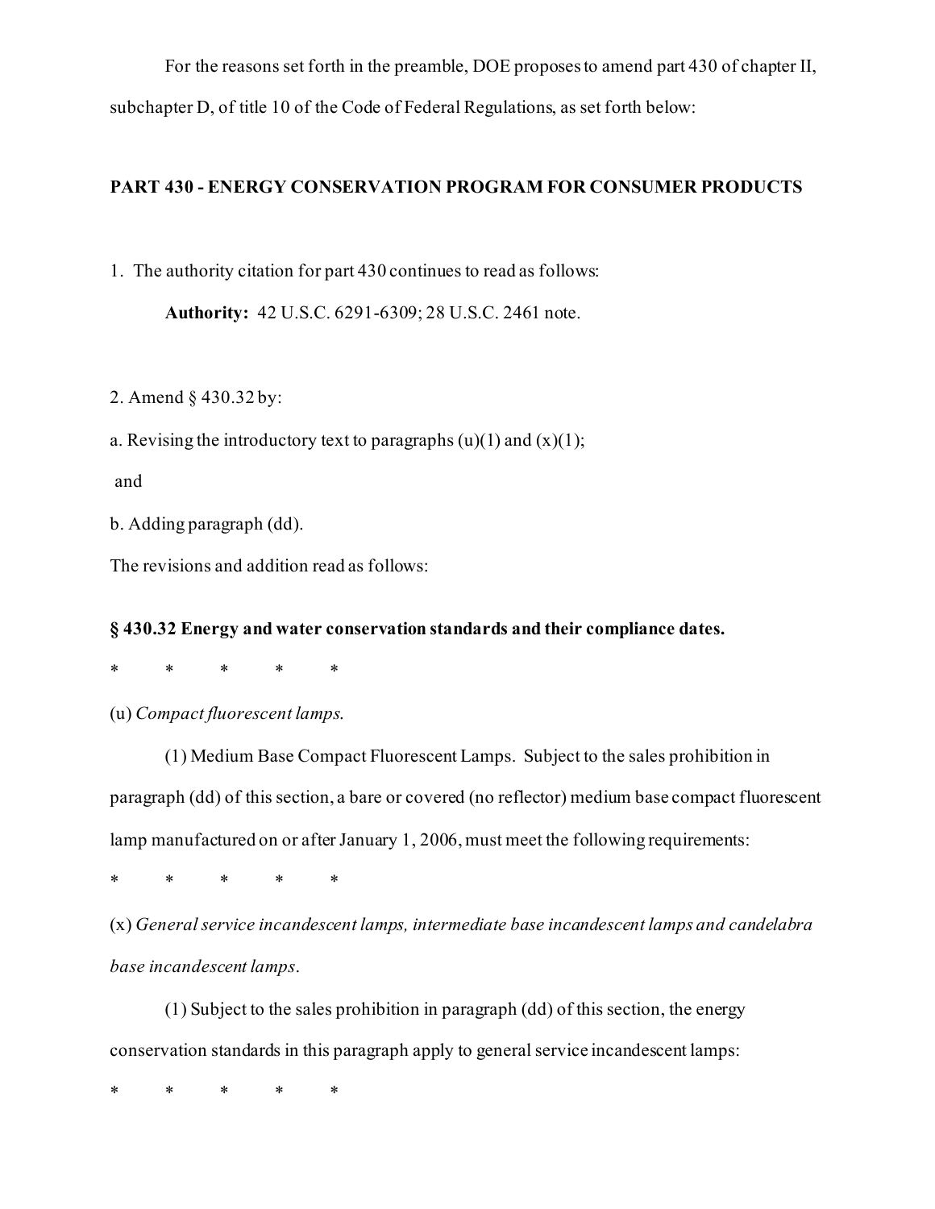For the reasons set forth in the preamble, DOE proposes to amend part 430 of chapter II, subchapter D, of title 10 of the Code of Federal Regulations, as set forth below:

**PART 430 - ENERGY CONSERVATION PROGRAM FOR CONSUMER PRODUCTS**

1. The authority citation for part 430 continues to read as follows:

**Authority:** 42 U.S.C. 6291-6309; 28 U.S.C. 2461 note.

2. Amend § 430.32 by:

a. Revising the introductory text to paragraphs (u)(1) and (x)(1);

and

b. Adding paragraph (dd).

The revisions and addition read as follows:

**§ 430.32 Energy and water conservation standards and their compliance dates.**

\* \* \* \* \*

(u) *Compact fluorescent lamps.*

(1) Medium Base Compact Fluorescent Lamps. Subject to the sales prohibition in paragraph (dd) of this section, a bare or covered (no reflector) medium base compact fluorescent lamp manufactured on or after January 1, 2006, must meet the following requirements:

\* \* \* \* \*

(x) *General service incandescent lamps, intermediate base incandescent lamps and candelabra base incandescent lamps*.

(1) Subject to the sales prohibition in paragraph (dd) of this section, the energy conservation standards in this paragraph apply to general service incandescent lamps:

\* \* \* \* \*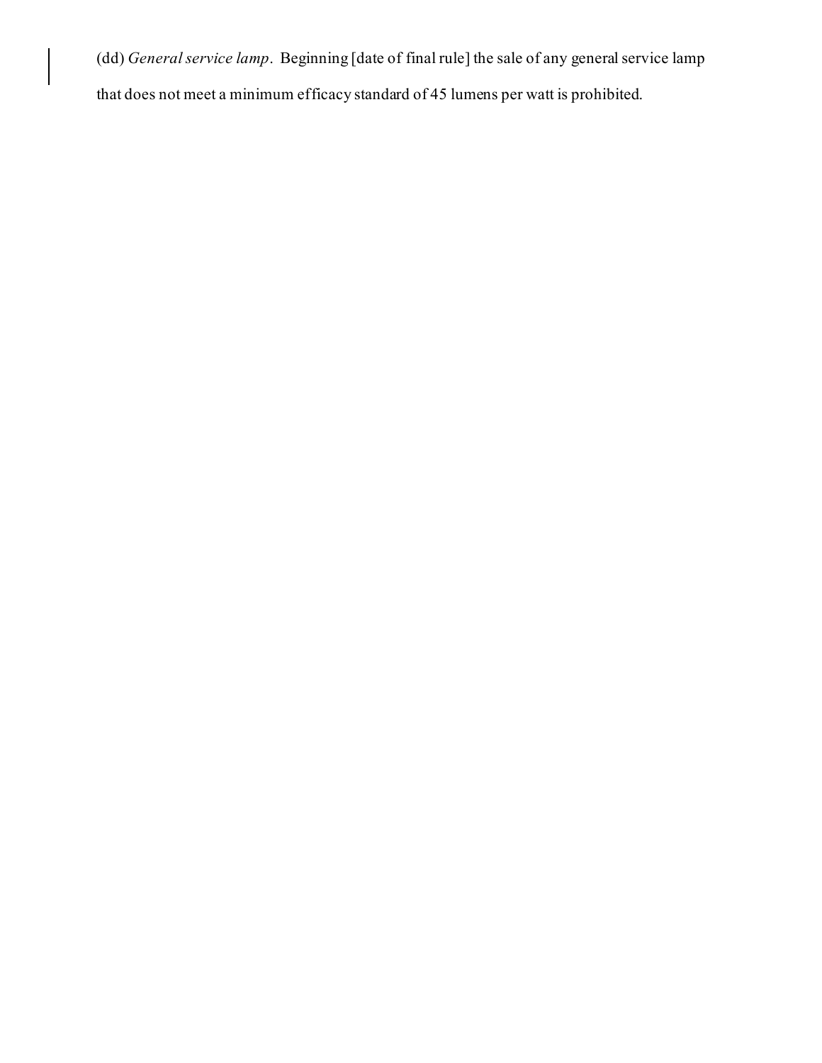(dd) *General service lamp*. Beginning [date of final rule] the sale of any general service lamp that does not meet a minimum efficacy standard of 45 lumens per watt is prohibited.